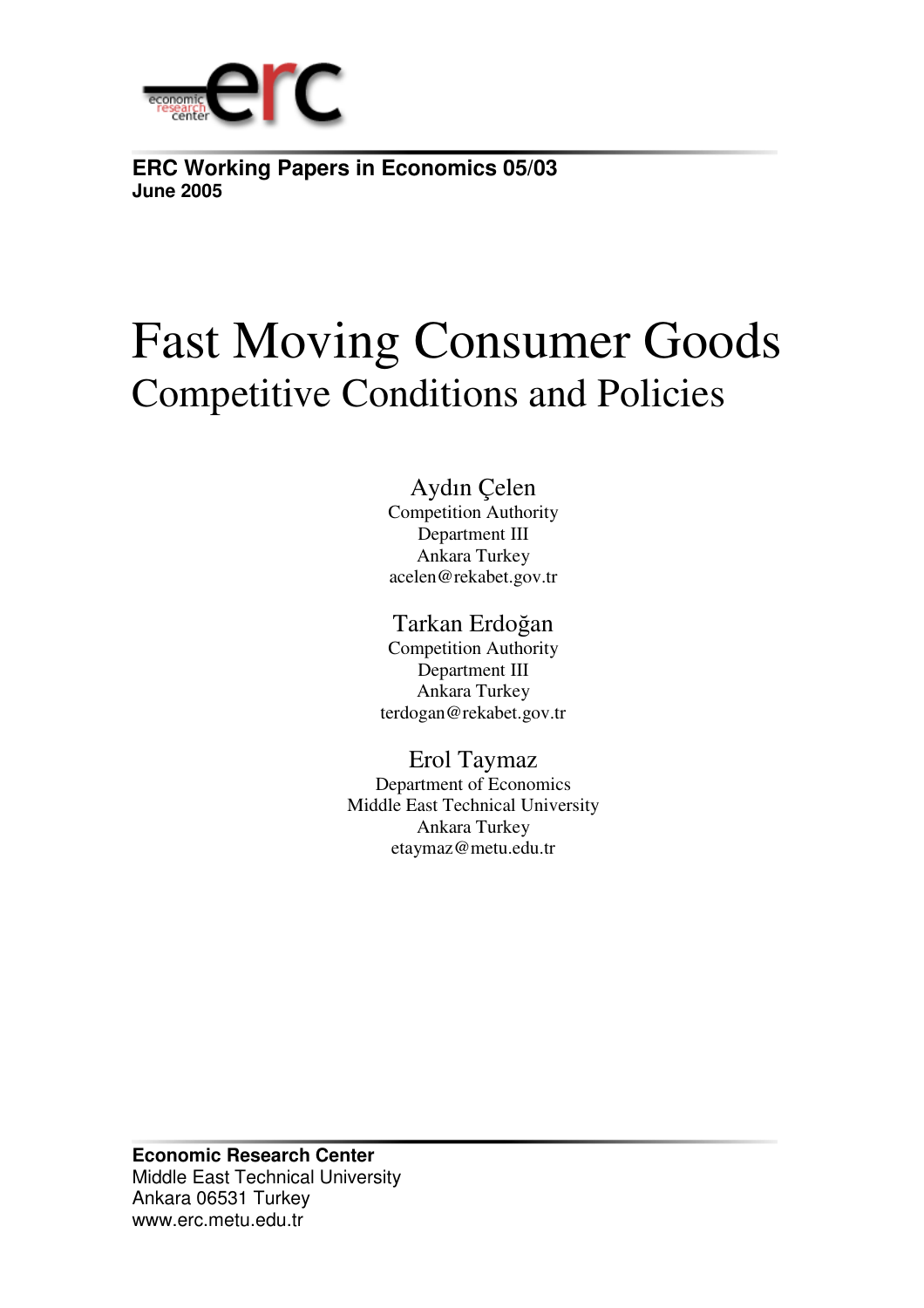**ERC Working Papers in Economics 05/03**
**June 2005**

# Fast Moving Consumer Goods
## Competitive Conditions and Policies

Aydın Çelen
Competition Authority
Department III
Ankara Turkey
acelen@rekabet.gov.tr

Tarkan Erdoğan
Competition Authority
Department III
Ankara Turkey
terdogan@rekabet.gov.tr

Erol Taymaz
Department of Economics
Middle East Technical University
Ankara Turkey
etaymaz@metu.edu.tr

**Economic Research Center**
Middle East Technical University
Ankara 06531 Turkey
www.erc.metu.edu.tr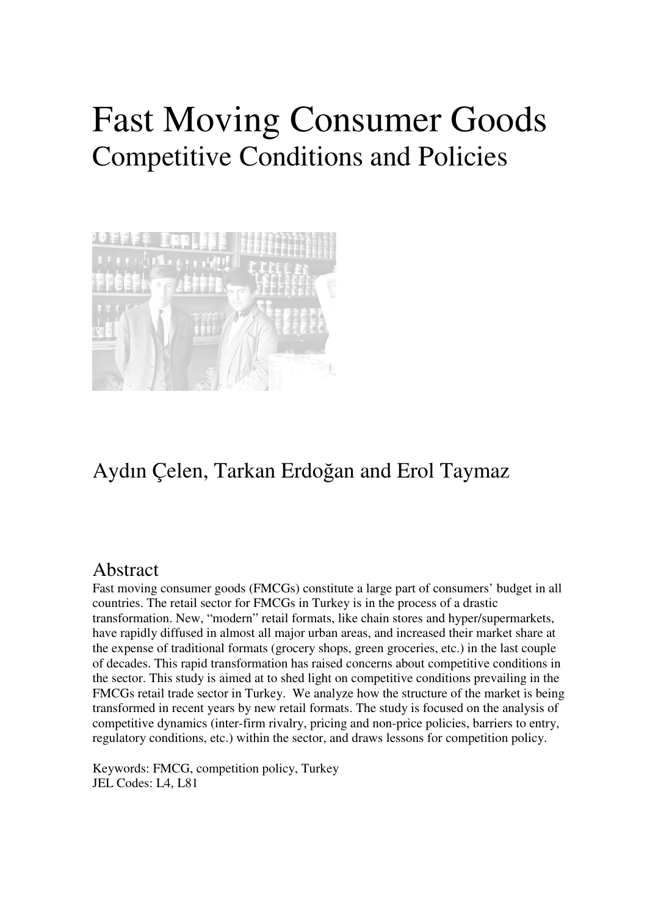# Fast Moving Consumer Goods
## Competitive Conditions and Policies

Aydın Çelen, Tarkan Erdoğan and Erol Taymaz

## Abstract

Fast moving consumer goods (FMCGs) constitute a large part of consumers' budget in all countries. The retail sector for FMCGs in Turkey is in the process of a drastic transformation. New, "modern" retail formats, like chain stores and hyper/supermarkets, have rapidly diffused in almost all major urban areas, and increased their market share at the expense of traditional formats (grocery shops, green groceries, etc.) in the last couple of decades. This rapid transformation has raised concerns about competitive conditions in the sector. This study is aimed at to shed light on competitive conditions prevailing in the FMCGs retail trade sector in Turkey. We analyze how the structure of the market is being transformed in recent years by new retail formats. The study is focused on the analysis of competitive dynamics (inter-firm rivalry, pricing and non-price policies, barriers to entry, regulatory conditions, etc.) within the sector, and draws lessons for competition policy.

Keywords: FMCG, competition policy, Turkey
JEL Codes: L4, L81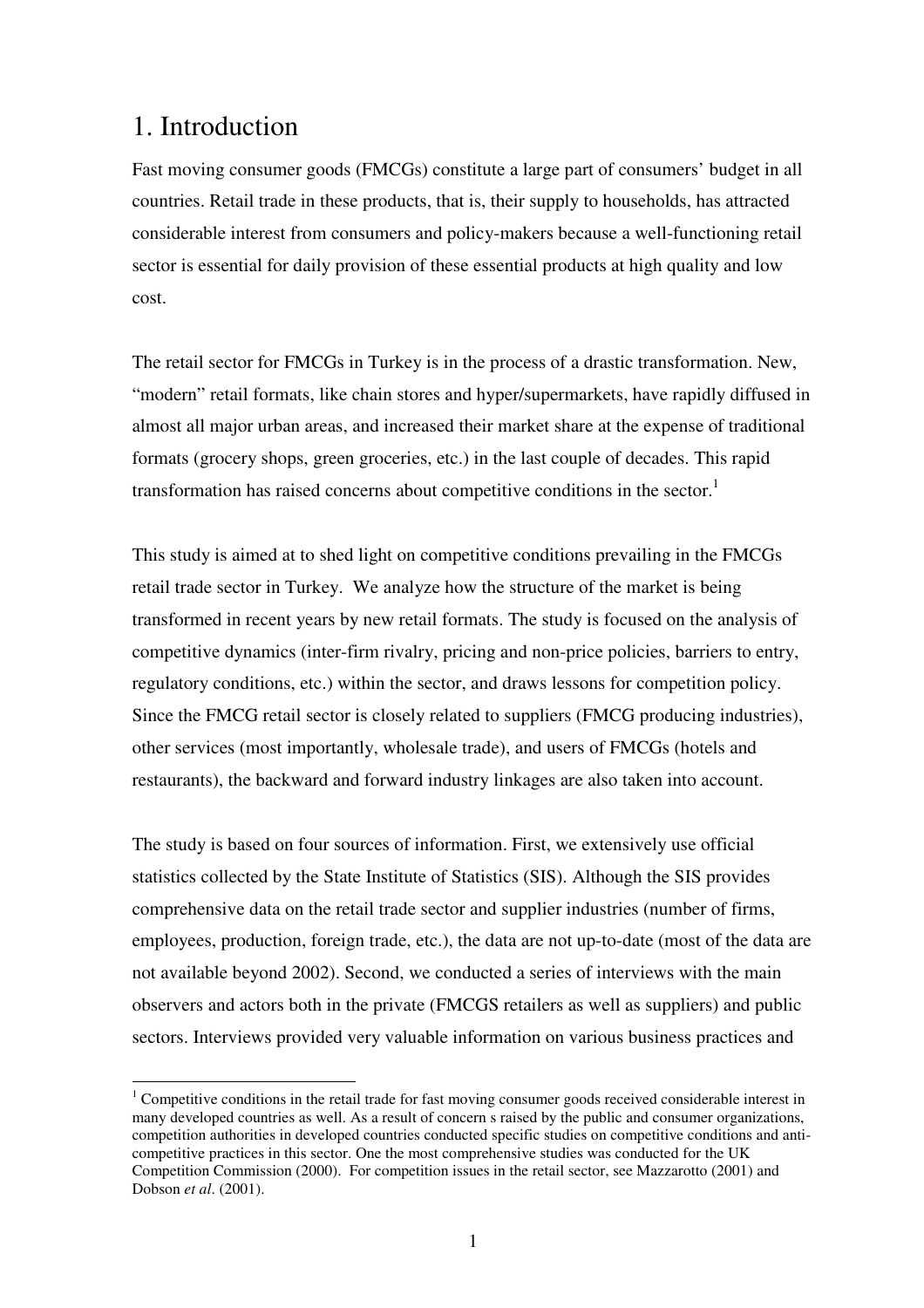# 1. Introduction

Fast moving consumer goods (FMCGs) constitute a large part of consumers' budget in all countries. Retail trade in these products, that is, their supply to households, has attracted considerable interest from consumers and policy-makers because a well-functioning retail sector is essential for daily provision of these essential products at high quality and low cost.

The retail sector for FMCGs in Turkey is in the process of a drastic transformation. New, "modern" retail formats, like chain stores and hyper/supermarkets, have rapidly diffused in almost all major urban areas, and increased their market share at the expense of traditional formats (grocery shops, green groceries, etc.) in the last couple of decades. This rapid transformation has raised concerns about competitive conditions in the sector.[1]

This study is aimed at to shed light on competitive conditions prevailing in the FMCGs retail trade sector in Turkey. We analyze how the structure of the market is being transformed in recent years by new retail formats. The study is focused on the analysis of competitive dynamics (inter-firm rivalry, pricing and non-price policies, barriers to entry, regulatory conditions, etc.) within the sector, and draws lessons for competition policy. Since the FMCG retail sector is closely related to suppliers (FMCG producing industries), other services (most importantly, wholesale trade), and users of FMCGs (hotels and restaurants), the backward and forward industry linkages are also taken into account.

The study is based on four sources of information. First, we extensively use official statistics collected by the State Institute of Statistics (SIS). Although the SIS provides comprehensive data on the retail trade sector and supplier industries (number of firms, employees, production, foreign trade, etc.), the data are not up-to-date (most of the data are not available beyond 2002). Second, we conducted a series of interviews with the main observers and actors both in the private (FMCGS retailers as well as suppliers) and public sectors. Interviews provided very valuable information on various business practices and

[1] Competitive conditions in the retail trade for fast moving consumer goods received considerable interest in many developed countries as well. As a result of concern s raised by the public and consumer organizations, competition authorities in developed countries conducted specific studies on competitive conditions and anti-competitive practices in this sector. One the most comprehensive studies was conducted for the UK Competition Commission (2000). For competition issues in the retail sector, see Mazzarotto (2001) and Dobson *et al*. (2001).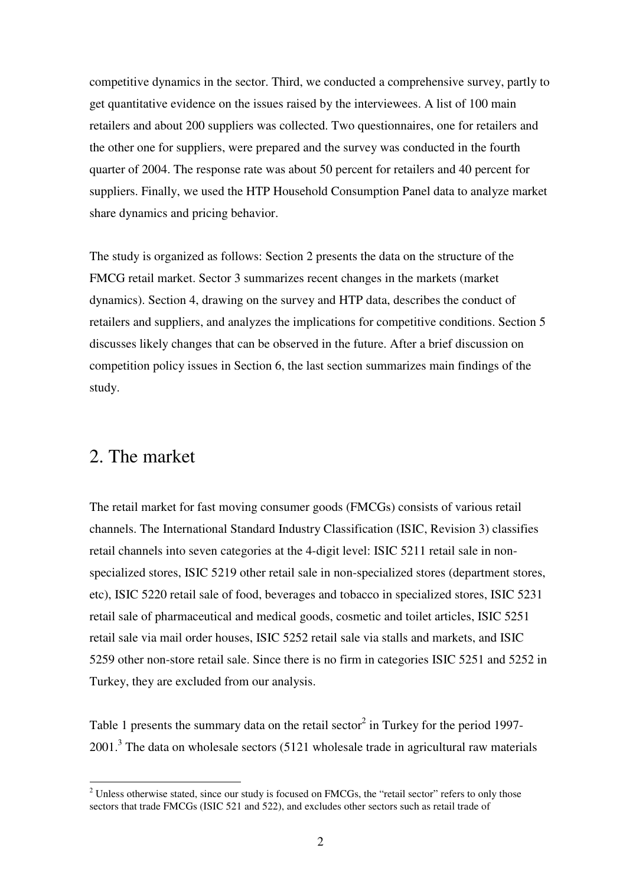competitive dynamics in the sector. Third, we conducted a comprehensive survey, partly to get quantitative evidence on the issues raised by the interviewees. A list of 100 main retailers and about 200 suppliers was collected. Two questionnaires, one for retailers and the other one for suppliers, were prepared and the survey was conducted in the fourth quarter of 2004. The response rate was about 50 percent for retailers and 40 percent for suppliers. Finally, we used the HTP Household Consumption Panel data to analyze market share dynamics and pricing behavior.

The study is organized as follows: Section 2 presents the data on the structure of the FMCG retail market. Sector 3 summarizes recent changes in the markets (market dynamics). Section 4, drawing on the survey and HTP data, describes the conduct of retailers and suppliers, and analyzes the implications for competitive conditions. Section 5 discusses likely changes that can be observed in the future. After a brief discussion on competition policy issues in Section 6, the last section summarizes main findings of the study.

## 2. The market

The retail market for fast moving consumer goods (FMCGs) consists of various retail channels. The International Standard Industry Classification (ISIC, Revision 3) classifies retail channels into seven categories at the 4-digit level: ISIC 5211 retail sale in non-specialized stores, ISIC 5219 other retail sale in non-specialized stores (department stores, etc), ISIC 5220 retail sale of food, beverages and tobacco in specialized stores, ISIC 5231 retail sale of pharmaceutical and medical goods, cosmetic and toilet articles, ISIC 5251 retail sale via mail order houses, ISIC 5252 retail sale via stalls and markets, and ISIC 5259 other non-store retail sale. Since there is no firm in categories ISIC 5251 and 5252 in Turkey, they are excluded from our analysis.

Table 1 presents the summary data on the retail sector[2] in Turkey for the period 1997-2001.[3] The data on wholesale sectors (5121 wholesale trade in agricultural raw materials

[2] Unless otherwise stated, since our study is focused on FMCGs, the "retail sector" refers to only those sectors that trade FMCGs (ISIC 521 and 522), and excludes other sectors such as retail trade of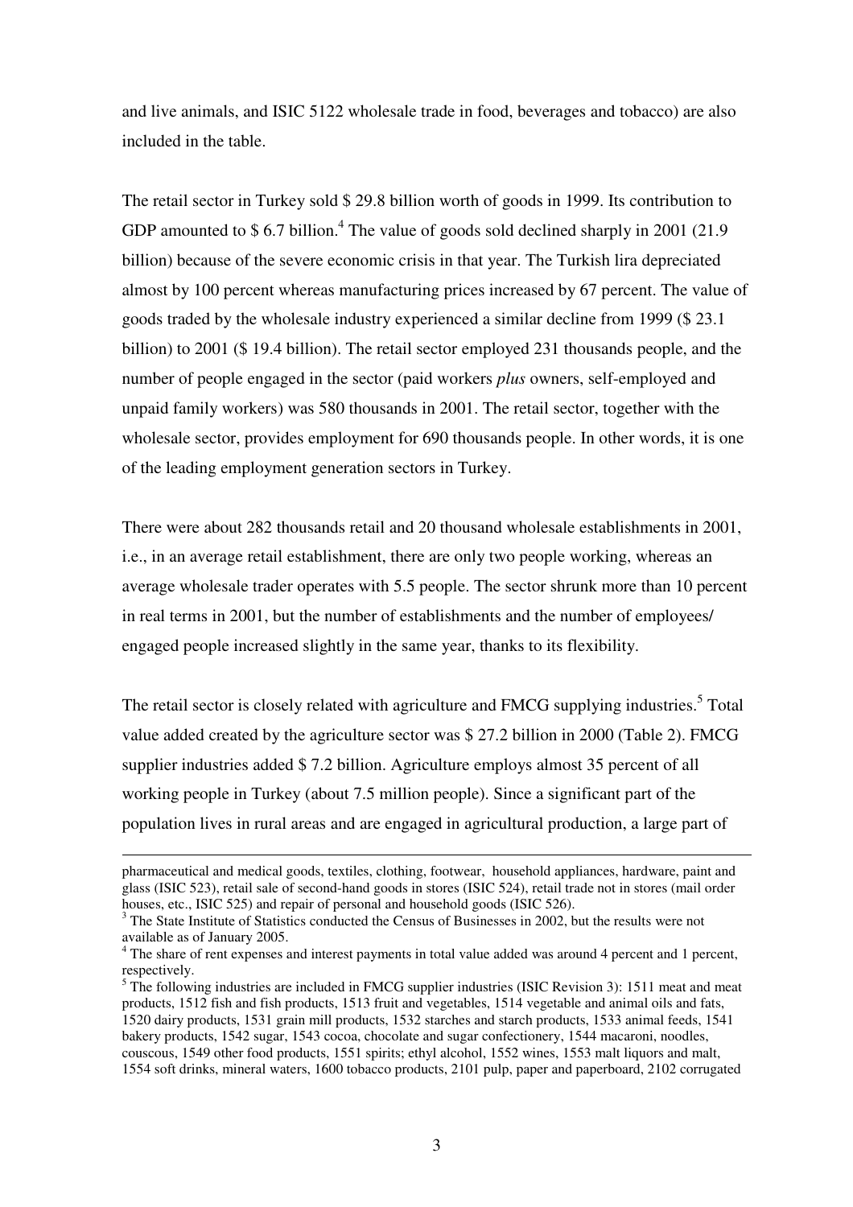and live animals, and ISIC 5122 wholesale trade in food, beverages and tobacco) are also included in the table.

The retail sector in Turkey sold \$ 29.8 billion worth of goods in 1999. Its contribution to GDP amounted to \$ 6.7 billion.[4] The value of goods sold declined sharply in 2001 (21.9 billion) because of the severe economic crisis in that year. The Turkish lira depreciated almost by 100 percent whereas manufacturing prices increased by 67 percent. The value of goods traded by the wholesale industry experienced a similar decline from 1999 (\$ 23.1 billion) to 2001 (\$ 19.4 billion). The retail sector employed 231 thousands people, and the number of people engaged in the sector (paid workers *plus* owners, self-employed and unpaid family workers) was 580 thousands in 2001. The retail sector, together with the wholesale sector, provides employment for 690 thousands people. In other words, it is one of the leading employment generation sectors in Turkey.

There were about 282 thousands retail and 20 thousand wholesale establishments in 2001, i.e., in an average retail establishment, there are only two people working, whereas an average wholesale trader operates with 5.5 people. The sector shrunk more than 10 percent in real terms in 2001, but the number of establishments and the number of employees/ engaged people increased slightly in the same year, thanks to its flexibility.

The retail sector is closely related with agriculture and FMCG supplying industries.[5] Total value added created by the agriculture sector was \$ 27.2 billion in 2000 (Table 2). FMCG supplier industries added \$ 7.2 billion. Agriculture employs almost 35 percent of all working people in Turkey (about 7.5 million people). Since a significant part of the population lives in rural areas and are engaged in agricultural production, a large part of

---

pharmaceutical and medical goods, textiles, clothing, footwear, household appliances, hardware, paint and glass (ISIC 523), retail sale of second-hand goods in stores (ISIC 524), retail trade not in stores (mail order houses, etc., ISIC 525) and repair of personal and household goods (ISIC 526).

[3] The State Institute of Statistics conducted the Census of Businesses in 2002, but the results were not available as of January 2005.

[4] The share of rent expenses and interest payments in total value added was around 4 percent and 1 percent, respectively.

[5] The following industries are included in FMCG supplier industries (ISIC Revision 3): 1511 meat and meat products, 1512 fish and fish products, 1513 fruit and vegetables, 1514 vegetable and animal oils and fats, 1520 dairy products, 1531 grain mill products, 1532 starches and starch products, 1533 animal feeds, 1541 bakery products, 1542 sugar, 1543 cocoa, chocolate and sugar confectionery, 1544 macaroni, noodles, couscous, 1549 other food products, 1551 spirits; ethyl alcohol, 1552 wines, 1553 malt liquors and malt, 1554 soft drinks, mineral waters, 1600 tobacco products, 2101 pulp, paper and paperboard, 2102 corrugated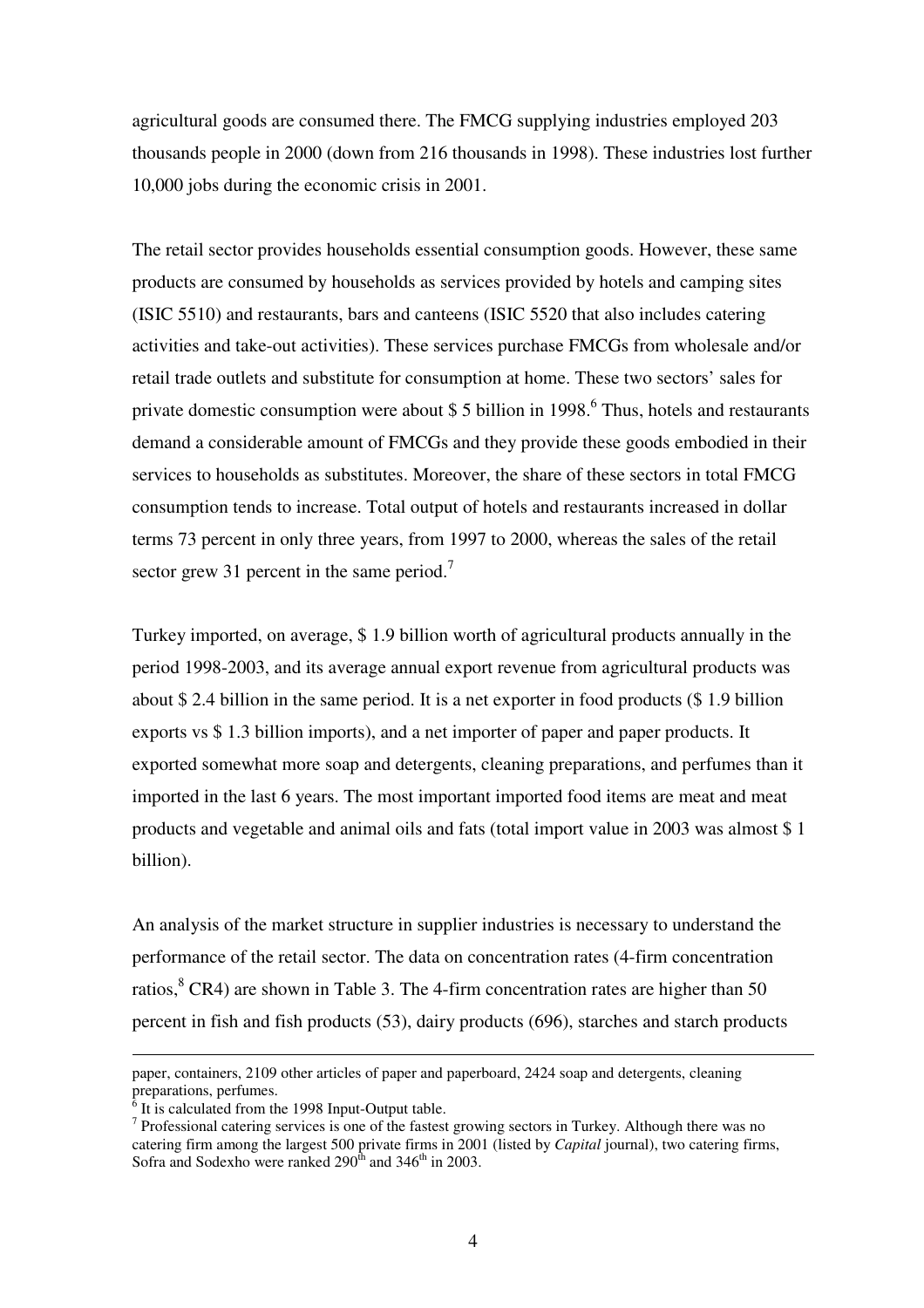agricultural goods are consumed there. The FMCG supplying industries employed 203 thousands people in 2000 (down from 216 thousands in 1998). These industries lost further 10,000 jobs during the economic crisis in 2001.

The retail sector provides households essential consumption goods. However, these same products are consumed by households as services provided by hotels and camping sites (ISIC 5510) and restaurants, bars and canteens (ISIC 5520 that also includes catering activities and take-out activities). These services purchase FMCGs from wholesale and/or retail trade outlets and substitute for consumption at home. These two sectors' sales for private domestic consumption were about $ 5 billion in 1998.[6] Thus, hotels and restaurants demand a considerable amount of FMCGs and they provide these goods embodied in their services to households as substitutes. Moreover, the share of these sectors in total FMCG consumption tends to increase. Total output of hotels and restaurants increased in dollar terms 73 percent in only three years, from 1997 to 2000, whereas the sales of the retail sector grew 31 percent in the same period.[7]

Turkey imported, on average, $ 1.9 billion worth of agricultural products annually in the period 1998-2003, and its average annual export revenue from agricultural products was about $ 2.4 billion in the same period. It is a net exporter in food products ($ 1.9 billion exports vs $ 1.3 billion imports), and a net importer of paper and paper products. It exported somewhat more soap and detergents, cleaning preparations, and perfumes than it imported in the last 6 years. The most important imported food items are meat and meat products and vegetable and animal oils and fats (total import value in 2003 was almost $ 1 billion).

An analysis of the market structure in supplier industries is necessary to understand the performance of the retail sector. The data on concentration rates (4-firm concentration ratios,[8] CR4) are shown in Table 3. The 4-firm concentration rates are higher than 50 percent in fish and fish products (53), dairy products (696), starches and starch products

---

paper, containers, 2109 other articles of paper and paperboard, 2424 soap and detergents, cleaning preparations, perfumes.

[6] It is calculated from the 1998 Input-Output table.

[7] Professional catering services is one of the fastest growing sectors in Turkey. Although there was no catering firm among the largest 500 private firms in 2001 (listed by *Capital* journal), two catering firms, Sofra and Sodexho were ranked 290th and 346th in 2003.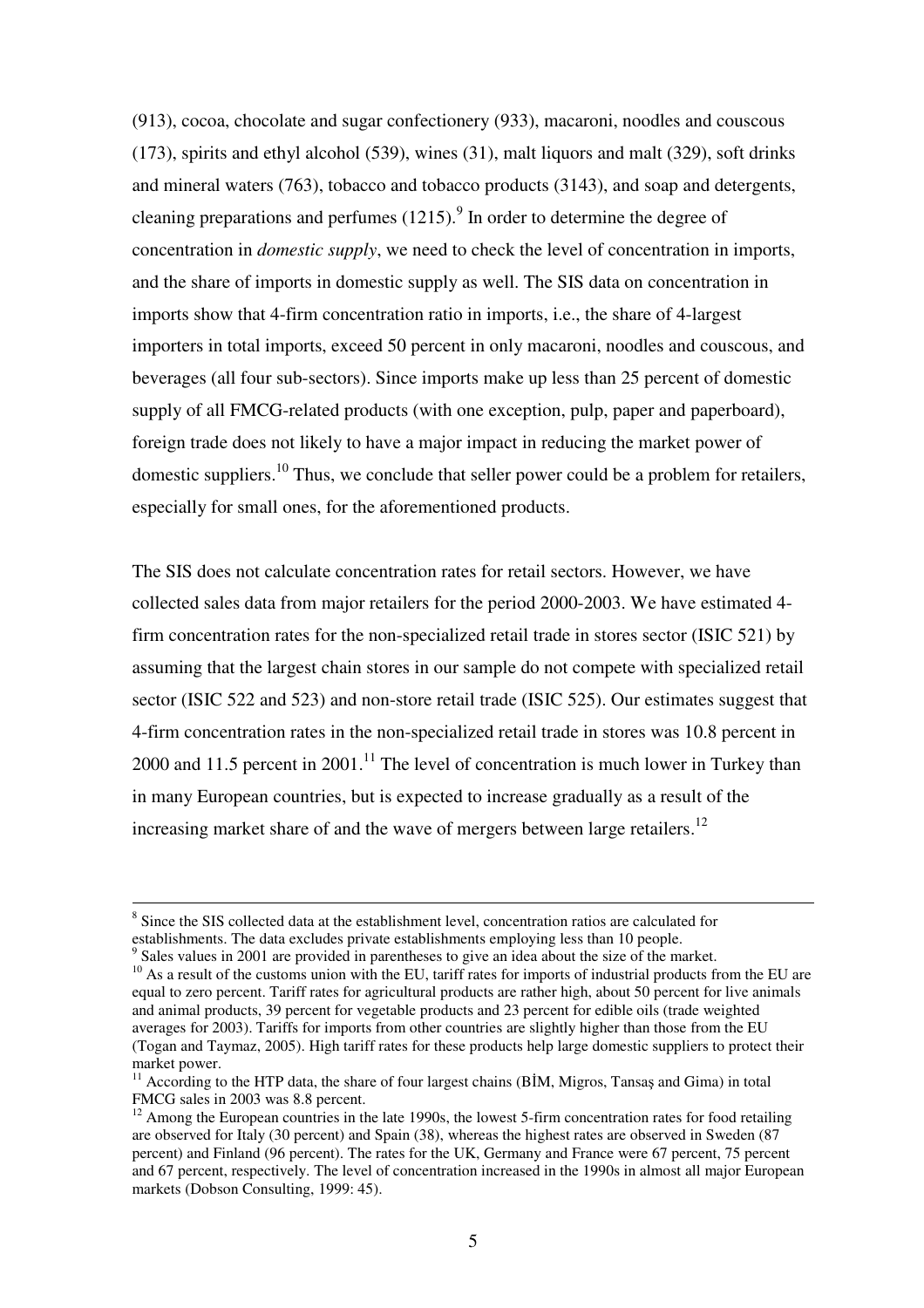(913), cocoa, chocolate and sugar confectionery (933), macaroni, noodles and couscous (173), spirits and ethyl alcohol (539), wines (31), malt liquors and malt (329), soft drinks and mineral waters (763), tobacco and tobacco products (3143), and soap and detergents, cleaning preparations and perfumes (1215).[9] In order to determine the degree of concentration in *domestic supply*, we need to check the level of concentration in imports, and the share of imports in domestic supply as well. The SIS data on concentration in imports show that 4-firm concentration ratio in imports, i.e., the share of 4-largest importers in total imports, exceed 50 percent in only macaroni, noodles and couscous, and beverages (all four sub-sectors). Since imports make up less than 25 percent of domestic supply of all FMCG-related products (with one exception, pulp, paper and paperboard), foreign trade does not likely to have a major impact in reducing the market power of domestic suppliers.[10] Thus, we conclude that seller power could be a problem for retailers, especially for small ones, for the aforementioned products.

The SIS does not calculate concentration rates for retail sectors. However, we have collected sales data from major retailers for the period 2000-2003. We have estimated 4-firm concentration rates for the non-specialized retail trade in stores sector (ISIC 521) by assuming that the largest chain stores in our sample do not compete with specialized retail sector (ISIC 522 and 523) and non-store retail trade (ISIC 525). Our estimates suggest that 4-firm concentration rates in the non-specialized retail trade in stores was 10.8 percent in 2000 and 11.5 percent in 2001.[11] The level of concentration is much lower in Turkey than in many European countries, but is expected to increase gradually as a result of the increasing market share of and the wave of mergers between large retailers.[12]

---

[8] Since the SIS collected data at the establishment level, concentration ratios are calculated for establishments. The data excludes private establishments employing less than 10 people.

[9] Sales values in 2001 are provided in parentheses to give an idea about the size of the market.

[10] As a result of the customs union with the EU, tariff rates for imports of industrial products from the EU are equal to zero percent. Tariff rates for agricultural products are rather high, about 50 percent for live animals and animal products, 39 percent for vegetable products and 23 percent for edible oils (trade weighted averages for 2003). Tariffs for imports from other countries are slightly higher than those from the EU (Togan and Taymaz, 2005). High tariff rates for these products help large domestic suppliers to protect their market power.

[11] According to the HTP data, the share of four largest chains (BİM, Migros, Tansaş and Gima) in total FMCG sales in 2003 was 8.8 percent.

[12] Among the European countries in the late 1990s, the lowest 5-firm concentration rates for food retailing are observed for Italy (30 percent) and Spain (38), whereas the highest rates are observed in Sweden (87 percent) and Finland (96 percent). The rates for the UK, Germany and France were 67 percent, 75 percent and 67 percent, respectively. The level of concentration increased in the 1990s in almost all major European markets (Dobson Consulting, 1999: 45).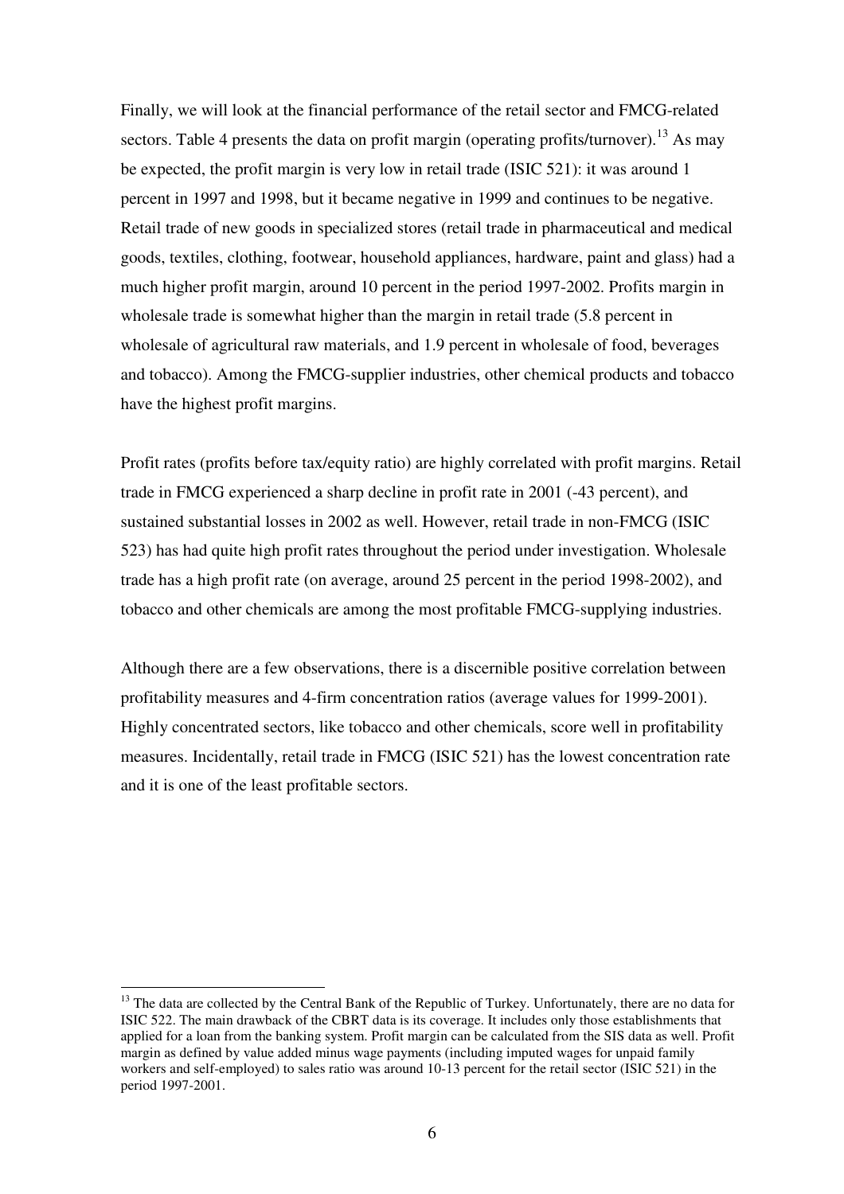Finally, we will look at the financial performance of the retail sector and FMCG-related sectors. Table 4 presents the data on profit margin (operating profits/turnover).[13] As may be expected, the profit margin is very low in retail trade (ISIC 521): it was around 1 percent in 1997 and 1998, but it became negative in 1999 and continues to be negative. Retail trade of new goods in specialized stores (retail trade in pharmaceutical and medical goods, textiles, clothing, footwear, household appliances, hardware, paint and glass) had a much higher profit margin, around 10 percent in the period 1997-2002. Profits margin in wholesale trade is somewhat higher than the margin in retail trade (5.8 percent in wholesale of agricultural raw materials, and 1.9 percent in wholesale of food, beverages and tobacco). Among the FMCG-supplier industries, other chemical products and tobacco have the highest profit margins.

Profit rates (profits before tax/equity ratio) are highly correlated with profit margins. Retail trade in FMCG experienced a sharp decline in profit rate in 2001 (-43 percent), and sustained substantial losses in 2002 as well. However, retail trade in non-FMCG (ISIC 523) has had quite high profit rates throughout the period under investigation. Wholesale trade has a high profit rate (on average, around 25 percent in the period 1998-2002), and tobacco and other chemicals are among the most profitable FMCG-supplying industries.

Although there are a few observations, there is a discernible positive correlation between profitability measures and 4-firm concentration ratios (average values for 1999-2001). Highly concentrated sectors, like tobacco and other chemicals, score well in profitability measures. Incidentally, retail trade in FMCG (ISIC 521) has the lowest concentration rate and it is one of the least profitable sectors.

---

[13] The data are collected by the Central Bank of the Republic of Turkey. Unfortunately, there are no data for ISIC 522. The main drawback of the CBRT data is its coverage. It includes only those establishments that applied for a loan from the banking system. Profit margin can be calculated from the SIS data as well. Profit margin as defined by value added minus wage payments (including imputed wages for unpaid family workers and self-employed) to sales ratio was around 10-13 percent for the retail sector (ISIC 521) in the period 1997-2001.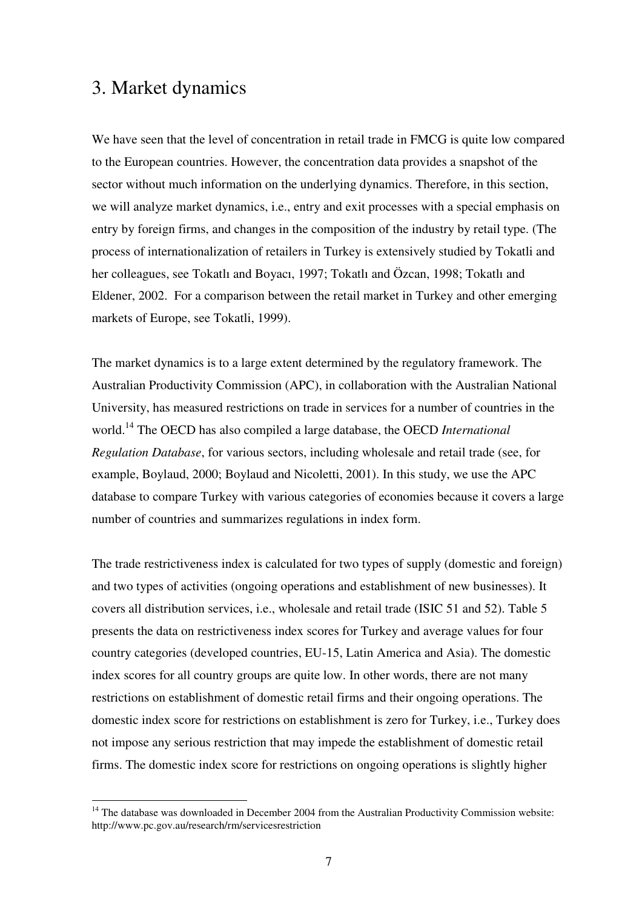## 3. Market dynamics

We have seen that the level of concentration in retail trade in FMCG is quite low compared to the European countries. However, the concentration data provides a snapshot of the sector without much information on the underlying dynamics. Therefore, in this section, we will analyze market dynamics, i.e., entry and exit processes with a special emphasis on entry by foreign firms, and changes in the composition of the industry by retail type. (The process of internationalization of retailers in Turkey is extensively studied by Tokatli and her colleagues, see Tokatlı and Boyacı, 1997; Tokatlı and Özcan, 1998; Tokatlı and Eldener, 2002. For a comparison between the retail market in Turkey and other emerging markets of Europe, see Tokatli, 1999).

The market dynamics is to a large extent determined by the regulatory framework. The Australian Productivity Commission (APC), in collaboration with the Australian National University, has measured restrictions on trade in services for a number of countries in the world.[14] The OECD has also compiled a large database, the OECD *International Regulation Database*, for various sectors, including wholesale and retail trade (see, for example, Boylaud, 2000; Boylaud and Nicoletti, 2001). In this study, we use the APC database to compare Turkey with various categories of economies because it covers a large number of countries and summarizes regulations in index form.

The trade restrictiveness index is calculated for two types of supply (domestic and foreign) and two types of activities (ongoing operations and establishment of new businesses). It covers all distribution services, i.e., wholesale and retail trade (ISIC 51 and 52). Table 5 presents the data on restrictiveness index scores for Turkey and average values for four country categories (developed countries, EU-15, Latin America and Asia). The domestic index scores for all country groups are quite low. In other words, there are not many restrictions on establishment of domestic retail firms and their ongoing operations. The domestic index score for restrictions on establishment is zero for Turkey, i.e., Turkey does not impose any serious restriction that may impede the establishment of domestic retail firms. The domestic index score for restrictions on ongoing operations is slightly higher

[14] The database was downloaded in December 2004 from the Australian Productivity Commission website: http://www.pc.gov.au/research/rm/servicesrestriction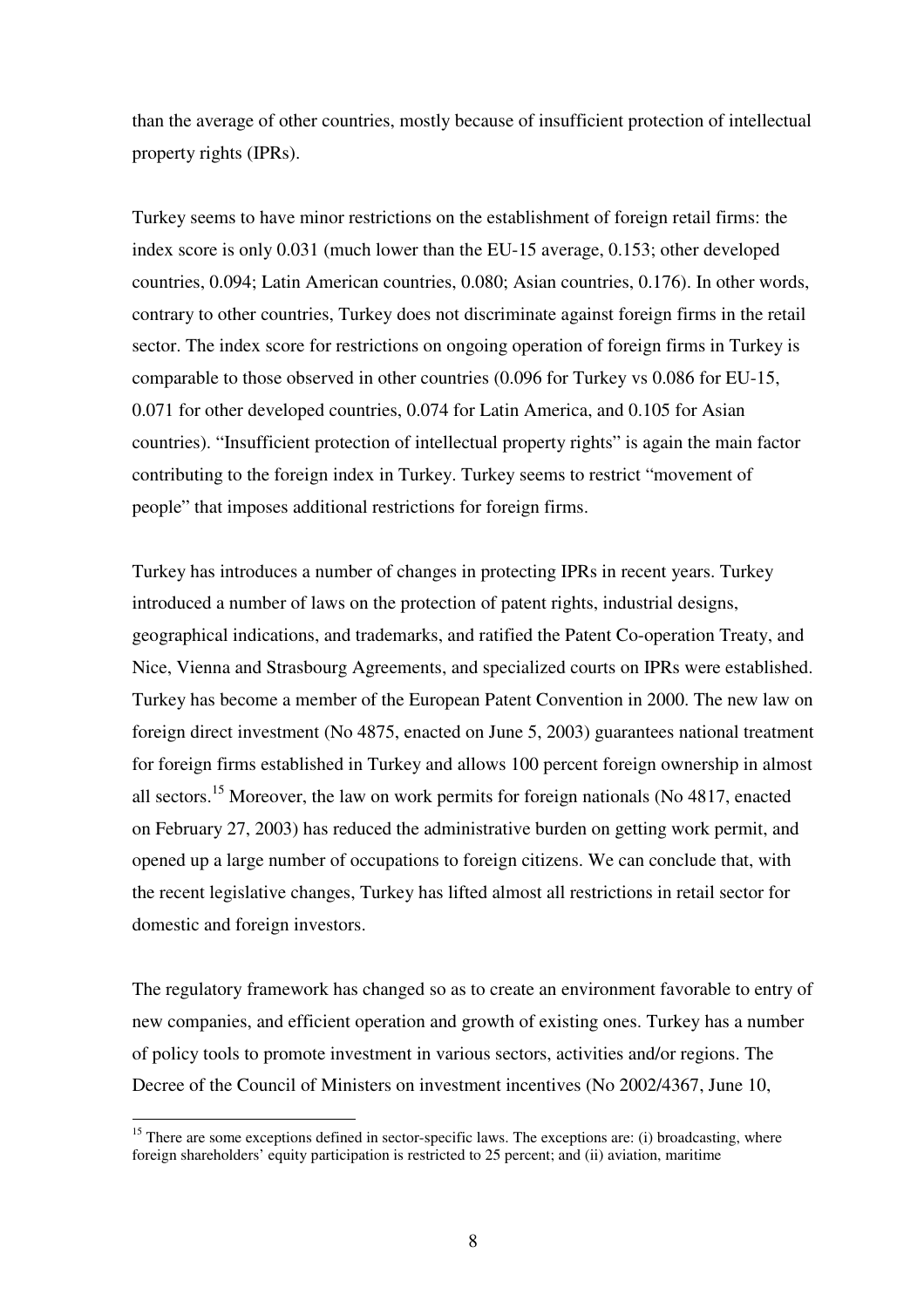than the average of other countries, mostly because of insufficient protection of intellectual property rights (IPRs).

Turkey seems to have minor restrictions on the establishment of foreign retail firms: the index score is only 0.031 (much lower than the EU-15 average, 0.153; other developed countries, 0.094; Latin American countries, 0.080; Asian countries, 0.176). In other words, contrary to other countries, Turkey does not discriminate against foreign firms in the retail sector. The index score for restrictions on ongoing operation of foreign firms in Turkey is comparable to those observed in other countries (0.096 for Turkey vs 0.086 for EU-15, 0.071 for other developed countries, 0.074 for Latin America, and 0.105 for Asian countries). "Insufficient protection of intellectual property rights" is again the main factor contributing to the foreign index in Turkey. Turkey seems to restrict "movement of people" that imposes additional restrictions for foreign firms.

Turkey has introduces a number of changes in protecting IPRs in recent years. Turkey introduced a number of laws on the protection of patent rights, industrial designs, geographical indications, and trademarks, and ratified the Patent Co-operation Treaty, and Nice, Vienna and Strasbourg Agreements, and specialized courts on IPRs were established. Turkey has become a member of the European Patent Convention in 2000. The new law on foreign direct investment (No 4875, enacted on June 5, 2003) guarantees national treatment for foreign firms established in Turkey and allows 100 percent foreign ownership in almost all sectors.[15] Moreover, the law on work permits for foreign nationals (No 4817, enacted on February 27, 2003) has reduced the administrative burden on getting work permit, and opened up a large number of occupations to foreign citizens. We can conclude that, with the recent legislative changes, Turkey has lifted almost all restrictions in retail sector for domestic and foreign investors.

The regulatory framework has changed so as to create an environment favorable to entry of new companies, and efficient operation and growth of existing ones. Turkey has a number of policy tools to promote investment in various sectors, activities and/or regions. The Decree of the Council of Ministers on investment incentives (No 2002/4367, June 10,

[15] There are some exceptions defined in sector-specific laws. The exceptions are: (i) broadcasting, where foreign shareholders' equity participation is restricted to 25 percent; and (ii) aviation, maritime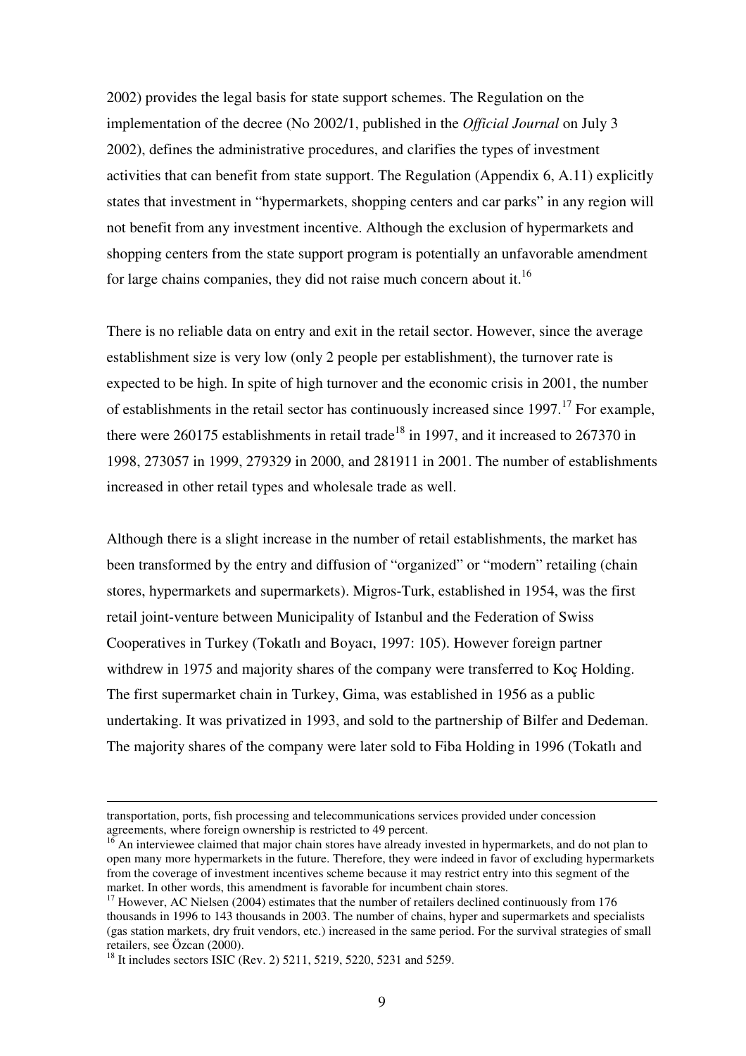2002) provides the legal basis for state support schemes. The Regulation on the implementation of the decree (No 2002/1, published in the *Official Journal* on July 3 2002), defines the administrative procedures, and clarifies the types of investment activities that can benefit from state support. The Regulation (Appendix 6, A.11) explicitly states that investment in "hypermarkets, shopping centers and car parks" in any region will not benefit from any investment incentive. Although the exclusion of hypermarkets and shopping centers from the state support program is potentially an unfavorable amendment for large chains companies, they did not raise much concern about it.[16]

There is no reliable data on entry and exit in the retail sector. However, since the average establishment size is very low (only 2 people per establishment), the turnover rate is expected to be high. In spite of high turnover and the economic crisis in 2001, the number of establishments in the retail sector has continuously increased since 1997.[17] For example, there were 260175 establishments in retail trade[18] in 1997, and it increased to 267370 in 1998, 273057 in 1999, 279329 in 2000, and 281911 in 2001. The number of establishments increased in other retail types and wholesale trade as well.

Although there is a slight increase in the number of retail establishments, the market has been transformed by the entry and diffusion of "organized" or "modern" retailing (chain stores, hypermarkets and supermarkets). Migros-Turk, established in 1954, was the first retail joint-venture between Municipality of Istanbul and the Federation of Swiss Cooperatives in Turkey (Tokatlı and Boyacı, 1997: 105). However foreign partner withdrew in 1975 and majority shares of the company were transferred to Koç Holding. The first supermarket chain in Turkey, Gima, was established in 1956 as a public undertaking. It was privatized in 1993, and sold to the partnership of Bilfer and Dedeman. The majority shares of the company were later sold to Fiba Holding in 1996 (Tokatlı and

---

transportation, ports, fish processing and telecommunications services provided under concession agreements, where foreign ownership is restricted to 49 percent.

[16] An interviewee claimed that major chain stores have already invested in hypermarkets, and do not plan to open many more hypermarkets in the future. Therefore, they were indeed in favor of excluding hypermarkets from the coverage of investment incentives scheme because it may restrict entry into this segment of the market. In other words, this amendment is favorable for incumbent chain stores.

[17] However, AC Nielsen (2004) estimates that the number of retailers declined continuously from 176 thousands in 1996 to 143 thousands in 2003. The number of chains, hyper and supermarkets and specialists (gas station markets, dry fruit vendors, etc.) increased in the same period. For the survival strategies of small retailers, see Özcan (2000).

[18] It includes sectors ISIC (Rev. 2) 5211, 5219, 5220, 5231 and 5259.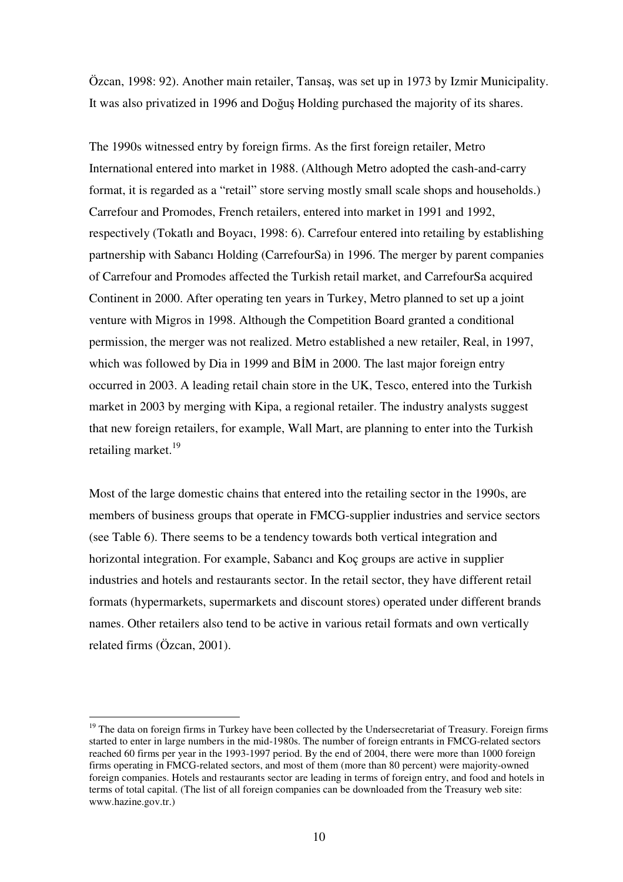Özcan, 1998: 92). Another main retailer, Tansaş, was set up in 1973 by Izmir Municipality. It was also privatized in 1996 and Doğuş Holding purchased the majority of its shares.

The 1990s witnessed entry by foreign firms. As the first foreign retailer, Metro International entered into market in 1988. (Although Metro adopted the cash-and-carry format, it is regarded as a "retail" store serving mostly small scale shops and households.) Carrefour and Promodes, French retailers, entered into market in 1991 and 1992, respectively (Tokatlı and Boyacı, 1998: 6). Carrefour entered into retailing by establishing partnership with Sabancı Holding (CarrefourSa) in 1996. The merger by parent companies of Carrefour and Promodes affected the Turkish retail market, and CarrefourSa acquired Continent in 2000. After operating ten years in Turkey, Metro planned to set up a joint venture with Migros in 1998. Although the Competition Board granted a conditional permission, the merger was not realized. Metro established a new retailer, Real, in 1997, which was followed by Dia in 1999 and BİM in 2000. The last major foreign entry occurred in 2003. A leading retail chain store in the UK, Tesco, entered into the Turkish market in 2003 by merging with Kipa, a regional retailer. The industry analysts suggest that new foreign retailers, for example, Wall Mart, are planning to enter into the Turkish retailing market.[19]

Most of the large domestic chains that entered into the retailing sector in the 1990s, are members of business groups that operate in FMCG-supplier industries and service sectors (see Table 6). There seems to be a tendency towards both vertical integration and horizontal integration. For example, Sabancı and Koç groups are active in supplier industries and hotels and restaurants sector. In the retail sector, they have different retail formats (hypermarkets, supermarkets and discount stores) operated under different brands names. Other retailers also tend to be active in various retail formats and own vertically related firms (Özcan, 2001).

[19] The data on foreign firms in Turkey have been collected by the Undersecretariat of Treasury. Foreign firms started to enter in large numbers in the mid-1980s. The number of foreign entrants in FMCG-related sectors reached 60 firms per year in the 1993-1997 period. By the end of 2004, there were more than 1000 foreign firms operating in FMCG-related sectors, and most of them (more than 80 percent) were majority-owned foreign companies. Hotels and restaurants sector are leading in terms of foreign entry, and food and hotels in terms of total capital. (The list of all foreign companies can be downloaded from the Treasury web site: www.hazine.gov.tr.)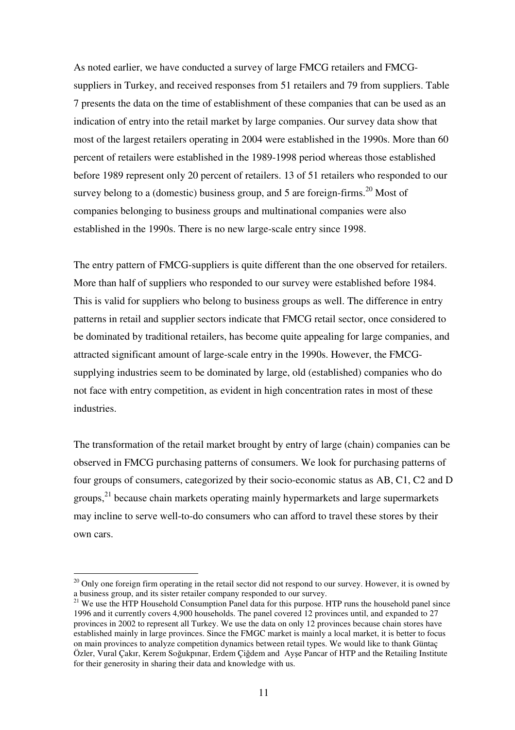As noted earlier, we have conducted a survey of large FMCG retailers and FMCG-suppliers in Turkey, and received responses from 51 retailers and 79 from suppliers. Table 7 presents the data on the time of establishment of these companies that can be used as an indication of entry into the retail market by large companies. Our survey data show that most of the largest retailers operating in 2004 were established in the 1990s. More than 60 percent of retailers were established in the 1989-1998 period whereas those established before 1989 represent only 20 percent of retailers. 13 of 51 retailers who responded to our survey belong to a (domestic) business group, and 5 are foreign-firms.[20] Most of companies belonging to business groups and multinational companies were also established in the 1990s. There is no new large-scale entry since 1998.

The entry pattern of FMCG-suppliers is quite different than the one observed for retailers. More than half of suppliers who responded to our survey were established before 1984. This is valid for suppliers who belong to business groups as well. The difference in entry patterns in retail and supplier sectors indicate that FMCG retail sector, once considered to be dominated by traditional retailers, has become quite appealing for large companies, and attracted significant amount of large-scale entry in the 1990s. However, the FMCG-supplying industries seem to be dominated by large, old (established) companies who do not face with entry competition, as evident in high concentration rates in most of these industries.

The transformation of the retail market brought by entry of large (chain) companies can be observed in FMCG purchasing patterns of consumers. We look for purchasing patterns of four groups of consumers, categorized by their socio-economic status as AB, C1, C2 and D groups,[21] because chain markets operating mainly hypermarkets and large supermarkets may incline to serve well-to-do consumers who can afford to travel these stores by their own cars.

[20] Only one foreign firm operating in the retail sector did not respond to our survey. However, it is owned by a business group, and its sister retailer company responded to our survey.

[21] We use the HTP Household Consumption Panel data for this purpose. HTP runs the household panel since 1996 and it currently covers 4,900 households. The panel covered 12 provinces until, and expanded to 27 provinces in 2002 to represent all Turkey. We use the data on only 12 provinces because chain stores have established mainly in large provinces. Since the FMGC market is mainly a local market, it is better to focus on main provinces to analyze competition dynamics between retail types. We would like to thank Güntaç Özler, Vural Çakır, Kerem Soğukpınar, Erdem Çiğdem and Ayşe Pancar of HTP and the Retailing Institute for their generosity in sharing their data and knowledge with us.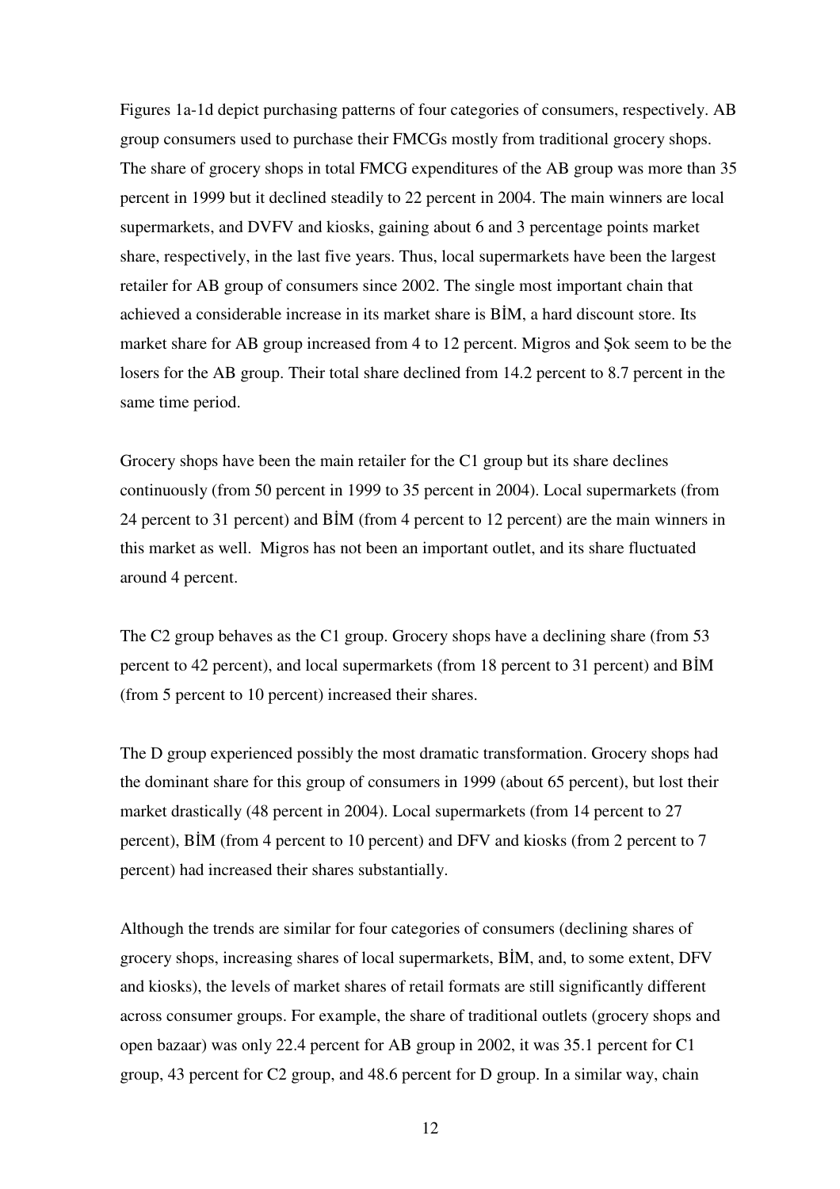Figures 1a-1d depict purchasing patterns of four categories of consumers, respectively. AB group consumers used to purchase their FMCGs mostly from traditional grocery shops. The share of grocery shops in total FMCG expenditures of the AB group was more than 35 percent in 1999 but it declined steadily to 22 percent in 2004. The main winners are local supermarkets, and DVFV and kiosks, gaining about 6 and 3 percentage points market share, respectively, in the last five years. Thus, local supermarkets have been the largest retailer for AB group of consumers since 2002. The single most important chain that achieved a considerable increase in its market share is BİM, a hard discount store. Its market share for AB group increased from 4 to 12 percent. Migros and Şok seem to be the losers for the AB group. Their total share declined from 14.2 percent to 8.7 percent in the same time period.

Grocery shops have been the main retailer for the C1 group but its share declines continuously (from 50 percent in 1999 to 35 percent in 2004). Local supermarkets (from 24 percent to 31 percent) and BİM (from 4 percent to 12 percent) are the main winners in this market as well. Migros has not been an important outlet, and its share fluctuated around 4 percent.

The C2 group behaves as the C1 group. Grocery shops have a declining share (from 53 percent to 42 percent), and local supermarkets (from 18 percent to 31 percent) and BİM (from 5 percent to 10 percent) increased their shares.

The D group experienced possibly the most dramatic transformation. Grocery shops had the dominant share for this group of consumers in 1999 (about 65 percent), but lost their market drastically (48 percent in 2004). Local supermarkets (from 14 percent to 27 percent), BİM (from 4 percent to 10 percent) and DFV and kiosks (from 2 percent to 7 percent) had increased their shares substantially.

Although the trends are similar for four categories of consumers (declining shares of grocery shops, increasing shares of local supermarkets, BİM, and, to some extent, DFV and kiosks), the levels of market shares of retail formats are still significantly different across consumer groups. For example, the share of traditional outlets (grocery shops and open bazaar) was only 22.4 percent for AB group in 2002, it was 35.1 percent for C1 group, 43 percent for C2 group, and 48.6 percent for D group. In a similar way, chain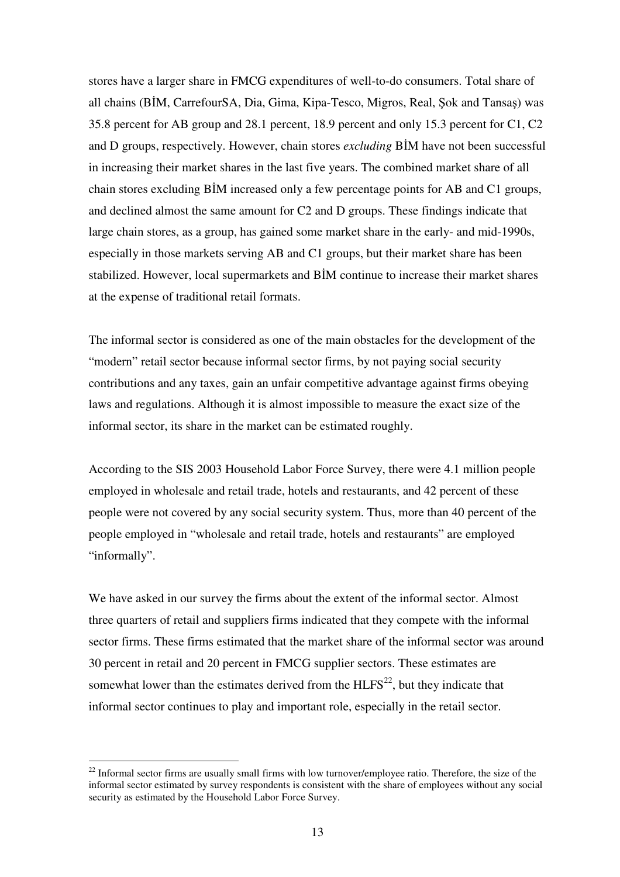stores have a larger share in FMCG expenditures of well-to-do consumers. Total share of all chains (BİM, CarrefourSA, Dia, Gima, Kipa-Tesco, Migros, Real, Şok and Tansaş) was 35.8 percent for AB group and 28.1 percent, 18.9 percent and only 15.3 percent for C1, C2 and D groups, respectively. However, chain stores *excluding* BİM have not been successful in increasing their market shares in the last five years. The combined market share of all chain stores excluding BİM increased only a few percentage points for AB and C1 groups, and declined almost the same amount for C2 and D groups. These findings indicate that large chain stores, as a group, has gained some market share in the early- and mid-1990s, especially in those markets serving AB and C1 groups, but their market share has been stabilized. However, local supermarkets and BİM continue to increase their market shares at the expense of traditional retail formats.

The informal sector is considered as one of the main obstacles for the development of the "modern" retail sector because informal sector firms, by not paying social security contributions and any taxes, gain an unfair competitive advantage against firms obeying laws and regulations. Although it is almost impossible to measure the exact size of the informal sector, its share in the market can be estimated roughly.

According to the SIS 2003 Household Labor Force Survey, there were 4.1 million people employed in wholesale and retail trade, hotels and restaurants, and 42 percent of these people were not covered by any social security system. Thus, more than 40 percent of the people employed in "wholesale and retail trade, hotels and restaurants" are employed "informally".

We have asked in our survey the firms about the extent of the informal sector. Almost three quarters of retail and suppliers firms indicated that they compete with the informal sector firms. These firms estimated that the market share of the informal sector was around 30 percent in retail and 20 percent in FMCG supplier sectors. These estimates are somewhat lower than the estimates derived from the HLFS[22], but they indicate that informal sector continues to play and important role, especially in the retail sector.

[22] Informal sector firms are usually small firms with low turnover/employee ratio. Therefore, the size of the informal sector estimated by survey respondents is consistent with the share of employees without any social security as estimated by the Household Labor Force Survey.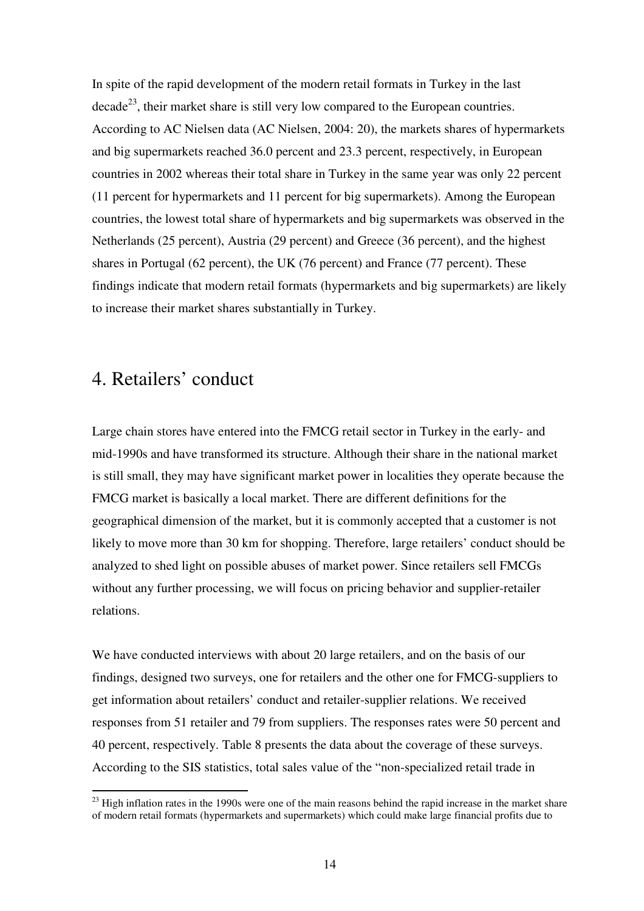In spite of the rapid development of the modern retail formats in Turkey in the last decade[23], their market share is still very low compared to the European countries. According to AC Nielsen data (AC Nielsen, 2004: 20), the markets shares of hypermarkets and big supermarkets reached 36.0 percent and 23.3 percent, respectively, in European countries in 2002 whereas their total share in Turkey in the same year was only 22 percent (11 percent for hypermarkets and 11 percent for big supermarkets). Among the European countries, the lowest total share of hypermarkets and big supermarkets was observed in the Netherlands (25 percent), Austria (29 percent) and Greece (36 percent), and the highest shares in Portugal (62 percent), the UK (76 percent) and France (77 percent). These findings indicate that modern retail formats (hypermarkets and big supermarkets) are likely to increase their market shares substantially in Turkey.

# 4. Retailers' conduct

Large chain stores have entered into the FMCG retail sector in Turkey in the early- and mid-1990s and have transformed its structure. Although their share in the national market is still small, they may have significant market power in localities they operate because the FMCG market is basically a local market. There are different definitions for the geographical dimension of the market, but it is commonly accepted that a customer is not likely to move more than 30 km for shopping. Therefore, large retailers' conduct should be analyzed to shed light on possible abuses of market power. Since retailers sell FMCGs without any further processing, we will focus on pricing behavior and supplier-retailer relations.

We have conducted interviews with about 20 large retailers, and on the basis of our findings, designed two surveys, one for retailers and the other one for FMCG-suppliers to get information about retailers' conduct and retailer-supplier relations. We received responses from 51 retailer and 79 from suppliers. The responses rates were 50 percent and 40 percent, respectively. Table 8 presents the data about the coverage of these surveys. According to the SIS statistics, total sales value of the "non-specialized retail trade in

---

[23] High inflation rates in the 1990s were one of the main reasons behind the rapid increase in the market share of modern retail formats (hypermarkets and supermarkets) which could make large financial profits due to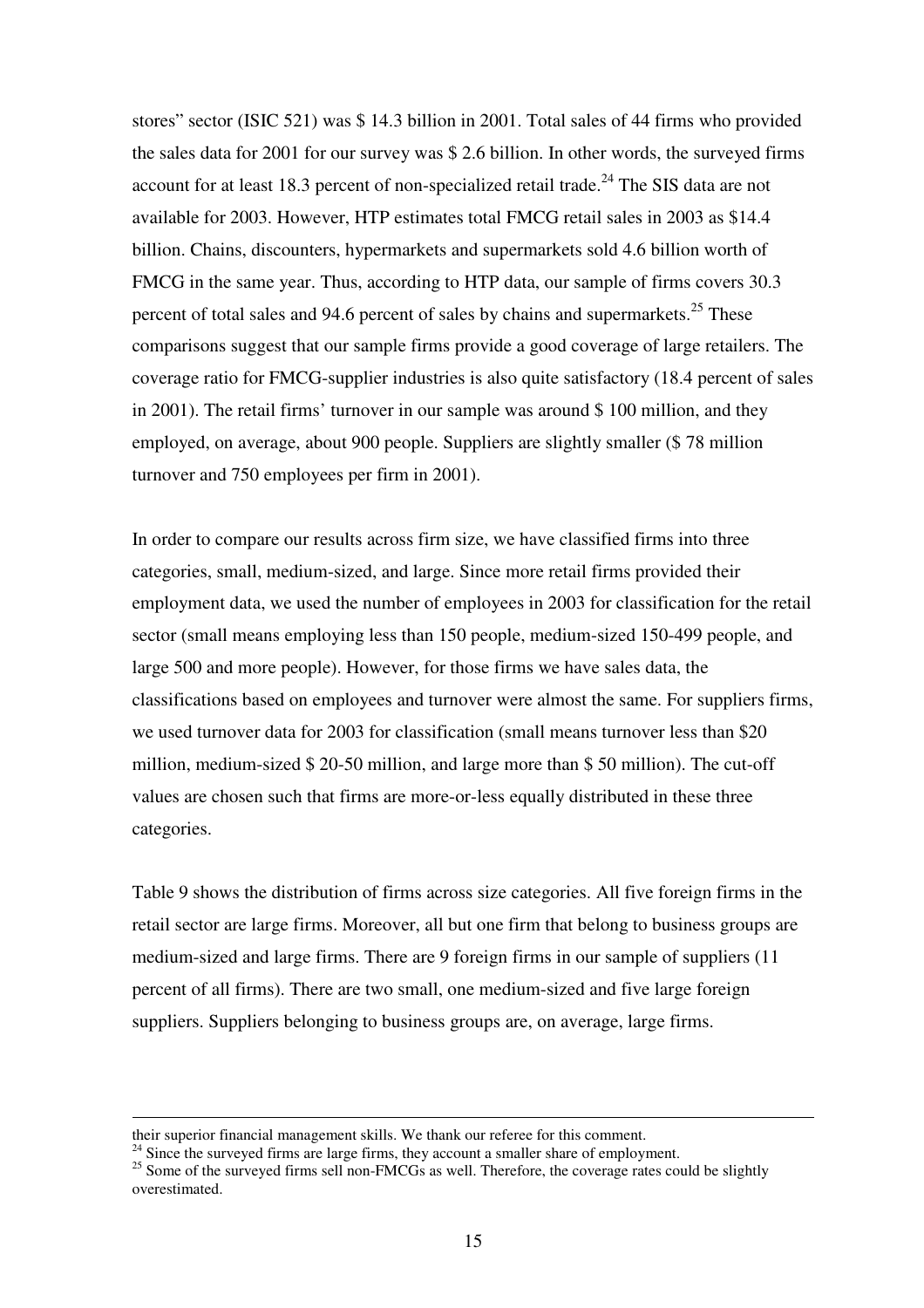stores" sector (ISIC 521) was $ 14.3 billion in 2001. Total sales of 44 firms who provided the sales data for 2001 for our survey was $ 2.6 billion. In other words, the surveyed firms account for at least 18.3 percent of non-specialized retail trade.[24] The SIS data are not available for 2003. However, HTP estimates total FMCG retail sales in 2003 as $14.4 billion. Chains, discounters, hypermarkets and supermarkets sold 4.6 billion worth of FMCG in the same year. Thus, according to HTP data, our sample of firms covers 30.3 percent of total sales and 94.6 percent of sales by chains and supermarkets.[25] These comparisons suggest that our sample firms provide a good coverage of large retailers. The coverage ratio for FMCG-supplier industries is also quite satisfactory (18.4 percent of sales in 2001). The retail firms' turnover in our sample was around $ 100 million, and they employed, on average, about 900 people. Suppliers are slightly smaller ($ 78 million turnover and 750 employees per firm in 2001).

In order to compare our results across firm size, we have classified firms into three categories, small, medium-sized, and large. Since more retail firms provided their employment data, we used the number of employees in 2003 for classification for the retail sector (small means employing less than 150 people, medium-sized 150-499 people, and large 500 and more people). However, for those firms we have sales data, the classifications based on employees and turnover were almost the same. For suppliers firms, we used turnover data for 2003 for classification (small means turnover less than $20 million, medium-sized $ 20-50 million, and large more than $ 50 million). The cut-off values are chosen such that firms are more-or-less equally distributed in these three categories.

Table 9 shows the distribution of firms across size categories. All five foreign firms in the retail sector are large firms. Moreover, all but one firm that belong to business groups are medium-sized and large firms. There are 9 foreign firms in our sample of suppliers (11 percent of all firms). There are two small, one medium-sized and five large foreign suppliers. Suppliers belonging to business groups are, on average, large firms.

---

their superior financial management skills. We thank our referee for this comment.

[24] Since the surveyed firms are large firms, they account a smaller share of employment.

[25] Some of the surveyed firms sell non-FMCGs as well. Therefore, the coverage rates could be slightly overestimated.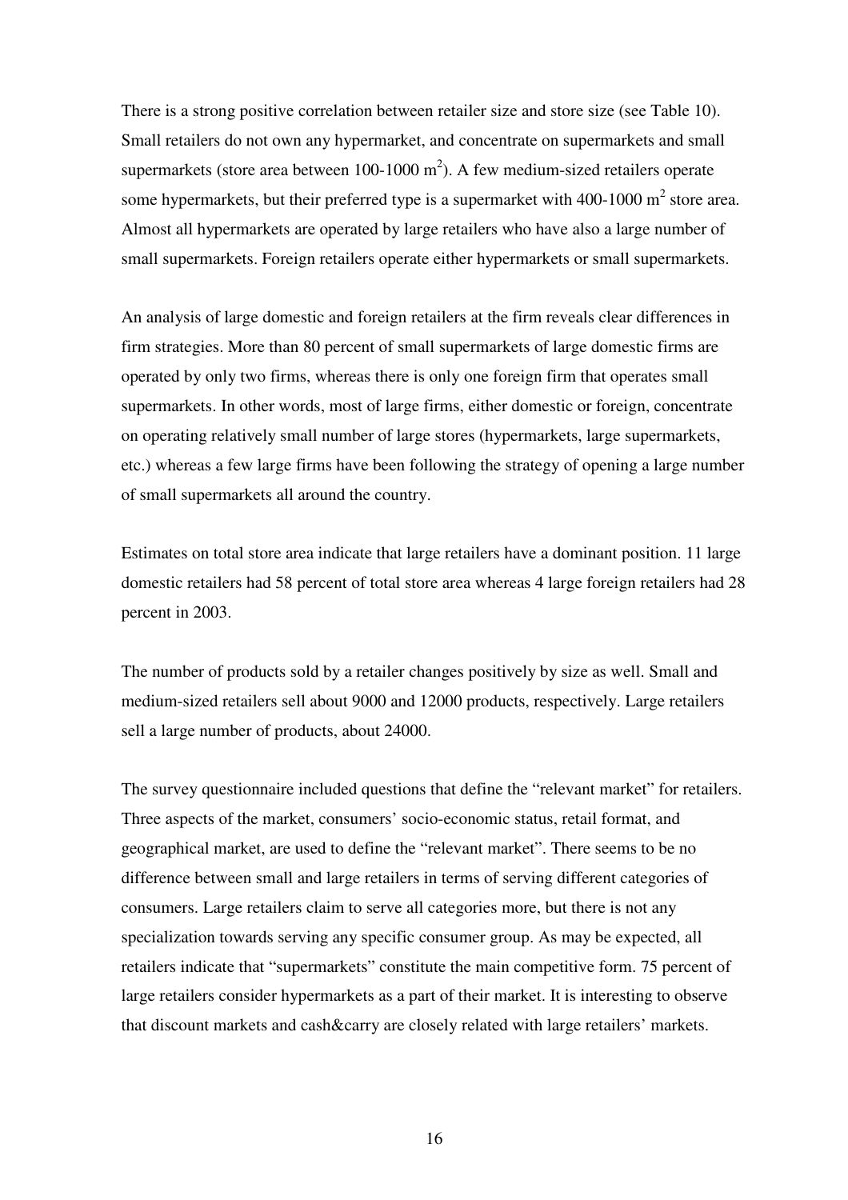There is a strong positive correlation between retailer size and store size (see Table 10). Small retailers do not own any hypermarket, and concentrate on supermarkets and small supermarkets (store area between 100-1000 $m^2$). A few medium-sized retailers operate some hypermarkets, but their preferred type is a supermarket with 400-1000 $m^2$ store area. Almost all hypermarkets are operated by large retailers who have also a large number of small supermarkets. Foreign retailers operate either hypermarkets or small supermarkets.

An analysis of large domestic and foreign retailers at the firm reveals clear differences in firm strategies. More than 80 percent of small supermarkets of large domestic firms are operated by only two firms, whereas there is only one foreign firm that operates small supermarkets. In other words, most of large firms, either domestic or foreign, concentrate on operating relatively small number of large stores (hypermarkets, large supermarkets, etc.) whereas a few large firms have been following the strategy of opening a large number of small supermarkets all around the country.

Estimates on total store area indicate that large retailers have a dominant position. 11 large domestic retailers had 58 percent of total store area whereas 4 large foreign retailers had 28 percent in 2003.

The number of products sold by a retailer changes positively by size as well. Small and medium-sized retailers sell about 9000 and 12000 products, respectively. Large retailers sell a large number of products, about 24000.

The survey questionnaire included questions that define the "relevant market" for retailers. Three aspects of the market, consumers' socio-economic status, retail format, and geographical market, are used to define the "relevant market". There seems to be no difference between small and large retailers in terms of serving different categories of consumers. Large retailers claim to serve all categories more, but there is not any specialization towards serving any specific consumer group. As may be expected, all retailers indicate that "supermarkets" constitute the main competitive form. 75 percent of large retailers consider hypermarkets as a part of their market. It is interesting to observe that discount markets and cash&carry are closely related with large retailers' markets.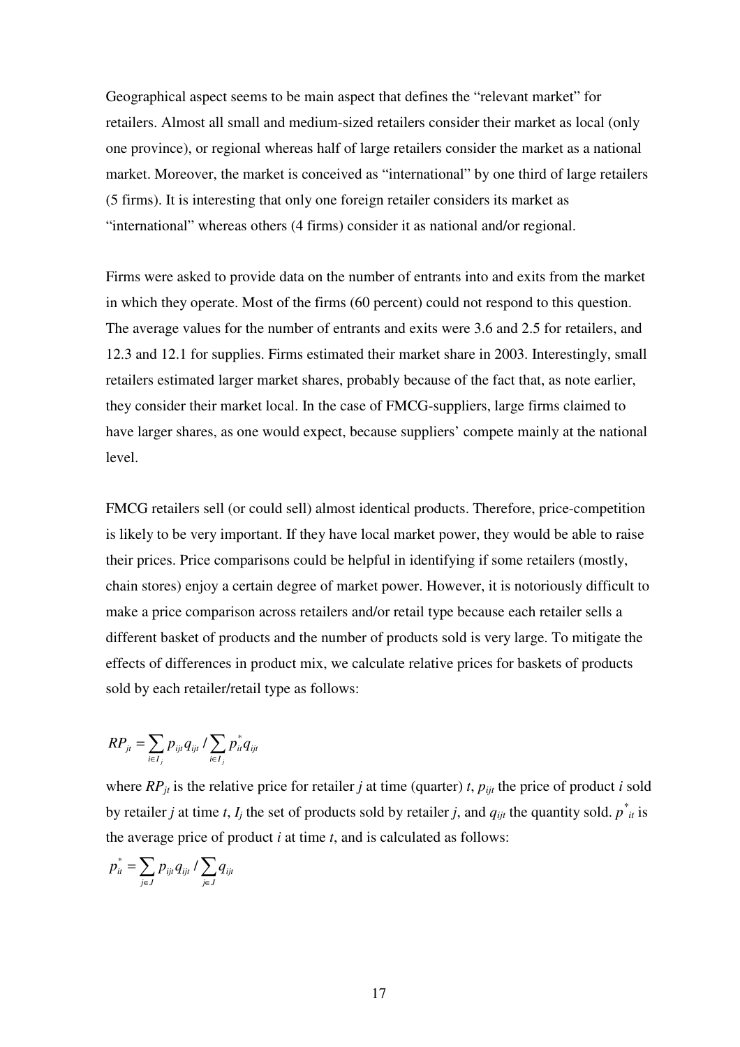Geographical aspect seems to be main aspect that defines the "relevant market" for retailers. Almost all small and medium-sized retailers consider their market as local (only one province), or regional whereas half of large retailers consider the market as a national market. Moreover, the market is conceived as "international" by one third of large retailers (5 firms). It is interesting that only one foreign retailer considers its market as "international" whereas others (4 firms) consider it as national and/or regional.

Firms were asked to provide data on the number of entrants into and exits from the market in which they operate. Most of the firms (60 percent) could not respond to this question. The average values for the number of entrants and exits were 3.6 and 2.5 for retailers, and 12.3 and 12.1 for supplies. Firms estimated their market share in 2003. Interestingly, small retailers estimated larger market shares, probably because of the fact that, as note earlier, they consider their market local. In the case of FMCG-suppliers, large firms claimed to have larger shares, as one would expect, because suppliers' compete mainly at the national level.

FMCG retailers sell (or could sell) almost identical products. Therefore, price-competition is likely to be very important. If they have local market power, they would be able to raise their prices. Price comparisons could be helpful in identifying if some retailers (mostly, chain stores) enjoy a certain degree of market power. However, it is notoriously difficult to make a price comparison across retailers and/or retail type because each retailer sells a different basket of products and the number of products sold is very large. To mitigate the effects of differences in product mix, we calculate relative prices for baskets of products sold by each retailer/retail type as follows:

$$RP_{jt} = \sum_{i \in I_j} p_{ijt} q_{ijt} / \sum_{i \in I_j} p^*_{it} q_{ijt}$$

where $RP_{jt}$ is the relative price for retailer $j$ at time (quarter) $t$, $p_{ijt}$ the price of product $i$ sold by retailer $j$ at time $t$, $I_j$ the set of products sold by retailer $j$, and $q_{ijt}$ the quantity sold. $p^*_{it}$ is the average price of product $i$ at time $t$, and is calculated as follows:

$$p^*_{it} = \sum_{j \in J} p_{ijt} q_{ijt} / \sum_{j \in J} q_{ijt}$$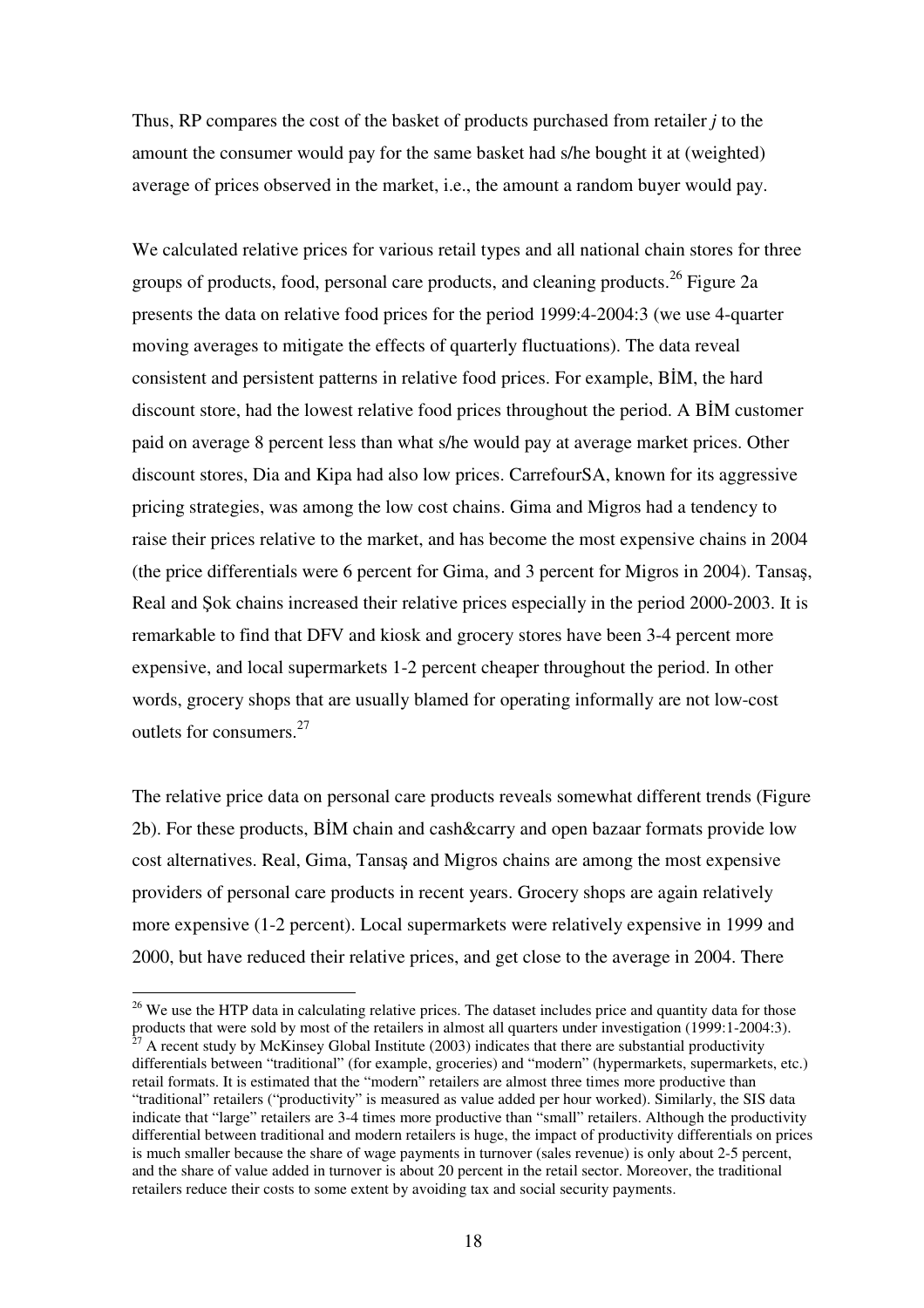Thus, RP compares the cost of the basket of products purchased from retailer $j$ to the amount the consumer would pay for the same basket had s/he bought it at (weighted) average of prices observed in the market, i.e., the amount a random buyer would pay.

We calculated relative prices for various retail types and all national chain stores for three groups of products, food, personal care products, and cleaning products.[26] Figure 2a presents the data on relative food prices for the period 1999:4-2004:3 (we use 4-quarter moving averages to mitigate the effects of quarterly fluctuations). The data reveal consistent and persistent patterns in relative food prices. For example, BİM, the hard discount store, had the lowest relative food prices throughout the period. A BİM customer paid on average 8 percent less than what s/he would pay at average market prices. Other discount stores, Dia and Kipa had also low prices. CarrefourSA, known for its aggressive pricing strategies, was among the low cost chains. Gima and Migros had a tendency to raise their prices relative to the market, and has become the most expensive chains in 2004 (the price differentials were 6 percent for Gima, and 3 percent for Migros in 2004). Tansaş, Real and Şok chains increased their relative prices especially in the period 2000-2003. It is remarkable to find that DFV and kiosk and grocery stores have been 3-4 percent more expensive, and local supermarkets 1-2 percent cheaper throughout the period. In other words, grocery shops that are usually blamed for operating informally are not low-cost outlets for consumers.[27]

The relative price data on personal care products reveals somewhat different trends (Figure 2b). For these products, BİM chain and cash&carry and open bazaar formats provide low cost alternatives. Real, Gima, Tansaş and Migros chains are among the most expensive providers of personal care products in recent years. Grocery shops are again relatively more expensive (1-2 percent). Local supermarkets were relatively expensive in 1999 and 2000, but have reduced their relative prices, and get close to the average in 2004. There

[26] We use the HTP data in calculating relative prices. The dataset includes price and quantity data for those products that were sold by most of the retailers in almost all quarters under investigation (1999:1-2004:3).

[27] A recent study by McKinsey Global Institute (2003) indicates that there are substantial productivity differentials between "traditional" (for example, groceries) and "modern" (hypermarkets, supermarkets, etc.) retail formats. It is estimated that the "modern" retailers are almost three times more productive than "traditional" retailers ("productivity" is measured as value added per hour worked). Similarly, the SIS data indicate that "large" retailers are 3-4 times more productive than "small" retailers. Although the productivity differential between traditional and modern retailers is huge, the impact of productivity differentials on prices is much smaller because the share of wage payments in turnover (sales revenue) is only about 2-5 percent, and the share of value added in turnover is about 20 percent in the retail sector. Moreover, the traditional retailers reduce their costs to some extent by avoiding tax and social security payments.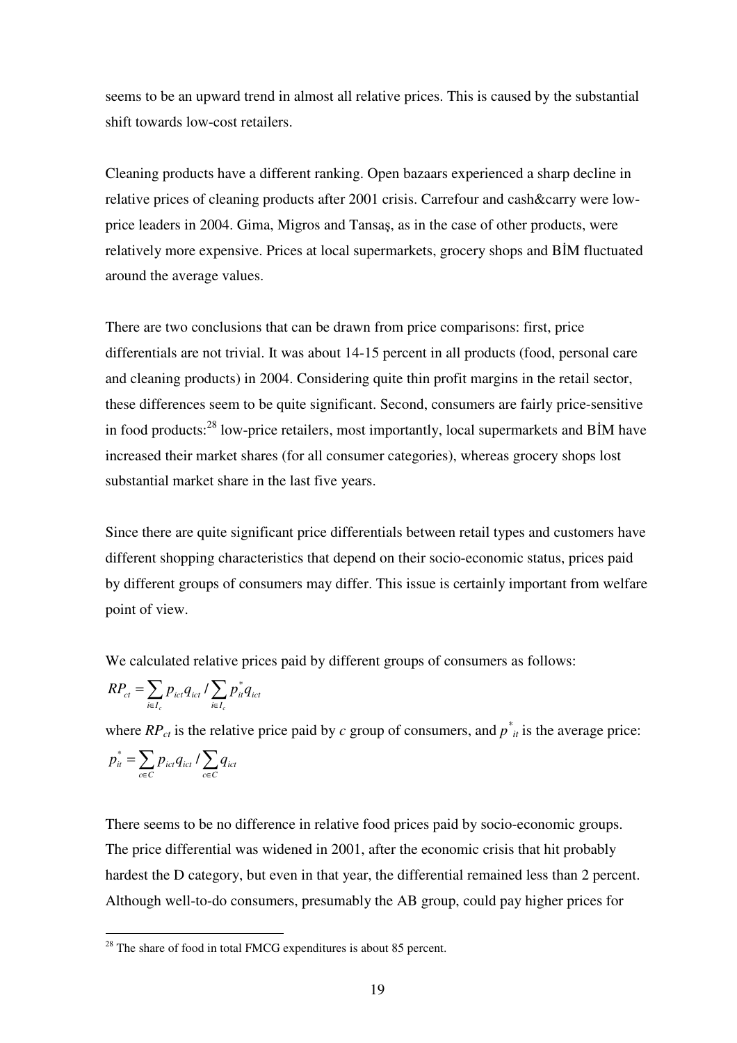seems to be an upward trend in almost all relative prices. This is caused by the substantial shift towards low-cost retailers.

Cleaning products have a different ranking. Open bazaars experienced a sharp decline in relative prices of cleaning products after 2001 crisis. Carrefour and cash&carry were low-price leaders in 2004. Gima, Migros and Tansaş, as in the case of other products, were relatively more expensive. Prices at local supermarkets, grocery shops and BİM fluctuated around the average values.

There are two conclusions that can be drawn from price comparisons: first, price differentials are not trivial. It was about 14-15 percent in all products (food, personal care and cleaning products) in 2004. Considering quite thin profit margins in the retail sector, these differences seem to be quite significant. Second, consumers are fairly price-sensitive in food products:[28] low-price retailers, most importantly, local supermarkets and BİM have increased their market shares (for all consumer categories), whereas grocery shops lost substantial market share in the last five years.

Since there are quite significant price differentials between retail types and customers have different shopping characteristics that depend on their socio-economic status, prices paid by different groups of consumers may differ. This issue is certainly important from welfare point of view.

We calculated relative prices paid by different groups of consumers as follows:

$$RP_{ct} = \sum_{i \in I_c} p_{ict} q_{ict} / \sum_{i \in I_c} p^*_{it} q_{ict}$$

where $RP_{ct}$ is the relative price paid by $c$ group of consumers, and $p^*_{it}$ is the average price:

$$p^*_{it} = \sum_{c \in C} p_{ict} q_{ict} / \sum_{c \in C} q_{ict}$$

There seems to be no difference in relative food prices paid by socio-economic groups. The price differential was widened in 2001, after the economic crisis that hit probably hardest the D category, but even in that year, the differential remained less than 2 percent. Although well-to-do consumers, presumably the AB group, could pay higher prices for

[28] The share of food in total FMCG expenditures is about 85 percent.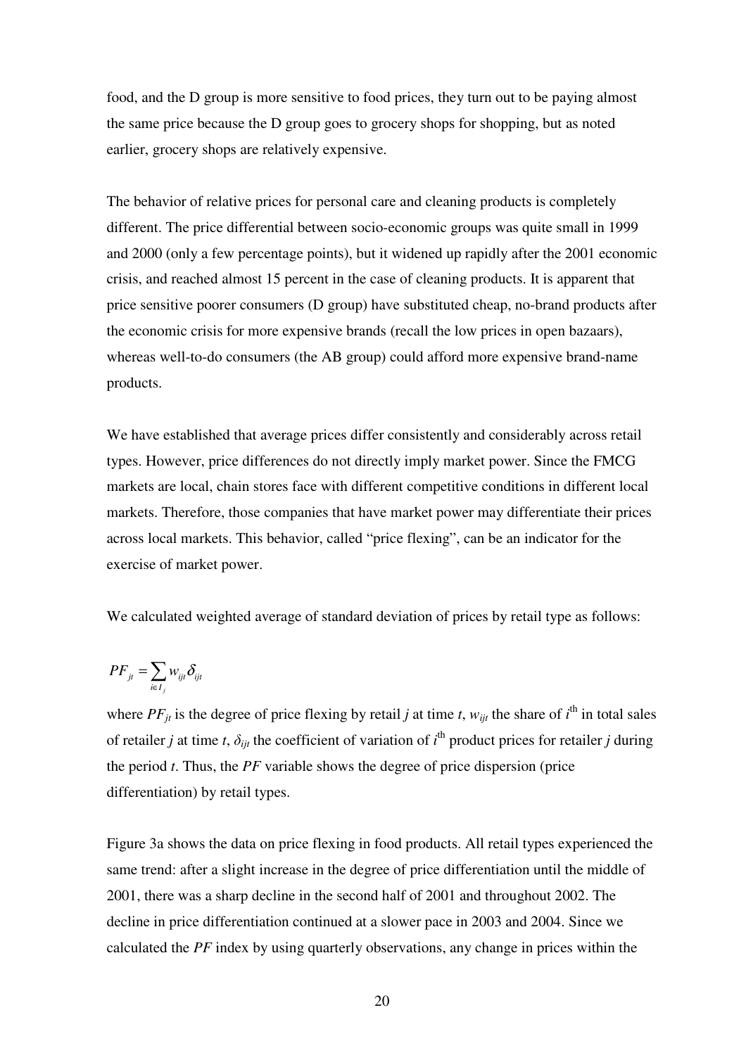food, and the D group is more sensitive to food prices, they turn out to be paying almost the same price because the D group goes to grocery shops for shopping, but as noted earlier, grocery shops are relatively expensive.

The behavior of relative prices for personal care and cleaning products is completely different. The price differential between socio-economic groups was quite small in 1999 and 2000 (only a few percentage points), but it widened up rapidly after the 2001 economic crisis, and reached almost 15 percent in the case of cleaning products. It is apparent that price sensitive poorer consumers (D group) have substituted cheap, no-brand products after the economic crisis for more expensive brands (recall the low prices in open bazaars), whereas well-to-do consumers (the AB group) could afford more expensive brand-name products.

We have established that average prices differ consistently and considerably across retail types. However, price differences do not directly imply market power. Since the FMCG markets are local, chain stores face with different competitive conditions in different local markets. Therefore, those companies that have market power may differentiate their prices across local markets. This behavior, called "price flexing", can be an indicator for the exercise of market power.

We calculated weighted average of standard deviation of prices by retail type as follows:

$$PF_{jt} = \sum_{i \in I_j} w_{ijt} \delta_{ijt}$$

where $PF_{jt}$ is the degree of price flexing by retail $j$ at time $t$, $w_{ijt}$ the share of $i^{\text{th}}$ in total sales of retailer $j$ at time $t$, $\delta_{ijt}$ the coefficient of variation of $i^{\text{th}}$ product prices for retailer $j$ during the period $t$. Thus, the *PF* variable shows the degree of price dispersion (price differentiation) by retail types.

Figure 3a shows the data on price flexing in food products. All retail types experienced the same trend: after a slight increase in the degree of price differentiation until the middle of 2001, there was a sharp decline in the second half of 2001 and throughout 2002. The decline in price differentiation continued at a slower pace in 2003 and 2004. Since we calculated the *PF* index by using quarterly observations, any change in prices within the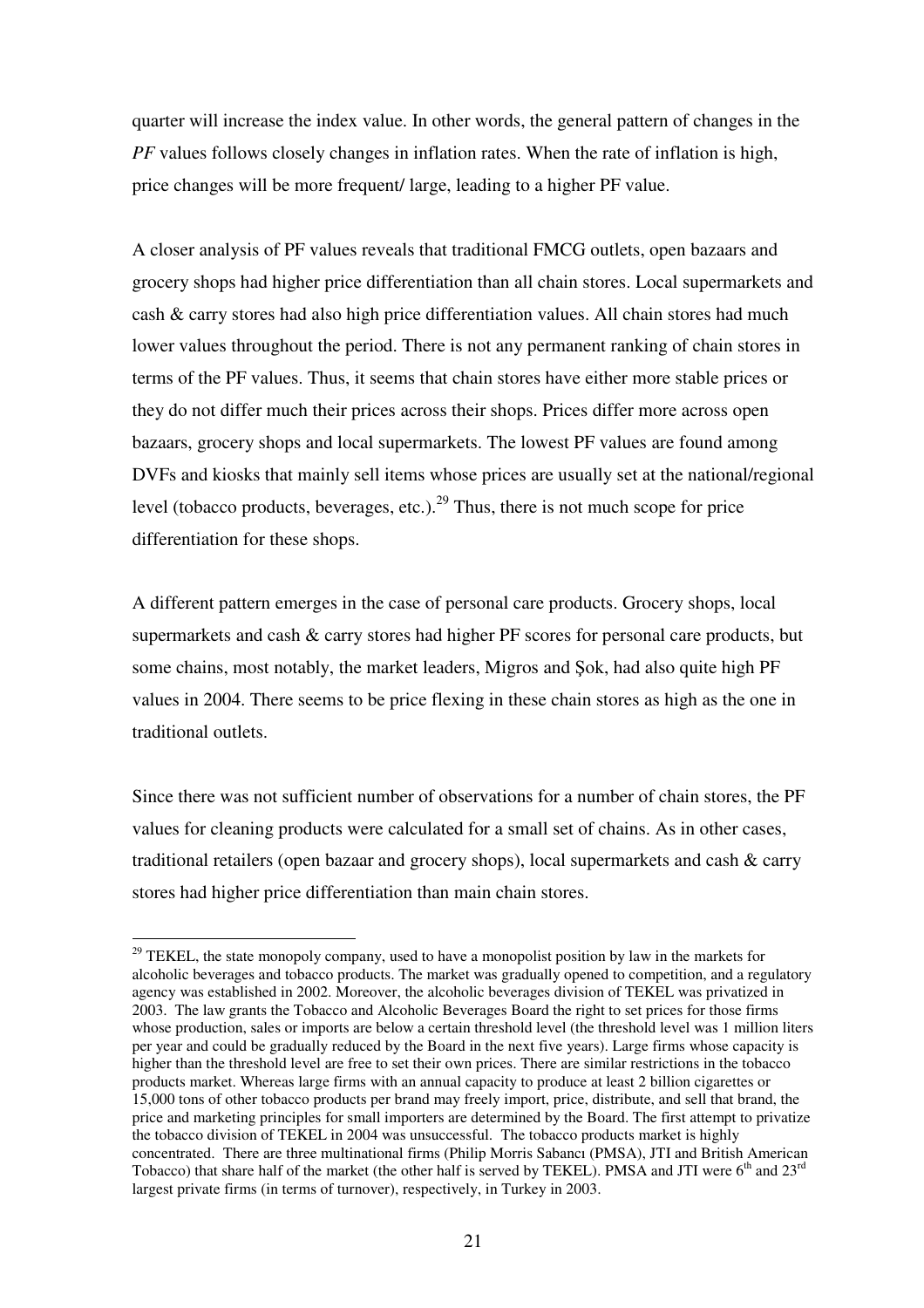quarter will increase the index value. In other words, the general pattern of changes in the *PF* values follows closely changes in inflation rates. When the rate of inflation is high, price changes will be more frequent/ large, leading to a higher PF value.

A closer analysis of PF values reveals that traditional FMCG outlets, open bazaars and grocery shops had higher price differentiation than all chain stores. Local supermarkets and cash & carry stores had also high price differentiation values. All chain stores had much lower values throughout the period. There is not any permanent ranking of chain stores in terms of the PF values. Thus, it seems that chain stores have either more stable prices or they do not differ much their prices across their shops. Prices differ more across open bazaars, grocery shops and local supermarkets. The lowest PF values are found among DVFs and kiosks that mainly sell items whose prices are usually set at the national/regional level (tobacco products, beverages, etc.).[29] Thus, there is not much scope for price differentiation for these shops.

A different pattern emerges in the case of personal care products. Grocery shops, local supermarkets and cash & carry stores had higher PF scores for personal care products, but some chains, most notably, the market leaders, Migros and Şok, had also quite high PF values in 2004. There seems to be price flexing in these chain stores as high as the one in traditional outlets.

Since there was not sufficient number of observations for a number of chain stores, the PF values for cleaning products were calculated for a small set of chains. As in other cases, traditional retailers (open bazaar and grocery shops), local supermarkets and cash & carry stores had higher price differentiation than main chain stores.

[29] TEKEL, the state monopoly company, used to have a monopolist position by law in the markets for alcoholic beverages and tobacco products. The market was gradually opened to competition, and a regulatory agency was established in 2002. Moreover, the alcoholic beverages division of TEKEL was privatized in 2003. The law grants the Tobacco and Alcoholic Beverages Board the right to set prices for those firms whose production, sales or imports are below a certain threshold level (the threshold level was 1 million liters per year and could be gradually reduced by the Board in the next five years). Large firms whose capacity is higher than the threshold level are free to set their own prices. There are similar restrictions in the tobacco products market. Whereas large firms with an annual capacity to produce at least 2 billion cigarettes or 15,000 tons of other tobacco products per brand may freely import, price, distribute, and sell that brand, the price and marketing principles for small importers are determined by the Board. The first attempt to privatize the tobacco division of TEKEL in 2004 was unsuccessful. The tobacco products market is highly concentrated. There are three multinational firms (Philip Morris Sabancı (PMSA), JTI and British American Tobacco) that share half of the market (the other half is served by TEKEL). PMSA and JTI were 6th and 23rd largest private firms (in terms of turnover), respectively, in Turkey in 2003.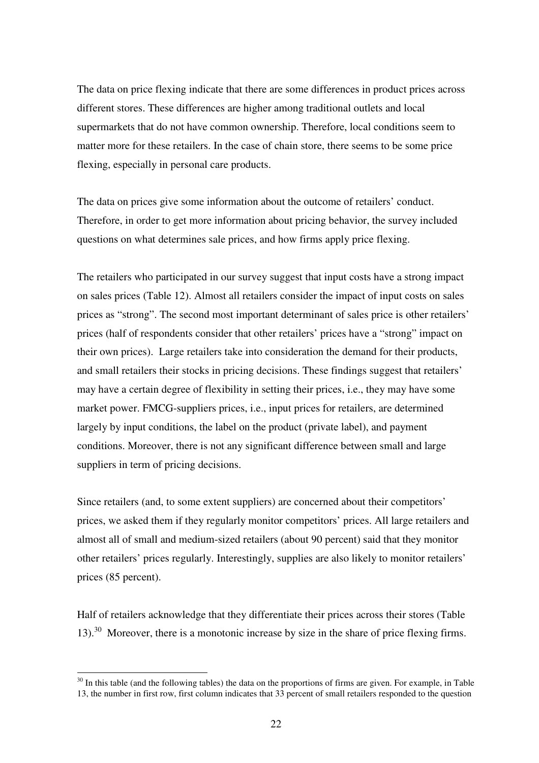The data on price flexing indicate that there are some differences in product prices across different stores. These differences are higher among traditional outlets and local supermarkets that do not have common ownership. Therefore, local conditions seem to matter more for these retailers. In the case of chain store, there seems to be some price flexing, especially in personal care products.

The data on prices give some information about the outcome of retailers' conduct. Therefore, in order to get more information about pricing behavior, the survey included questions on what determines sale prices, and how firms apply price flexing.

The retailers who participated in our survey suggest that input costs have a strong impact on sales prices (Table 12). Almost all retailers consider the impact of input costs on sales prices as "strong". The second most important determinant of sales price is other retailers' prices (half of respondents consider that other retailers' prices have a "strong" impact on their own prices). Large retailers take into consideration the demand for their products, and small retailers their stocks in pricing decisions. These findings suggest that retailers' may have a certain degree of flexibility in setting their prices, i.e., they may have some market power. FMCG-suppliers prices, i.e., input prices for retailers, are determined largely by input conditions, the label on the product (private label), and payment conditions. Moreover, there is not any significant difference between small and large suppliers in term of pricing decisions.

Since retailers (and, to some extent suppliers) are concerned about their competitors' prices, we asked them if they regularly monitor competitors' prices. All large retailers and almost all of small and medium-sized retailers (about 90 percent) said that they monitor other retailers' prices regularly. Interestingly, supplies are also likely to monitor retailers' prices (85 percent).

Half of retailers acknowledge that they differentiate their prices across their stores (Table 13).[30] Moreover, there is a monotonic increase by size in the share of price flexing firms.

[30] In this table (and the following tables) the data on the proportions of firms are given. For example, in Table 13, the number in first row, first column indicates that 33 percent of small retailers responded to the question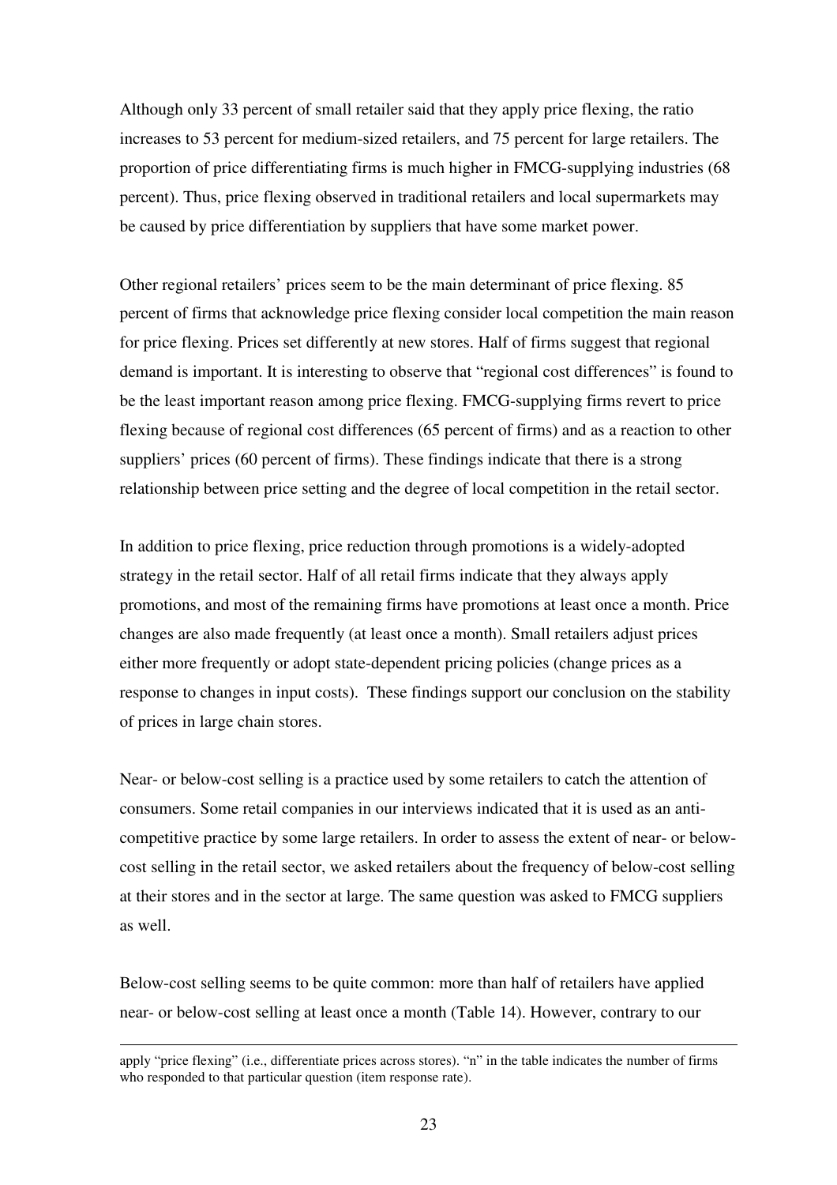Although only 33 percent of small retailer said that they apply price flexing, the ratio increases to 53 percent for medium-sized retailers, and 75 percent for large retailers. The proportion of price differentiating firms is much higher in FMCG-supplying industries (68 percent). Thus, price flexing observed in traditional retailers and local supermarkets may be caused by price differentiation by suppliers that have some market power.

Other regional retailers' prices seem to be the main determinant of price flexing. 85 percent of firms that acknowledge price flexing consider local competition the main reason for price flexing. Prices set differently at new stores. Half of firms suggest that regional demand is important. It is interesting to observe that "regional cost differences" is found to be the least important reason among price flexing. FMCG-supplying firms revert to price flexing because of regional cost differences (65 percent of firms) and as a reaction to other suppliers' prices (60 percent of firms). These findings indicate that there is a strong relationship between price setting and the degree of local competition in the retail sector.

In addition to price flexing, price reduction through promotions is a widely-adopted strategy in the retail sector. Half of all retail firms indicate that they always apply promotions, and most of the remaining firms have promotions at least once a month. Price changes are also made frequently (at least once a month). Small retailers adjust prices either more frequently or adopt state-dependent pricing policies (change prices as a response to changes in input costs). These findings support our conclusion on the stability of prices in large chain stores.

Near- or below-cost selling is a practice used by some retailers to catch the attention of consumers. Some retail companies in our interviews indicated that it is used as an anti-competitive practice by some large retailers. In order to assess the extent of near- or below-cost selling in the retail sector, we asked retailers about the frequency of below-cost selling at their stores and in the sector at large. The same question was asked to FMCG suppliers as well.

Below-cost selling seems to be quite common: more than half of retailers have applied near- or below-cost selling at least once a month (Table 14). However, contrary to our

apply "price flexing" (i.e., differentiate prices across stores). "n" in the table indicates the number of firms who responded to that particular question (item response rate).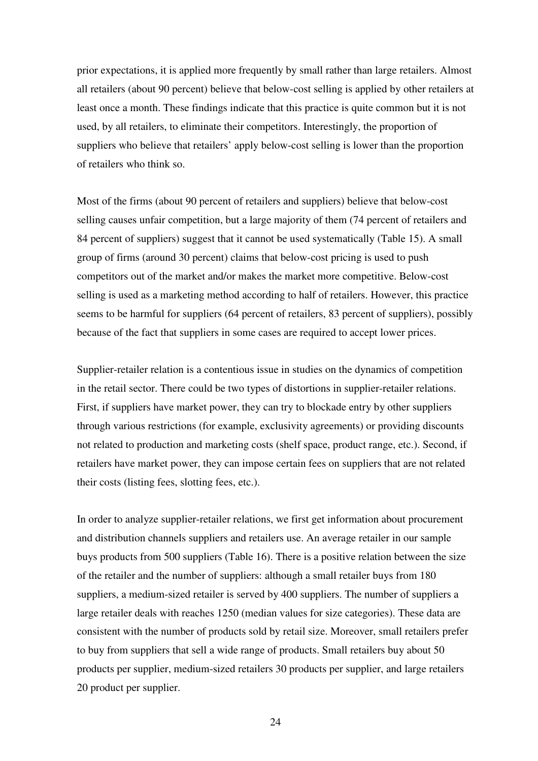prior expectations, it is applied more frequently by small rather than large retailers. Almost all retailers (about 90 percent) believe that below-cost selling is applied by other retailers at least once a month. These findings indicate that this practice is quite common but it is not used, by all retailers, to eliminate their competitors. Interestingly, the proportion of suppliers who believe that retailers' apply below-cost selling is lower than the proportion of retailers who think so.

Most of the firms (about 90 percent of retailers and suppliers) believe that below-cost selling causes unfair competition, but a large majority of them (74 percent of retailers and 84 percent of suppliers) suggest that it cannot be used systematically (Table 15). A small group of firms (around 30 percent) claims that below-cost pricing is used to push competitors out of the market and/or makes the market more competitive. Below-cost selling is used as a marketing method according to half of retailers. However, this practice seems to be harmful for suppliers (64 percent of retailers, 83 percent of suppliers), possibly because of the fact that suppliers in some cases are required to accept lower prices.

Supplier-retailer relation is a contentious issue in studies on the dynamics of competition in the retail sector. There could be two types of distortions in supplier-retailer relations. First, if suppliers have market power, they can try to blockade entry by other suppliers through various restrictions (for example, exclusivity agreements) or providing discounts not related to production and marketing costs (shelf space, product range, etc.). Second, if retailers have market power, they can impose certain fees on suppliers that are not related their costs (listing fees, slotting fees, etc.).

In order to analyze supplier-retailer relations, we first get information about procurement and distribution channels suppliers and retailers use. An average retailer in our sample buys products from 500 suppliers (Table 16). There is a positive relation between the size of the retailer and the number of suppliers: although a small retailer buys from 180 suppliers, a medium-sized retailer is served by 400 suppliers. The number of suppliers a large retailer deals with reaches 1250 (median values for size categories). These data are consistent with the number of products sold by retail size. Moreover, small retailers prefer to buy from suppliers that sell a wide range of products. Small retailers buy about 50 products per supplier, medium-sized retailers 30 products per supplier, and large retailers 20 product per supplier.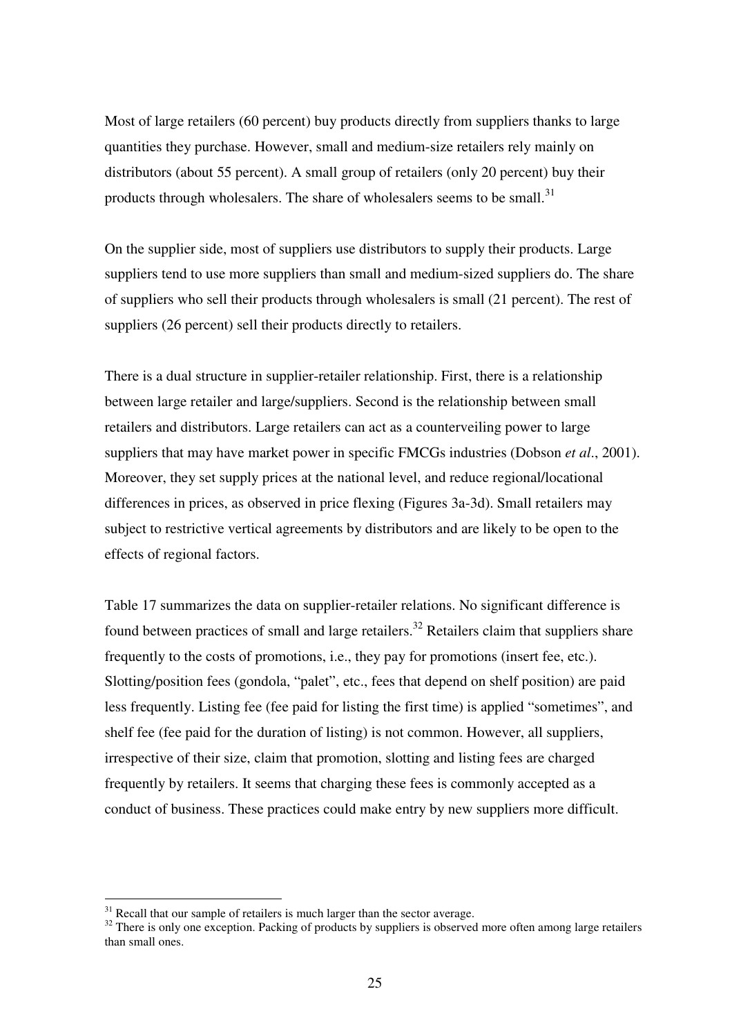Most of large retailers (60 percent) buy products directly from suppliers thanks to large quantities they purchase. However, small and medium-size retailers rely mainly on distributors (about 55 percent). A small group of retailers (only 20 percent) buy their products through wholesalers. The share of wholesalers seems to be small.[31]

On the supplier side, most of suppliers use distributors to supply their products. Large suppliers tend to use more suppliers than small and medium-sized suppliers do. The share of suppliers who sell their products through wholesalers is small (21 percent). The rest of suppliers (26 percent) sell their products directly to retailers.

There is a dual structure in supplier-retailer relationship. First, there is a relationship between large retailer and large/suppliers. Second is the relationship between small retailers and distributors. Large retailers can act as a counterveiling power to large suppliers that may have market power in specific FMCGs industries (Dobson *et al*., 2001). Moreover, they set supply prices at the national level, and reduce regional/locational differences in prices, as observed in price flexing (Figures 3a-3d). Small retailers may subject to restrictive vertical agreements by distributors and are likely to be open to the effects of regional factors.

Table 17 summarizes the data on supplier-retailer relations. No significant difference is found between practices of small and large retailers.[32] Retailers claim that suppliers share frequently to the costs of promotions, i.e., they pay for promotions (insert fee, etc.). Slotting/position fees (gondola, "palet", etc., fees that depend on shelf position) are paid less frequently. Listing fee (fee paid for listing the first time) is applied "sometimes", and shelf fee (fee paid for the duration of listing) is not common. However, all suppliers, irrespective of their size, claim that promotion, slotting and listing fees are charged frequently by retailers. It seems that charging these fees is commonly accepted as a conduct of business. These practices could make entry by new suppliers more difficult.

---

[31] Recall that our sample of retailers is much larger than the sector average.

[32] There is only one exception. Packing of products by suppliers is observed more often among large retailers than small ones.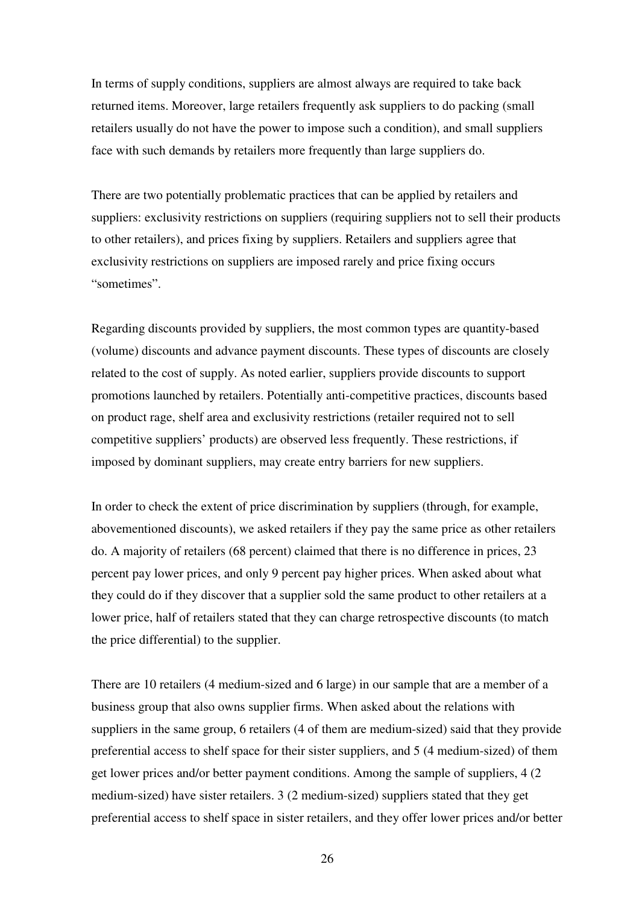In terms of supply conditions, suppliers are almost always are required to take back returned items. Moreover, large retailers frequently ask suppliers to do packing (small retailers usually do not have the power to impose such a condition), and small suppliers face with such demands by retailers more frequently than large suppliers do.

There are two potentially problematic practices that can be applied by retailers and suppliers: exclusivity restrictions on suppliers (requiring suppliers not to sell their products to other retailers), and prices fixing by suppliers. Retailers and suppliers agree that exclusivity restrictions on suppliers are imposed rarely and price fixing occurs "sometimes".

Regarding discounts provided by suppliers, the most common types are quantity-based (volume) discounts and advance payment discounts. These types of discounts are closely related to the cost of supply. As noted earlier, suppliers provide discounts to support promotions launched by retailers. Potentially anti-competitive practices, discounts based on product rage, shelf area and exclusivity restrictions (retailer required not to sell competitive suppliers' products) are observed less frequently. These restrictions, if imposed by dominant suppliers, may create entry barriers for new suppliers.

In order to check the extent of price discrimination by suppliers (through, for example, abovementioned discounts), we asked retailers if they pay the same price as other retailers do. A majority of retailers (68 percent) claimed that there is no difference in prices, 23 percent pay lower prices, and only 9 percent pay higher prices. When asked about what they could do if they discover that a supplier sold the same product to other retailers at a lower price, half of retailers stated that they can charge retrospective discounts (to match the price differential) to the supplier.

There are 10 retailers (4 medium-sized and 6 large) in our sample that are a member of a business group that also owns supplier firms. When asked about the relations with suppliers in the same group, 6 retailers (4 of them are medium-sized) said that they provide preferential access to shelf space for their sister suppliers, and 5 (4 medium-sized) of them get lower prices and/or better payment conditions. Among the sample of suppliers, 4 (2 medium-sized) have sister retailers. 3 (2 medium-sized) suppliers stated that they get preferential access to shelf space in sister retailers, and they offer lower prices and/or better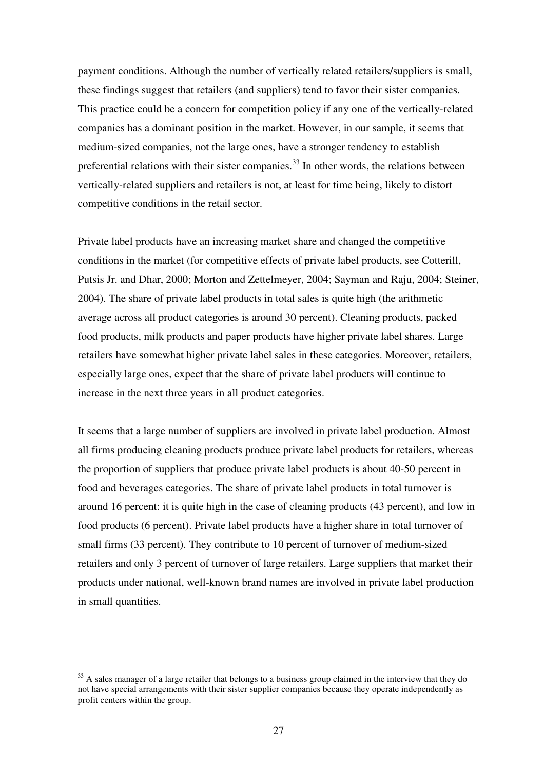payment conditions. Although the number of vertically related retailers/suppliers is small, these findings suggest that retailers (and suppliers) tend to favor their sister companies. This practice could be a concern for competition policy if any one of the vertically-related companies has a dominant position in the market. However, in our sample, it seems that medium-sized companies, not the large ones, have a stronger tendency to establish preferential relations with their sister companies.[33] In other words, the relations between vertically-related suppliers and retailers is not, at least for time being, likely to distort competitive conditions in the retail sector.

Private label products have an increasing market share and changed the competitive conditions in the market (for competitive effects of private label products, see Cotterill, Putsis Jr. and Dhar, 2000; Morton and Zettelmeyer, 2004; Sayman and Raju, 2004; Steiner, 2004). The share of private label products in total sales is quite high (the arithmetic average across all product categories is around 30 percent). Cleaning products, packed food products, milk products and paper products have higher private label shares. Large retailers have somewhat higher private label sales in these categories. Moreover, retailers, especially large ones, expect that the share of private label products will continue to increase in the next three years in all product categories.

It seems that a large number of suppliers are involved in private label production. Almost all firms producing cleaning products produce private label products for retailers, whereas the proportion of suppliers that produce private label products is about 40-50 percent in food and beverages categories. The share of private label products in total turnover is around 16 percent: it is quite high in the case of cleaning products (43 percent), and low in food products (6 percent). Private label products have a higher share in total turnover of small firms (33 percent). They contribute to 10 percent of turnover of medium-sized retailers and only 3 percent of turnover of large retailers. Large suppliers that market their products under national, well-known brand names are involved in private label production in small quantities.

[33] A sales manager of a large retailer that belongs to a business group claimed in the interview that they do not have special arrangements with their sister supplier companies because they operate independently as profit centers within the group.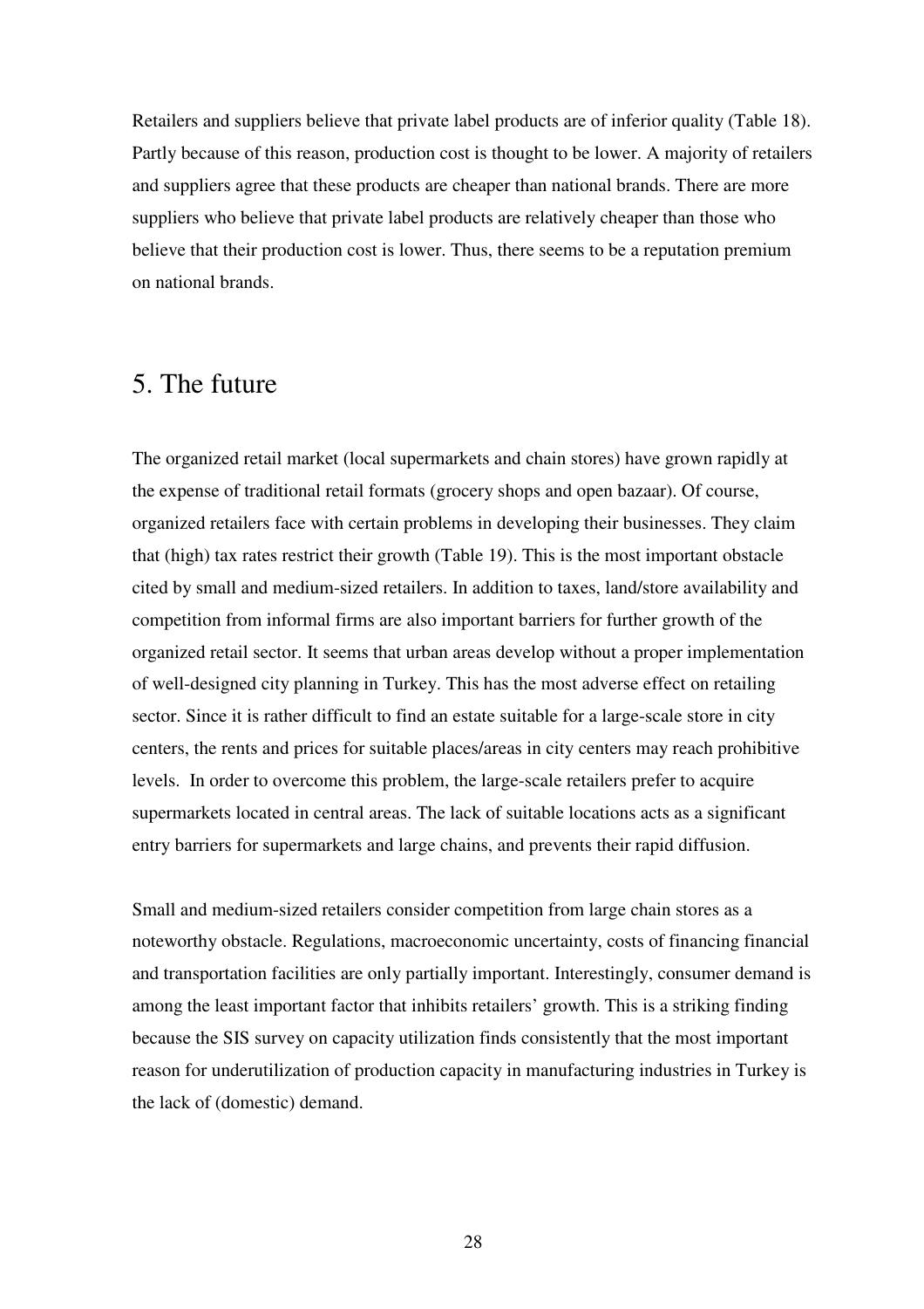Retailers and suppliers believe that private label products are of inferior quality (Table 18). Partly because of this reason, production cost is thought to be lower. A majority of retailers and suppliers agree that these products are cheaper than national brands. There are more suppliers who believe that private label products are relatively cheaper than those who believe that their production cost is lower. Thus, there seems to be a reputation premium on national brands.

## 5. The future

The organized retail market (local supermarkets and chain stores) have grown rapidly at the expense of traditional retail formats (grocery shops and open bazaar). Of course, organized retailers face with certain problems in developing their businesses. They claim that (high) tax rates restrict their growth (Table 19). This is the most important obstacle cited by small and medium-sized retailers. In addition to taxes, land/store availability and competition from informal firms are also important barriers for further growth of the organized retail sector. It seems that urban areas develop without a proper implementation of well-designed city planning in Turkey. This has the most adverse effect on retailing sector. Since it is rather difficult to find an estate suitable for a large-scale store in city centers, the rents and prices for suitable places/areas in city centers may reach prohibitive levels. In order to overcome this problem, the large-scale retailers prefer to acquire supermarkets located in central areas. The lack of suitable locations acts as a significant entry barriers for supermarkets and large chains, and prevents their rapid diffusion.

Small and medium-sized retailers consider competition from large chain stores as a noteworthy obstacle. Regulations, macroeconomic uncertainty, costs of financing financial and transportation facilities are only partially important. Interestingly, consumer demand is among the least important factor that inhibits retailers' growth. This is a striking finding because the SIS survey on capacity utilization finds consistently that the most important reason for underutilization of production capacity in manufacturing industries in Turkey is the lack of (domestic) demand.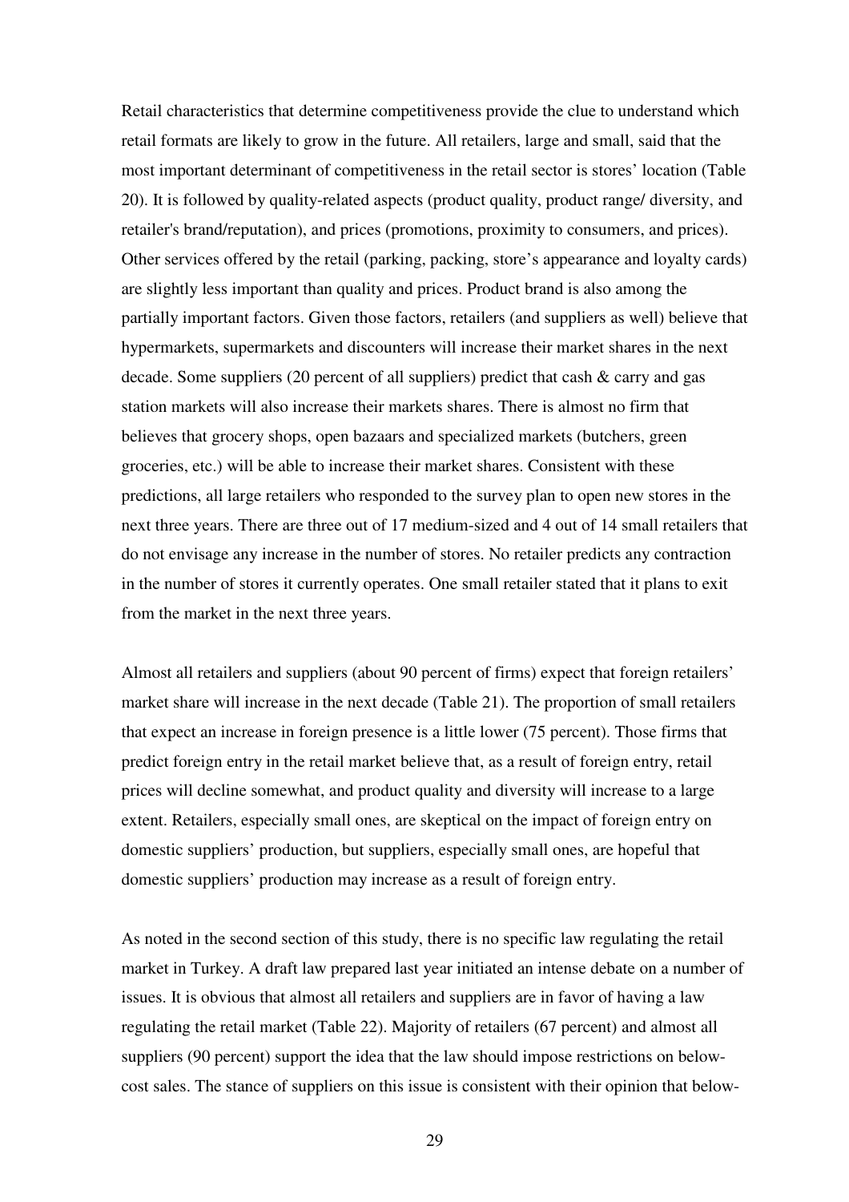Retail characteristics that determine competitiveness provide the clue to understand which retail formats are likely to grow in the future. All retailers, large and small, said that the most important determinant of competitiveness in the retail sector is stores' location (Table 20). It is followed by quality-related aspects (product quality, product range/ diversity, and retailer's brand/reputation), and prices (promotions, proximity to consumers, and prices). Other services offered by the retail (parking, packing, store's appearance and loyalty cards) are slightly less important than quality and prices. Product brand is also among the partially important factors. Given those factors, retailers (and suppliers as well) believe that hypermarkets, supermarkets and discounters will increase their market shares in the next decade. Some suppliers (20 percent of all suppliers) predict that cash & carry and gas station markets will also increase their markets shares. There is almost no firm that believes that grocery shops, open bazaars and specialized markets (butchers, green groceries, etc.) will be able to increase their market shares. Consistent with these predictions, all large retailers who responded to the survey plan to open new stores in the next three years. There are three out of 17 medium-sized and 4 out of 14 small retailers that do not envisage any increase in the number of stores. No retailer predicts any contraction in the number of stores it currently operates. One small retailer stated that it plans to exit from the market in the next three years.

Almost all retailers and suppliers (about 90 percent of firms) expect that foreign retailers' market share will increase in the next decade (Table 21). The proportion of small retailers that expect an increase in foreign presence is a little lower (75 percent). Those firms that predict foreign entry in the retail market believe that, as a result of foreign entry, retail prices will decline somewhat, and product quality and diversity will increase to a large extent. Retailers, especially small ones, are skeptical on the impact of foreign entry on domestic suppliers' production, but suppliers, especially small ones, are hopeful that domestic suppliers' production may increase as a result of foreign entry.

As noted in the second section of this study, there is no specific law regulating the retail market in Turkey. A draft law prepared last year initiated an intense debate on a number of issues. It is obvious that almost all retailers and suppliers are in favor of having a law regulating the retail market (Table 22). Majority of retailers (67 percent) and almost all suppliers (90 percent) support the idea that the law should impose restrictions on below-cost sales. The stance of suppliers on this issue is consistent with their opinion that below-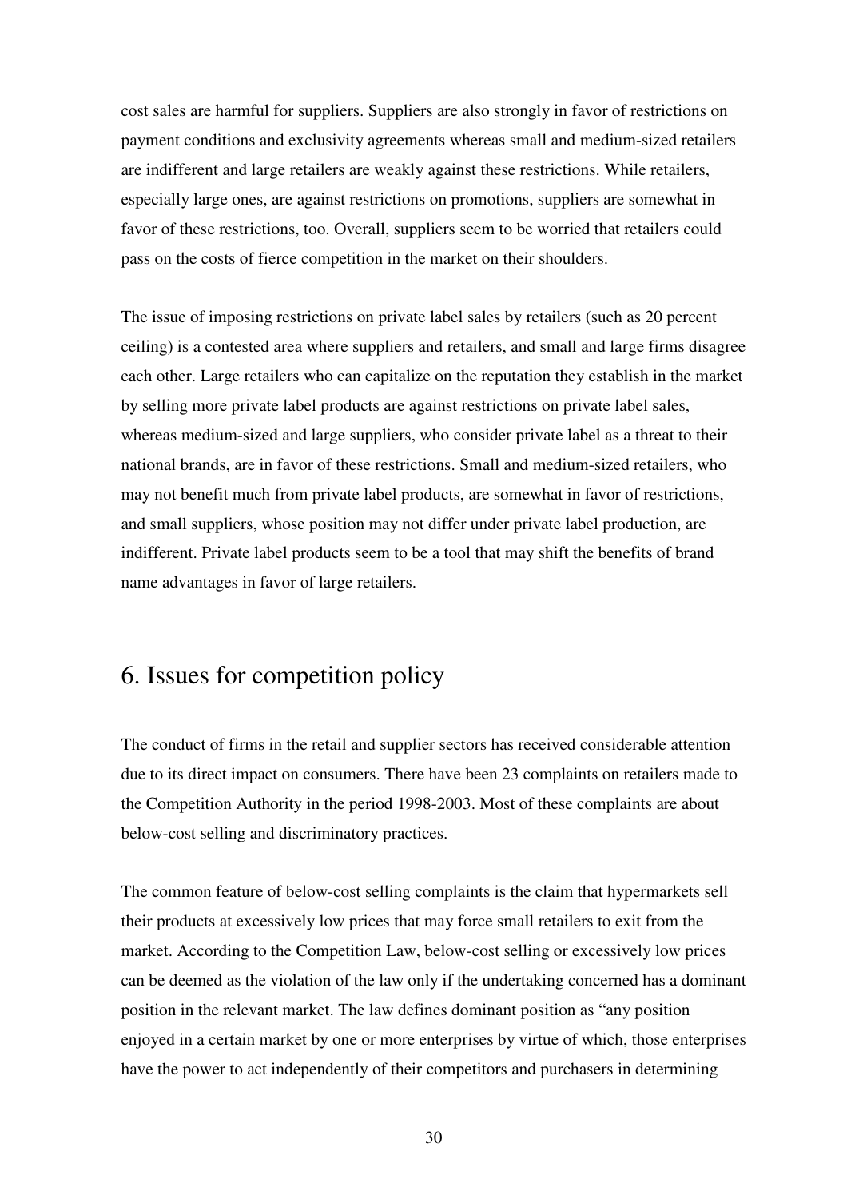cost sales are harmful for suppliers. Suppliers are also strongly in favor of restrictions on payment conditions and exclusivity agreements whereas small and medium-sized retailers are indifferent and large retailers are weakly against these restrictions. While retailers, especially large ones, are against restrictions on promotions, suppliers are somewhat in favor of these restrictions, too. Overall, suppliers seem to be worried that retailers could pass on the costs of fierce competition in the market on their shoulders.

The issue of imposing restrictions on private label sales by retailers (such as 20 percent ceiling) is a contested area where suppliers and retailers, and small and large firms disagree each other. Large retailers who can capitalize on the reputation they establish in the market by selling more private label products are against restrictions on private label sales, whereas medium-sized and large suppliers, who consider private label as a threat to their national brands, are in favor of these restrictions. Small and medium-sized retailers, who may not benefit much from private label products, are somewhat in favor of restrictions, and small suppliers, whose position may not differ under private label production, are indifferent. Private label products seem to be a tool that may shift the benefits of brand name advantages in favor of large retailers.

# 6. Issues for competition policy

The conduct of firms in the retail and supplier sectors has received considerable attention due to its direct impact on consumers. There have been 23 complaints on retailers made to the Competition Authority in the period 1998-2003. Most of these complaints are about below-cost selling and discriminatory practices.

The common feature of below-cost selling complaints is the claim that hypermarkets sell their products at excessively low prices that may force small retailers to exit from the market. According to the Competition Law, below-cost selling or excessively low prices can be deemed as the violation of the law only if the undertaking concerned has a dominant position in the relevant market. The law defines dominant position as "any position enjoyed in a certain market by one or more enterprises by virtue of which, those enterprises have the power to act independently of their competitors and purchasers in determining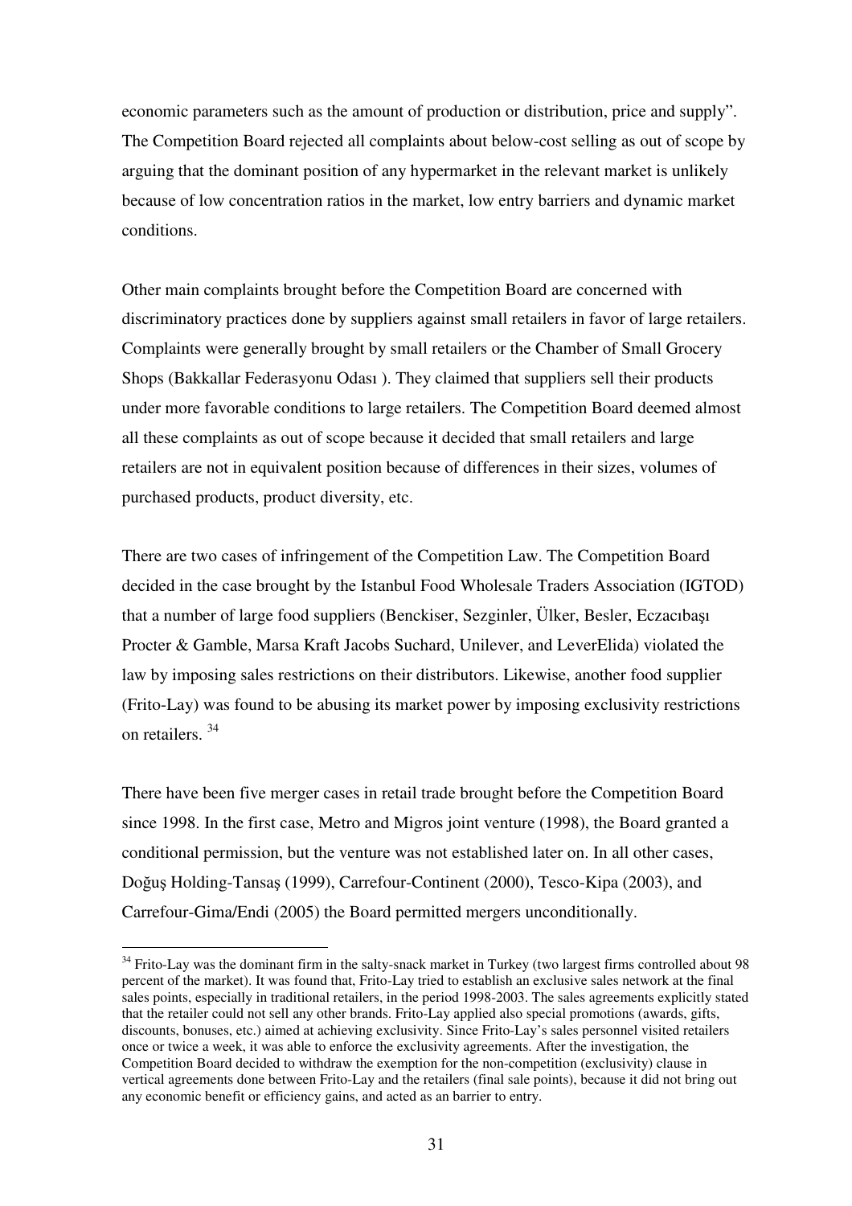economic parameters such as the amount of production or distribution, price and supply". The Competition Board rejected all complaints about below-cost selling as out of scope by arguing that the dominant position of any hypermarket in the relevant market is unlikely because of low concentration ratios in the market, low entry barriers and dynamic market conditions.

Other main complaints brought before the Competition Board are concerned with discriminatory practices done by suppliers against small retailers in favor of large retailers. Complaints were generally brought by small retailers or the Chamber of Small Grocery Shops (Bakkallar Federasyonu Odası ). They claimed that suppliers sell their products under more favorable conditions to large retailers. The Competition Board deemed almost all these complaints as out of scope because it decided that small retailers and large retailers are not in equivalent position because of differences in their sizes, volumes of purchased products, product diversity, etc.

There are two cases of infringement of the Competition Law. The Competition Board decided in the case brought by the Istanbul Food Wholesale Traders Association (IGTOD) that a number of large food suppliers (Benckiser, Sezginler, Ülker, Besler, Eczacıbaşı Procter & Gamble, Marsa Kraft Jacobs Suchard, Unilever, and LeverElida) violated the law by imposing sales restrictions on their distributors. Likewise, another food supplier (Frito-Lay) was found to be abusing its market power by imposing exclusivity restrictions on retailers. [34]

There have been five merger cases in retail trade brought before the Competition Board since 1998. In the first case, Metro and Migros joint venture (1998), the Board granted a conditional permission, but the venture was not established later on. In all other cases, Doğuş Holding-Tansaş (1999), Carrefour-Continent (2000), Tesco-Kipa (2003), and Carrefour-Gima/Endi (2005) the Board permitted mergers unconditionally.

---

[34] Frito-Lay was the dominant firm in the salty-snack market in Turkey (two largest firms controlled about 98 percent of the market). It was found that, Frito-Lay tried to establish an exclusive sales network at the final sales points, especially in traditional retailers, in the period 1998-2003. The sales agreements explicitly stated that the retailer could not sell any other brands. Frito-Lay applied also special promotions (awards, gifts, discounts, bonuses, etc.) aimed at achieving exclusivity. Since Frito-Lay's sales personnel visited retailers once or twice a week, it was able to enforce the exclusivity agreements. After the investigation, the Competition Board decided to withdraw the exemption for the non-competition (exclusivity) clause in vertical agreements done between Frito-Lay and the retailers (final sale points), because it did not bring out any economic benefit or efficiency gains, and acted as an barrier to entry.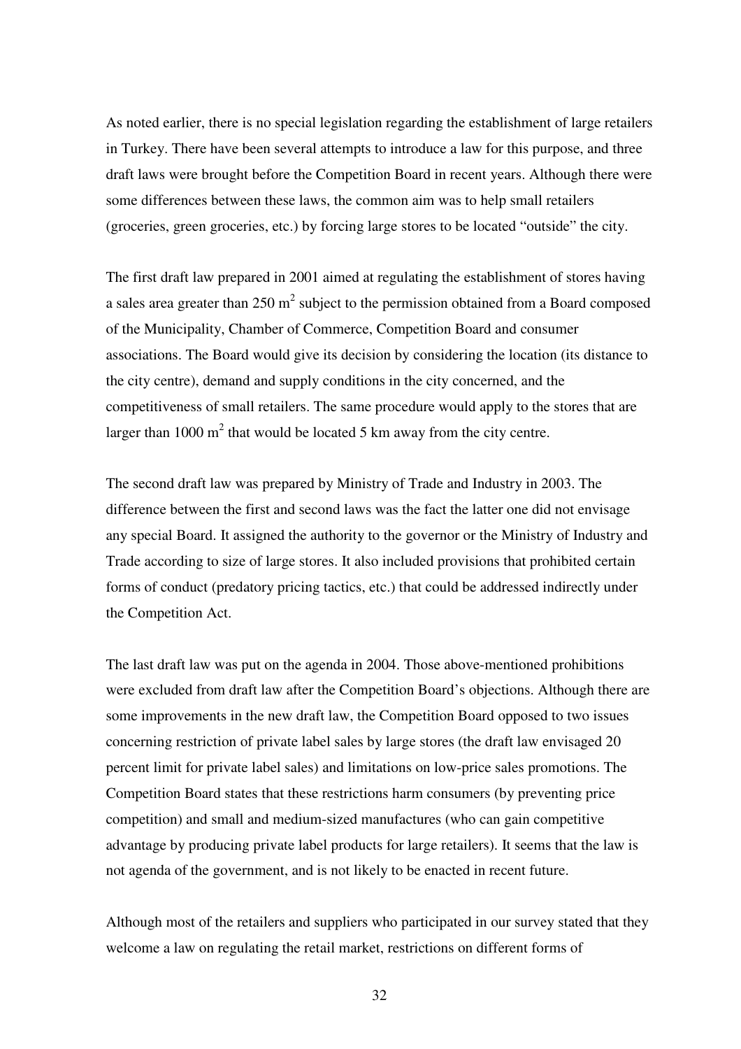As noted earlier, there is no special legislation regarding the establishment of large retailers in Turkey. There have been several attempts to introduce a law for this purpose, and three draft laws were brought before the Competition Board in recent years. Although there were some differences between these laws, the common aim was to help small retailers (groceries, green groceries, etc.) by forcing large stores to be located "outside" the city.

The first draft law prepared in 2001 aimed at regulating the establishment of stores having a sales area greater than 250 $m^2$ subject to the permission obtained from a Board composed of the Municipality, Chamber of Commerce, Competition Board and consumer associations. The Board would give its decision by considering the location (its distance to the city centre), demand and supply conditions in the city concerned, and the competitiveness of small retailers. The same procedure would apply to the stores that are larger than 1000 $m^2$ that would be located 5 km away from the city centre.

The second draft law was prepared by Ministry of Trade and Industry in 2003. The difference between the first and second laws was the fact the latter one did not envisage any special Board. It assigned the authority to the governor or the Ministry of Industry and Trade according to size of large stores. It also included provisions that prohibited certain forms of conduct (predatory pricing tactics, etc.) that could be addressed indirectly under the Competition Act.

The last draft law was put on the agenda in 2004. Those above-mentioned prohibitions were excluded from draft law after the Competition Board's objections. Although there are some improvements in the new draft law, the Competition Board opposed to two issues concerning restriction of private label sales by large stores (the draft law envisaged 20 percent limit for private label sales) and limitations on low-price sales promotions. The Competition Board states that these restrictions harm consumers (by preventing price competition) and small and medium-sized manufactures (who can gain competitive advantage by producing private label products for large retailers). It seems that the law is not agenda of the government, and is not likely to be enacted in recent future.

Although most of the retailers and suppliers who participated in our survey stated that they welcome a law on regulating the retail market, restrictions on different forms of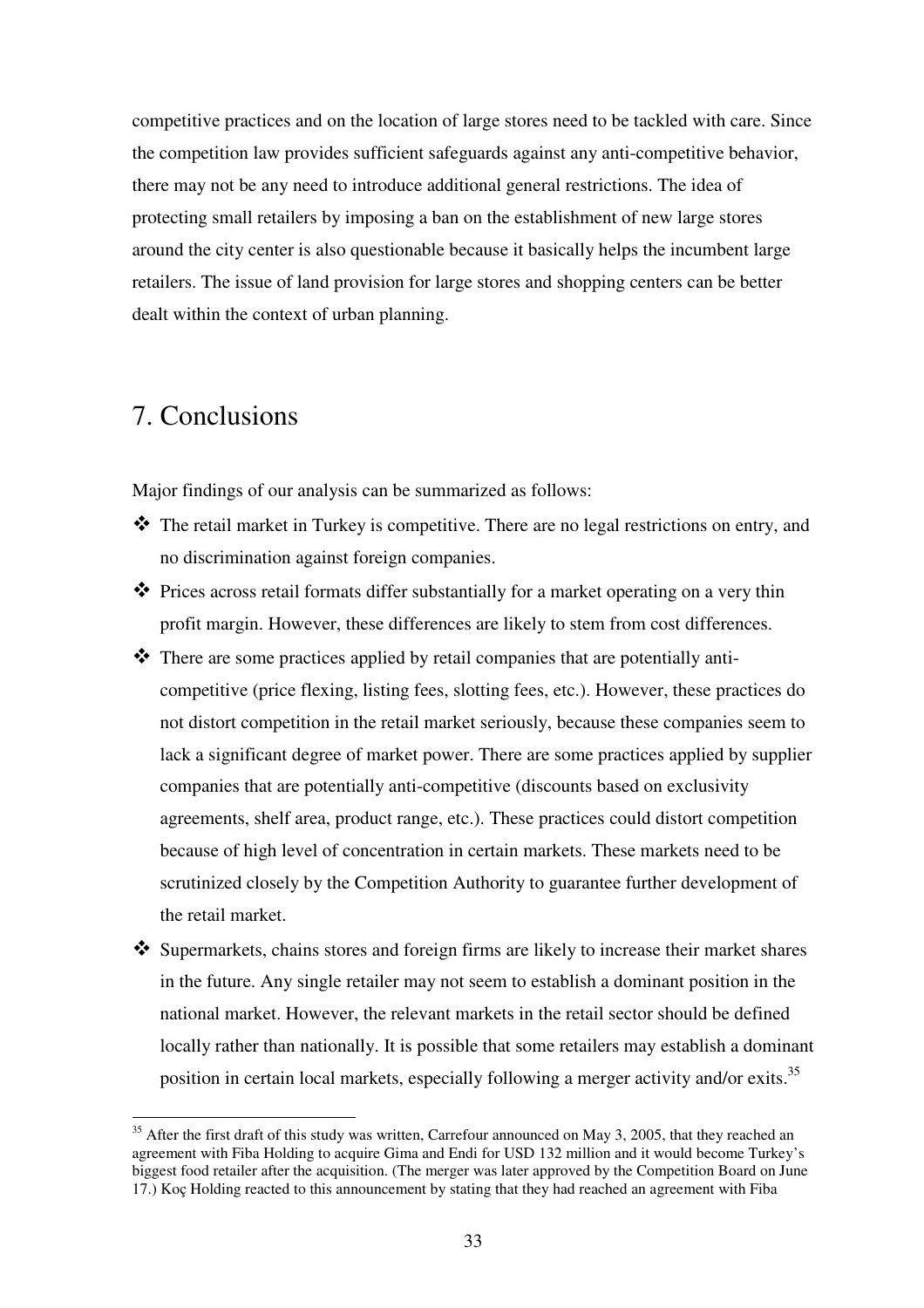competitive practices and on the location of large stores need to be tackled with care. Since the competition law provides sufficient safeguards against any anti-competitive behavior, there may not be any need to introduce additional general restrictions. The idea of protecting small retailers by imposing a ban on the establishment of new large stores around the city center is also questionable because it basically helps the incumbent large retailers. The issue of land provision for large stores and shopping centers can be better dealt within the context of urban planning.

# 7. Conclusions

Major findings of our analysis can be summarized as follows:

- The retail market in Turkey is competitive. There are no legal restrictions on entry, and no discrimination against foreign companies.
- Prices across retail formats differ substantially for a market operating on a very thin profit margin. However, these differences are likely to stem from cost differences.
- There are some practices applied by retail companies that are potentially anti-competitive (price flexing, listing fees, slotting fees, etc.). However, these practices do not distort competition in the retail market seriously, because these companies seem to lack a significant degree of market power. There are some practices applied by supplier companies that are potentially anti-competitive (discounts based on exclusivity agreements, shelf area, product range, etc.). These practices could distort competition because of high level of concentration in certain markets. These markets need to be scrutinized closely by the Competition Authority to guarantee further development of the retail market.
- Supermarkets, chains stores and foreign firms are likely to increase their market shares in the future. Any single retailer may not seem to establish a dominant position in the national market. However, the relevant markets in the retail sector should be defined locally rather than nationally. It is possible that some retailers may establish a dominant position in certain local markets, especially following a merger activity and/or exits.[35]

[35] After the first draft of this study was written, Carrefour announced on May 3, 2005, that they reached an agreement with Fiba Holding to acquire Gima and Endi for USD 132 million and it would become Turkey's biggest food retailer after the acquisition. (The merger was later approved by the Competition Board on June 17.) Koç Holding reacted to this announcement by stating that they had reached an agreement with Fiba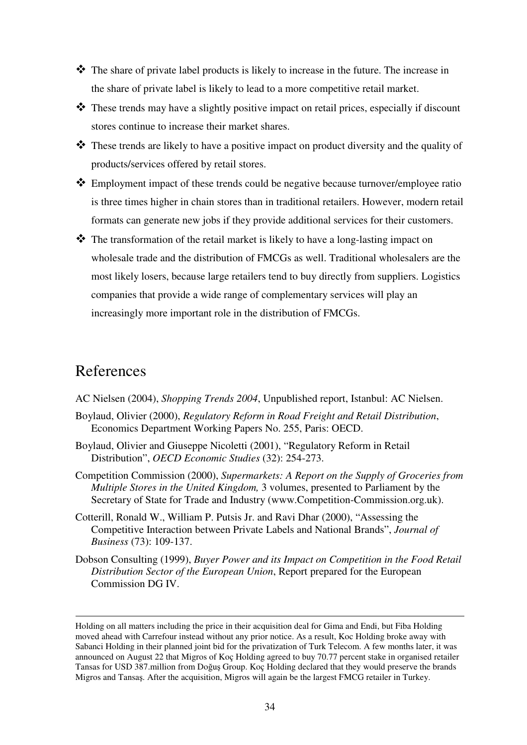- The share of private label products is likely to increase in the future. The increase in the share of private label is likely to lead to a more competitive retail market.
- These trends may have a slightly positive impact on retail prices, especially if discount stores continue to increase their market shares.
- These trends are likely to have a positive impact on product diversity and the quality of products/services offered by retail stores.
- Employment impact of these trends could be negative because turnover/employee ratio is three times higher in chain stores than in traditional retailers. However, modern retail formats can generate new jobs if they provide additional services for their customers.
- The transformation of the retail market is likely to have a long-lasting impact on wholesale trade and the distribution of FMCGs as well. Traditional wholesalers are the most likely losers, because large retailers tend to buy directly from suppliers. Logistics companies that provide a wide range of complementary services will play an increasingly more important role in the distribution of FMCGs.

# References

AC Nielsen (2004), *Shopping Trends 2004*, Unpublished report, Istanbul: AC Nielsen.

Boylaud, Olivier (2000), *Regulatory Reform in Road Freight and Retail Distribution*, Economics Department Working Papers No. 255, Paris: OECD.

Boylaud, Olivier and Giuseppe Nicoletti (2001), "Regulatory Reform in Retail Distribution", *OECD Economic Studies* (32): 254-273.

Competition Commission (2000), *Supermarkets: A Report on the Supply of Groceries from Multiple Stores in the United Kingdom,* 3 volumes, presented to Parliament by the Secretary of State for Trade and Industry (www.Competition-Commission.org.uk).

Cotterill, Ronald W., William P. Putsis Jr. and Ravi Dhar (2000), "Assessing the Competitive Interaction between Private Labels and National Brands", *Journal of Business* (73): 109-137.

Dobson Consulting (1999), *Buyer Power and its Impact on Competition in the Food Retail Distribution Sector of the European Union*, Report prepared for the European Commission DG IV.

---

Holding on all matters including the price in their acquisition deal for Gima and Endi, but Fiba Holding moved ahead with Carrefour instead without any prior notice. As a result, Koc Holding broke away with Sabanci Holding in their planned joint bid for the privatization of Turk Telecom. A few months later, it was announced on August 22 that Migros of Koç Holding agreed to buy 70.77 percent stake in organised retailer Tansas for USD 387.million from Doğuş Group. Koç Holding declared that they would preserve the brands Migros and Tansaş. After the acquisition, Migros will again be the largest FMCG retailer in Turkey.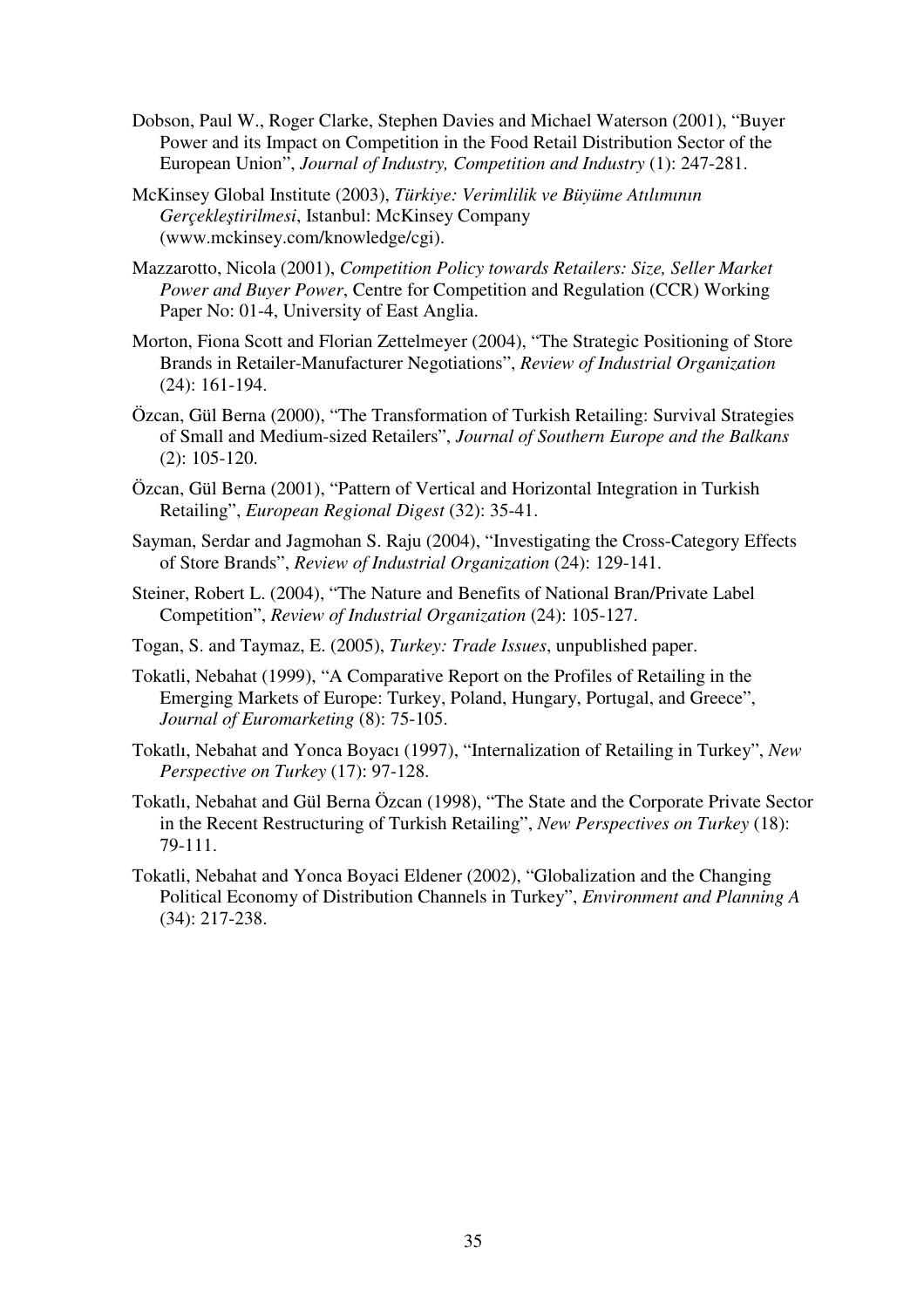Dobson, Paul W., Roger Clarke, Stephen Davies and Michael Waterson (2001), "Buyer Power and its Impact on Competition in the Food Retail Distribution Sector of the European Union", *Journal of Industry, Competition and Industry* (1): 247-281.

McKinsey Global Institute (2003), *Türkiye: Verimlilik ve Büyüme Atılımının Gerçekleştirilmesi*, Istanbul: McKinsey Company (www.mckinsey.com/knowledge/cgi).

Mazzarotto, Nicola (2001), *Competition Policy towards Retailers: Size, Seller Market Power and Buyer Power*, Centre for Competition and Regulation (CCR) Working Paper No: 01-4, University of East Anglia.

Morton, Fiona Scott and Florian Zettelmeyer (2004), "The Strategic Positioning of Store Brands in Retailer-Manufacturer Negotiations", *Review of Industrial Organization* (24): 161-194.

Özcan, Gül Berna (2000), "The Transformation of Turkish Retailing: Survival Strategies of Small and Medium-sized Retailers", *Journal of Southern Europe and the Balkans* (2): 105-120.

Özcan, Gül Berna (2001), "Pattern of Vertical and Horizontal Integration in Turkish Retailing", *European Regional Digest* (32): 35-41.

Sayman, Serdar and Jagmohan S. Raju (2004), "Investigating the Cross-Category Effects of Store Brands", *Review of Industrial Organization* (24): 129-141.

Steiner, Robert L. (2004), "The Nature and Benefits of National Bran/Private Label Competition", *Review of Industrial Organization* (24): 105-127.

Togan, S. and Taymaz, E. (2005), *Turkey: Trade Issues*, unpublished paper.

Tokatli, Nebahat (1999), "A Comparative Report on the Profiles of Retailing in the Emerging Markets of Europe: Turkey, Poland, Hungary, Portugal, and Greece", *Journal of Euromarketing* (8): 75-105.

Tokatlı, Nebahat and Yonca Boyacı (1997), "Internalization of Retailing in Turkey", *New Perspective on Turkey* (17): 97-128.

Tokatlı, Nebahat and Gül Berna Özcan (1998), "The State and the Corporate Private Sector in the Recent Restructuring of Turkish Retailing", *New Perspectives on Turkey* (18): 79-111.

Tokatli, Nebahat and Yonca Boyaci Eldener (2002), "Globalization and the Changing Political Economy of Distribution Channels in Turkey", *Environment and Planning A* (34): 217-238.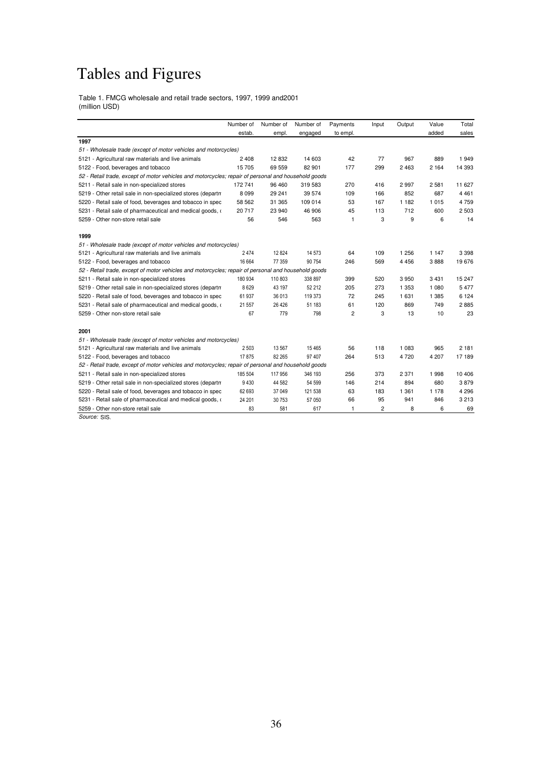# Tables and Figures

Table 1. FMCG wholesale and retail trade sectors, 1997, 1999 and2001
(million USD)

| | Number of estab. | Number of empl. | Number of engaged | Payments to empl. | Input | Output | Value added | Total sales |
|---|---|---|---|---|---|---|---|---|
| **1997** | | | | | | | | |
| *51 - Wholesale trade (except of motor vehicles and motorcycles)* | | | | | | | | |
| 5121 - Agricultural raw materials and live animals | 2 408 | 12 832 | 14 603 | 42 | 77 | 967 | 889 | 1 949 |
| 5122 - Food, beverages and tobacco | 15 705 | 69 559 | 82 901 | 177 | 299 | 2 463 | 2 164 | 14 393 |
| *52 - Retail trade, except of motor vehicles and motorcycles; repair of personal and household goods* | | | | | | | | |
| 5211 - Retail sale in non-specialized stores | 172 741 | 96 460 | 319 583 | 270 | 416 | 2 997 | 2 581 | 11 627 |
| 5219 - Other retail sale in non-specialized stores (departm | 8 099 | 29 241 | 39 574 | 109 | 166 | 852 | 687 | 4 461 |
| 5220 - Retail sale of food, beverages and tobacco in spec | 58 562 | 31 365 | 109 014 | 53 | 167 | 1 182 | 1 015 | 4 759 |
| 5231 - Retail sale of pharmaceutical and medical goods, ( | 20 717 | 23 940 | 46 906 | 45 | 113 | 712 | 600 | 2 503 |
| 5259 - Other non-store retail sale | 56 | 546 | 563 | 1 | 3 | 9 | 6 | 14 |
| **1999** | | | | | | | | |
| *51 - Wholesale trade (except of motor vehicles and motorcycles)* | | | | | | | | |
| 5121 - Agricultural raw materials and live animals | 2 474 | 12 824 | 14 573 | 64 | 109 | 1 256 | 1 147 | 3 398 |
| 5122 - Food, beverages and tobacco | 16 664 | 77 359 | 90 754 | 246 | 569 | 4 456 | 3 888 | 19 676 |
| *52 - Retail trade, except of motor vehicles and motorcycles; repair of personal and household goods* | | | | | | | | |
| 5211 - Retail sale in non-specialized stores | 180 934 | 110 803 | 338 897 | 399 | 520 | 3 950 | 3 431 | 15 247 |
| 5219 - Other retail sale in non-specialized stores (departm | 8 629 | 43 197 | 52 212 | 205 | 273 | 1 353 | 1 080 | 5 477 |
| 5220 - Retail sale of food, beverages and tobacco in spec | 61 937 | 36 013 | 119 373 | 72 | 245 | 1 631 | 1 385 | 6 124 |
| 5231 - Retail sale of pharmaceutical and medical goods, ( | 21 557 | 26 426 | 51 183 | 61 | 120 | 869 | 749 | 2 885 |
| 5259 - Other non-store retail sale | 67 | 779 | 798 | 2 | 3 | 13 | 10 | 23 |
| **2001** | | | | | | | | |
| *51 - Wholesale trade (except of motor vehicles and motorcycles)* | | | | | | | | |
| 5121 - Agricultural raw materials and live animals | 2 503 | 13 567 | 15 465 | 56 | 118 | 1 083 | 965 | 2 181 |
| 5122 - Food, beverages and tobacco | 17 875 | 82 265 | 97 407 | 264 | 513 | 4 720 | 4 207 | 17 189 |
| *52 - Retail trade, except of motor vehicles and motorcycles; repair of personal and household goods* | | | | | | | | |
| 5211 - Retail sale in non-specialized stores | 185 504 | 117 956 | 346 193 | 256 | 373 | 2 371 | 1 998 | 10 406 |
| 5219 - Other retail sale in non-specialized stores (departm | 9 430 | 44 582 | 54 599 | 146 | 214 | 894 | 680 | 3 879 |
| 5220 - Retail sale of food, beverages and tobacco in spec | 62 693 | 37 049 | 121 538 | 63 | 183 | 1 361 | 1 178 | 4 296 |
| 5231 - Retail sale of pharmaceutical and medical goods, ( | 24 201 | 30 753 | 57 050 | 66 | 95 | 941 | 846 | 3 213 |
| 5259 - Other non-store retail sale | 83 | 581 | 617 | 1 | 2 | 8 | 6 | 69 |

*Source:* SIS.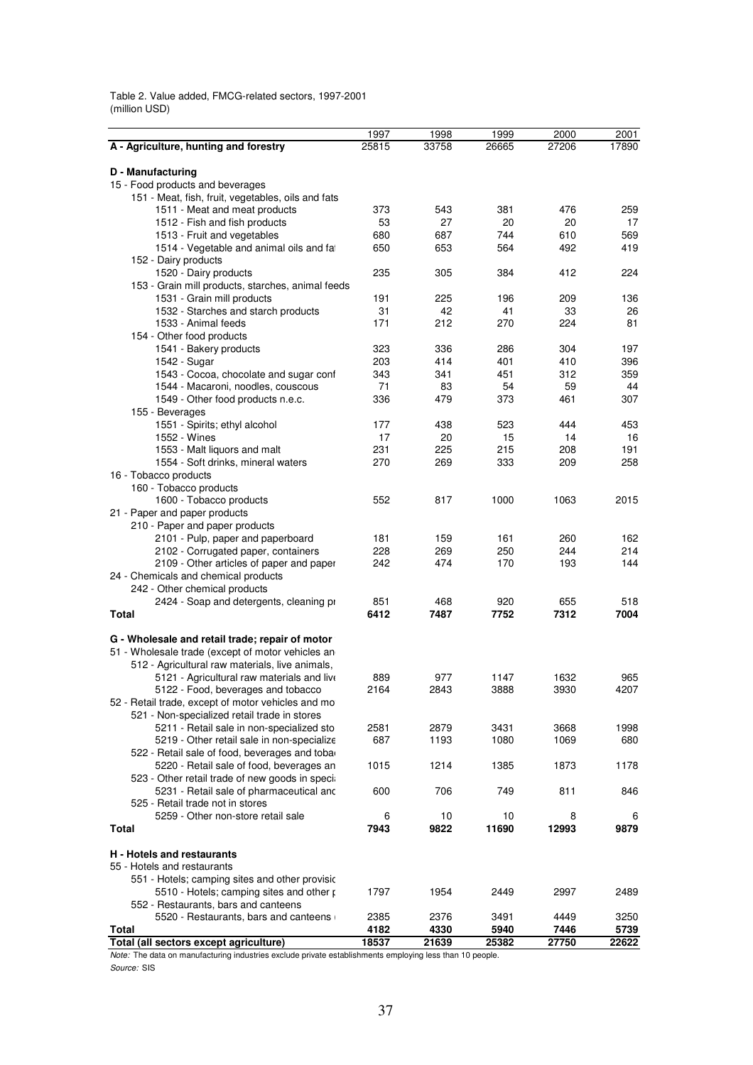Table 2. Value added, FMCG-related sectors, 1997-2001
(million USD)

| | 1997 | 1998 | 1999 | 2000 | 2001 |
|---|---|---|---|---|---|
| **A - Agriculture, hunting and forestry** | 25815 | 33758 | 26665 | 27206 | 17890 |
| | | | | | |
| **D - Manufacturing** | | | | | |
| 15 - Food products and beverages | | | | | |
| 151 - Meat, fish, fruit, vegetables, oils and fats | | | | | |
| 1511 - Meat and meat products | 373 | 543 | 381 | 476 | 259 |
| 1512 - Fish and fish products | 53 | 27 | 20 | 20 | 17 |
| 1513 - Fruit and vegetables | 680 | 687 | 744 | 610 | 569 |
| 1514 - Vegetable and animal oils and fa | 650 | 653 | 564 | 492 | 419 |
| 152 - Dairy products | | | | | |
| 1520 - Dairy products | 235 | 305 | 384 | 412 | 224 |
| 153 - Grain mill products, starches, animal feeds | | | | | |
| 1531 - Grain mill products | 191 | 225 | 196 | 209 | 136 |
| 1532 - Starches and starch products | 31 | 42 | 41 | 33 | 26 |
| 1533 - Animal feeds | 171 | 212 | 270 | 224 | 81 |
| 154 - Other food products | | | | | |
| 1541 - Bakery products | 323 | 336 | 286 | 304 | 197 |
| 1542 - Sugar | 203 | 414 | 401 | 410 | 396 |
| 1543 - Cocoa, chocolate and sugar conf | 343 | 341 | 451 | 312 | 359 |
| 1544 - Macaroni, noodles, couscous | 71 | 83 | 54 | 59 | 44 |
| 1549 - Other food products n.e.c. | 336 | 479 | 373 | 461 | 307 |
| 155 - Beverages | | | | | |
| 1551 - Spirits; ethyl alcohol | 177 | 438 | 523 | 444 | 453 |
| 1552 - Wines | 17 | 20 | 15 | 14 | 16 |
| 1553 - Malt liquors and malt | 231 | 225 | 215 | 208 | 191 |
| 1554 - Soft drinks, mineral waters | 270 | 269 | 333 | 209 | 258 |
| 16 - Tobacco products | | | | | |
| 160 - Tobacco products | | | | | |
| 1600 - Tobacco products | 552 | 817 | 1000 | 1063 | 2015 |
| 21 - Paper and paper products | | | | | |
| 210 - Paper and paper products | | | | | |
| 2101 - Pulp, paper and paperboard | 181 | 159 | 161 | 260 | 162 |
| 2102 - Corrugated paper, containers | 228 | 269 | 250 | 244 | 214 |
| 2109 - Other articles of paper and paper | 242 | 474 | 170 | 193 | 144 |
| 24 - Chemicals and chemical products | | | | | |
| 242 - Other chemical products | | | | | |
| 2424 - Soap and detergents, cleaning pr | 851 | 468 | 920 | 655 | 518 |
| **Total** | **6412** | **7487** | **7752** | **7312** | **7004** |
| | | | | | |
| **G - Wholesale and retail trade; repair of motor** | | | | | |
| 51 - Wholesale trade (except of motor vehicles an | | | | | |
| 512 - Agricultural raw materials, live animals, | | | | | |
| 5121 - Agricultural raw materials and liv | 889 | 977 | 1147 | 1632 | 965 |
| 5122 - Food, beverages and tobacco | 2164 | 2843 | 3888 | 3930 | 4207 |
| 52 - Retail trade, except of motor vehicles and mo | | | | | |
| 521 - Non-specialized retail trade in stores | | | | | |
| 5211 - Retail sale in non-specialized sto | 2581 | 2879 | 3431 | 3668 | 1998 |
| 5219 - Other retail sale in non-specialize | 687 | 1193 | 1080 | 1069 | 680 |
| 522 - Retail sale of food, beverages and toba | | | | | |
| 5220 - Retail sale of food, beverages an | 1015 | 1214 | 1385 | 1873 | 1178 |
| 523 - Other retail trade of new goods in speci | | | | | |
| 5231 - Retail sale of pharmaceutical anc | 600 | 706 | 749 | 811 | 846 |
| 525 - Retail trade not in stores | | | | | |
| 5259 - Other non-store retail sale | 6 | 10 | 10 | 8 | 6 |
| **Total** | **7943** | **9822** | **11690** | **12993** | **9879** |
| | | | | | |
| **H - Hotels and restaurants** | | | | | |
| 55 - Hotels and restaurants | | | | | |
| 551 - Hotels; camping sites and other provisic | | | | | |
| 5510 - Hotels; camping sites and other p | 1797 | 1954 | 2449 | 2997 | 2489 |
| 552 - Restaurants, bars and canteens | | | | | |
| 5520 - Restaurants, bars and canteens | 2385 | 2376 | 3491 | 4449 | 3250 |
| **Total** | **4182** | **4330** | **5940** | **7446** | **5739** |
| **Total (all sectors except agriculture)** | **18537** | **21639** | **25382** | **27750** | **22622** |

*Note:* The data on manufacturing industries exclude private establishments employing less than 10 people.
*Source:* SIS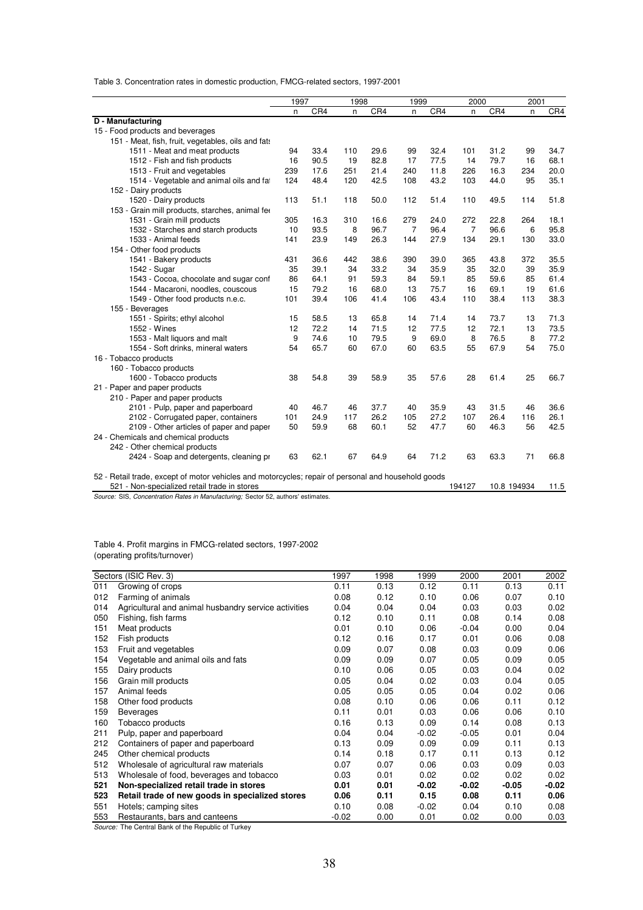Table 3. Concentration rates in domestic production, FMCG-related sectors, 1997-2001

| | 1997 | | 1998 | | 1999 | | 2000 | | 2001 | |
|---|---|---|---|---|---|---|---|---|---|---|
| | n | CR4 | n | CR4 | n | CR4 | n | CR4 | n | CR4 |
| **D - Manufacturing** | | | | | | | | | | |
| 15 - Food products and beverages | | | | | | | | | | |
| 151 - Meat, fish, fruit, vegetables, oils and fats | | | | | | | | | | |
| 1511 - Meat and meat products | 94 | 33.4 | 110 | 29.6 | 99 | 32.4 | 101 | 31.2 | 99 | 34.7 |
| 1512 - Fish and fish products | 16 | 90.5 | 19 | 82.8 | 17 | 77.5 | 14 | 79.7 | 16 | 68.1 |
| 1513 - Fruit and vegetables | 239 | 17.6 | 251 | 21.4 | 240 | 11.8 | 226 | 16.3 | 234 | 20.0 |
| 1514 - Vegetable and animal oils and fat | 124 | 48.4 | 120 | 42.5 | 108 | 43.2 | 103 | 44.0 | 95 | 35.1 |
| 152 - Dairy products | | | | | | | | | | |
| 1520 - Dairy products | 113 | 51.1 | 118 | 50.0 | 112 | 51.4 | 110 | 49.5 | 114 | 51.8 |
| 153 - Grain mill products, starches, animal fee | | | | | | | | | | |
| 1531 - Grain mill products | 305 | 16.3 | 310 | 16.6 | 279 | 24.0 | 272 | 22.8 | 264 | 18.1 |
| 1532 - Starches and starch products | 10 | 93.5 | 8 | 96.7 | 7 | 96.4 | 7 | 96.6 | 6 | 95.8 |
| 1533 - Animal feeds | 141 | 23.9 | 149 | 26.3 | 144 | 27.9 | 134 | 29.1 | 130 | 33.0 |
| 154 - Other food products | | | | | | | | | | |
| 1541 - Bakery products | 431 | 36.6 | 442 | 38.6 | 390 | 39.0 | 365 | 43.8 | 372 | 35.5 |
| 1542 - Sugar | 35 | 39.1 | 34 | 33.2 | 34 | 35.9 | 35 | 32.0 | 39 | 35.9 |
| 1543 - Cocoa, chocolate and sugar conf | 86 | 64.1 | 91 | 59.3 | 84 | 59.1 | 85 | 59.6 | 85 | 61.4 |
| 1544 - Macaroni, noodles, couscous | 15 | 79.2 | 16 | 68.0 | 13 | 75.7 | 16 | 69.1 | 19 | 61.6 |
| 1549 - Other food products n.e.c. | 101 | 39.4 | 106 | 41.4 | 106 | 43.4 | 110 | 38.4 | 113 | 38.3 |
| 155 - Beverages | | | | | | | | | | |
| 1551 - Spirits; ethyl alcohol | 15 | 58.5 | 13 | 65.8 | 14 | 71.4 | 14 | 73.7 | 13 | 71.3 |
| 1552 - Wines | 12 | 72.2 | 14 | 71.5 | 12 | 77.5 | 12 | 72.1 | 13 | 73.5 |
| 1553 - Malt liquors and malt | 9 | 74.6 | 10 | 79.5 | 9 | 69.0 | 8 | 76.5 | 8 | 77.2 |
| 1554 - Soft drinks, mineral waters | 54 | 65.7 | 60 | 67.0 | 60 | 63.5 | 55 | 67.9 | 54 | 75.0 |
| 16 - Tobacco products | | | | | | | | | | |
| 160 - Tobacco products | | | | | | | | | | |
| 1600 - Tobacco products | 38 | 54.8 | 39 | 58.9 | 35 | 57.6 | 28 | 61.4 | 25 | 66.7 |
| 21 - Paper and paper products | | | | | | | | | | |
| 210 - Paper and paper products | | | | | | | | | | |
| 2101 - Pulp, paper and paperboard | 40 | 46.7 | 46 | 37.7 | 40 | 35.9 | 43 | 31.5 | 46 | 36.6 |
| 2102 - Corrugated paper, containers | 101 | 24.9 | 117 | 26.2 | 105 | 27.2 | 107 | 26.4 | 116 | 26.1 |
| 2109 - Other articles of paper and paper | 50 | 59.9 | 68 | 60.1 | 52 | 47.7 | 60 | 46.3 | 56 | 42.5 |
| 24 - Chemicals and chemical products | | | | | | | | | | |
| 242 - Other chemical products | | | | | | | | | | |
| 2424 - Soap and detergents, cleaning pr | 63 | 62.1 | 67 | 64.9 | 64 | 71.2 | 63 | 63.3 | 71 | 66.8 |
| 52 - Retail trade, except of motor vehicles and motorcycles; repair of personal and household goods | | | | | | | | | | |
| 521 - Non-specialized retail trade in stores | | | | | | | 194127 | 10.8 | 194934 | 11.5 |

*Source:* SIS, *Concentration Rates in Manufacturing;* Sector 52, authors' estimates.

Table 4. Profit margins in FMCG-related sectors, 1997-2002
(operating profits/turnover)

| Sectors (ISIC Rev. 3) | | 1997 | 1998 | 1999 | 2000 | 2001 | 2002 |
|---|---|---|---|---|---|---|---|
| 011 | Growing of crops | 0.11 | 0.13 | 0.12 | 0.11 | 0.13 | 0.11 |
| 012 | Farming of animals | 0.08 | 0.12 | 0.10 | 0.06 | 0.07 | 0.10 |
| 014 | Agricultural and animal husbandry service activities | 0.04 | 0.04 | 0.04 | 0.03 | 0.03 | 0.02 |
| 050 | Fishing, fish farms | 0.12 | 0.10 | 0.11 | 0.08 | 0.14 | 0.08 |
| 151 | Meat products | 0.01 | 0.10 | 0.06 | -0.04 | 0.00 | 0.04 |
| 152 | Fish products | 0.12 | 0.16 | 0.17 | 0.01 | 0.06 | 0.08 |
| 153 | Fruit and vegetables | 0.09 | 0.07 | 0.08 | 0.03 | 0.09 | 0.06 |
| 154 | Vegetable and animal oils and fats | 0.09 | 0.09 | 0.07 | 0.05 | 0.09 | 0.05 |
| 155 | Dairy products | 0.10 | 0.06 | 0.05 | 0.03 | 0.04 | 0.02 |
| 156 | Grain mill products | 0.05 | 0.04 | 0.02 | 0.03 | 0.04 | 0.05 |
| 157 | Animal feeds | 0.05 | 0.05 | 0.05 | 0.04 | 0.02 | 0.06 |
| 158 | Other food products | 0.08 | 0.10 | 0.06 | 0.06 | 0.11 | 0.12 |
| 159 | Beverages | 0.11 | 0.01 | 0.03 | 0.06 | 0.06 | 0.10 |
| 160 | Tobacco products | 0.16 | 0.13 | 0.09 | 0.14 | 0.08 | 0.13 |
| 211 | Pulp, paper and paperboard | 0.04 | 0.04 | -0.02 | -0.05 | 0.01 | 0.04 |
| 212 | Containers of paper and paperboard | 0.13 | 0.09 | 0.09 | 0.09 | 0.11 | 0.13 |
| 245 | Other chemical products | 0.14 | 0.18 | 0.17 | 0.11 | 0.13 | 0.12 |
| 512 | Wholesale of agricultural raw materials | 0.07 | 0.07 | 0.06 | 0.03 | 0.09 | 0.03 |
| 513 | Wholesale of food, beverages and tobacco | 0.03 | 0.01 | 0.02 | 0.02 | 0.02 | 0.02 |
| **521** | **Non-specialized retail trade in stores** | **0.01** | **0.01** | **-0.02** | **-0.02** | **-0.05** | **-0.02** |
| **523** | **Retail trade of new goods in specialized stores** | **0.06** | **0.11** | **0.15** | **0.08** | **0.11** | **0.06** |
| 551 | Hotels; camping sites | 0.10 | 0.08 | -0.02 | 0.04 | 0.10 | 0.08 |
| 553 | Restaurants, bars and canteens | -0.02 | 0.00 | 0.01 | 0.02 | 0.00 | 0.03 |

*Source:* The Central Bank of the Republic of Turkey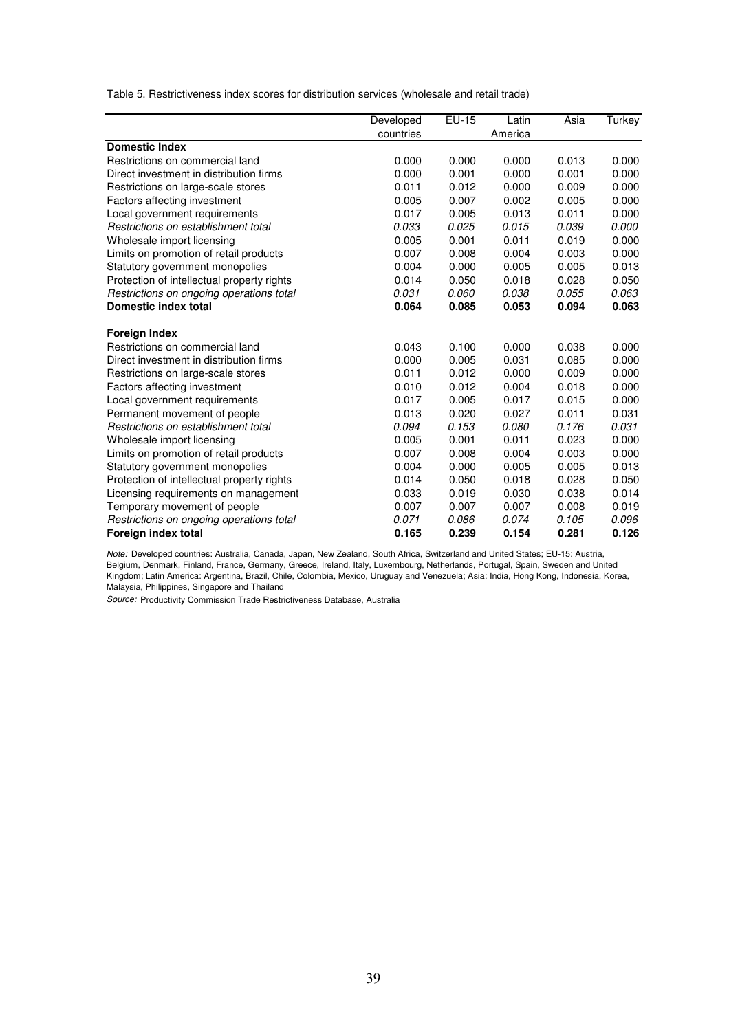Table 5. Restrictiveness index scores for distribution services (wholesale and retail trade)

| | Developed countries | EU-15 | Latin America | Asia | Turkey |
|---|---|---|---|---|---|
| **Domestic Index** | | | | | |
| Restrictions on commercial land | 0.000 | 0.000 | 0.000 | 0.013 | 0.000 |
| Direct investment in distribution firms | 0.000 | 0.001 | 0.000 | 0.001 | 0.000 |
| Restrictions on large-scale stores | 0.011 | 0.012 | 0.000 | 0.009 | 0.000 |
| Factors affecting investment | 0.005 | 0.007 | 0.002 | 0.005 | 0.000 |
| Local government requirements | 0.017 | 0.005 | 0.013 | 0.011 | 0.000 |
| *Restrictions on establishment total* | *0.033* | *0.025* | *0.015* | *0.039* | *0.000* |
| Wholesale import licensing | 0.005 | 0.001 | 0.011 | 0.019 | 0.000 |
| Limits on promotion of retail products | 0.007 | 0.008 | 0.004 | 0.003 | 0.000 |
| Statutory government monopolies | 0.004 | 0.000 | 0.005 | 0.005 | 0.013 |
| Protection of intellectual property rights | 0.014 | 0.050 | 0.018 | 0.028 | 0.050 |
| *Restrictions on ongoing operations total* | *0.031* | *0.060* | *0.038* | *0.055* | *0.063* |
| **Domestic index total** | **0.064** | **0.085** | **0.053** | **0.094** | **0.063** |
| **Foreign Index** | | | | | |
| Restrictions on commercial land | 0.043 | 0.100 | 0.000 | 0.038 | 0.000 |
| Direct investment in distribution firms | 0.000 | 0.005 | 0.031 | 0.085 | 0.000 |
| Restrictions on large-scale stores | 0.011 | 0.012 | 0.000 | 0.009 | 0.000 |
| Factors affecting investment | 0.010 | 0.012 | 0.004 | 0.018 | 0.000 |
| Local government requirements | 0.017 | 0.005 | 0.017 | 0.015 | 0.000 |
| Permanent movement of people | 0.013 | 0.020 | 0.027 | 0.011 | 0.031 |
| *Restrictions on establishment total* | *0.094* | *0.153* | *0.080* | *0.176* | *0.031* |
| Wholesale import licensing | 0.005 | 0.001 | 0.011 | 0.023 | 0.000 |
| Limits on promotion of retail products | 0.007 | 0.008 | 0.004 | 0.003 | 0.000 |
| Statutory government monopolies | 0.004 | 0.000 | 0.005 | 0.005 | 0.013 |
| Protection of intellectual property rights | 0.014 | 0.050 | 0.018 | 0.028 | 0.050 |
| Licensing requirements on management | 0.033 | 0.019 | 0.030 | 0.038 | 0.014 |
| Temporary movement of people | 0.007 | 0.007 | 0.007 | 0.008 | 0.019 |
| *Restrictions on ongoing operations total* | *0.071* | *0.086* | *0.074* | *0.105* | *0.096* |
| **Foreign index total** | **0.165** | **0.239** | **0.154** | **0.281** | **0.126** |

*Note:* Developed countries: Australia, Canada, Japan, New Zealand, South Africa, Switzerland and United States; EU-15: Austria, Belgium, Denmark, Finland, France, Germany, Greece, Ireland, Italy, Luxembourg, Netherlands, Portugal, Spain, Sweden and United Kingdom; Latin America: Argentina, Brazil, Chile, Colombia, Mexico, Uruguay and Venezuela; Asia: India, Hong Kong, Indonesia, Korea, Malaysia, Philippines, Singapore and Thailand

*Source:* Productivity Commission Trade Restrictiveness Database, Australia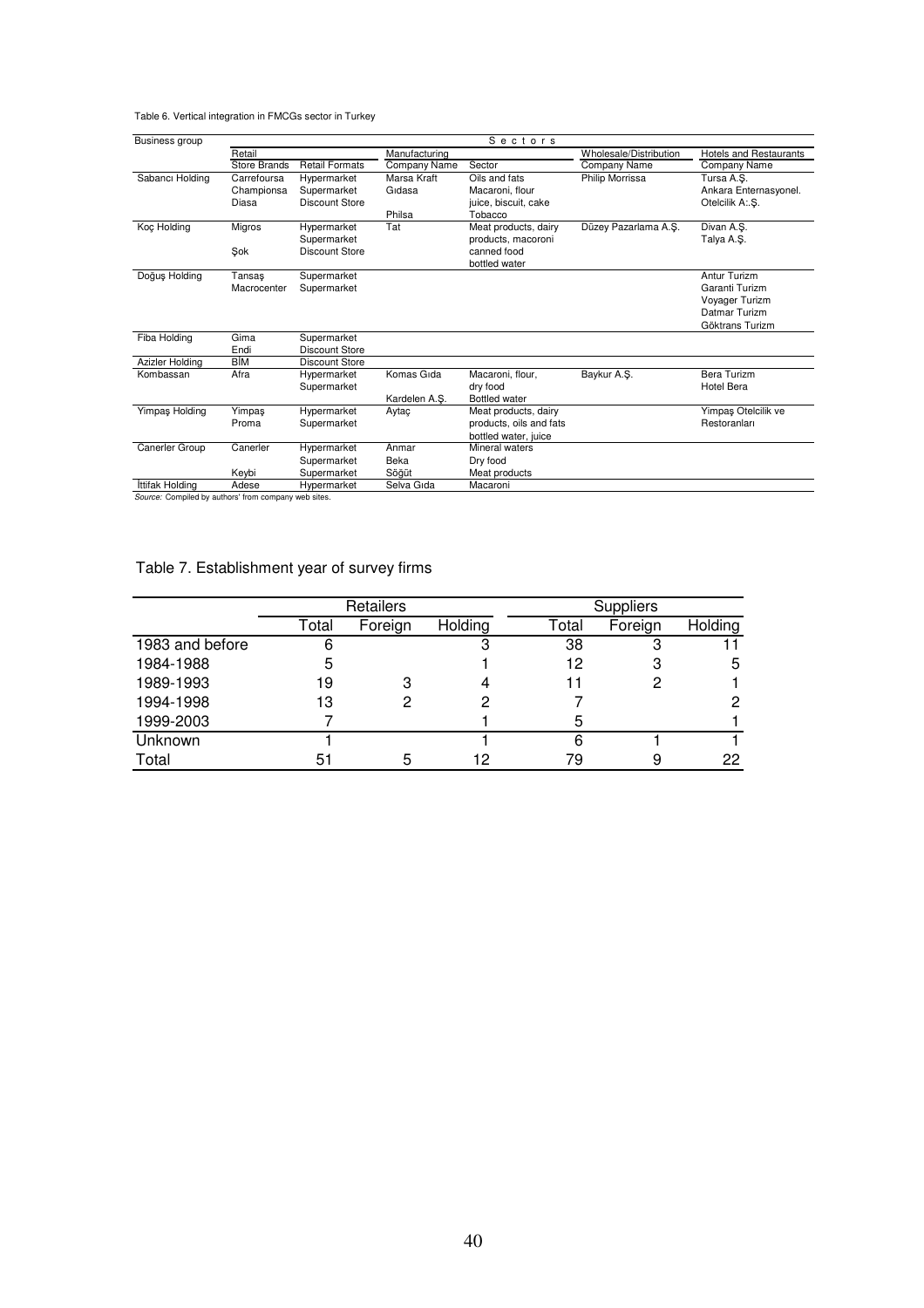Table 6. Vertical integration in FMCGs sector in Turkey

| Business group | Retail | | Manufacturing | | Wholesale/Distribution | Hotels and Restaurants |
|---|---|---|---|---|---|---|
| | Store Brands | Retail Formats | Company Name | Sector | Company Name | Company Name |
| Sabancı Holding | Carrefoursa<br>Championsa<br>Diasa | Hypermarket<br>Supermarket<br>Discount Store | Marsa Kraft<br>Gıdasa<br><br>Philsa | Oils and fats<br>Macaroni, flour<br>juice, biscuit, cake<br>Tobacco | Philip Morrissa | Tursa A.Ş.<br>Ankara Enternasyonel.<br>Otelcilik A:.Ş. |
| Koç Holding | Migros<br><br>Şok | Hypermarket<br>Supermarket<br>Discount Store | Tat | Meat products, dairy products, macoroni canned food bottled water | Düzey Pazarlama A.Ş. | Divan A.Ş.<br>Talya A.Ş. |
| Doğuş Holding | Tansaş<br>Macrocenter | Supermarket<br>Supermarket | | | | Antur Turizm<br>Garanti Turizm<br>Voyager Turizm<br>Datmar Turizm<br>Göktrans Turizm |
| Fiba Holding | Gima<br>Endi | Supermarket<br>Discount Store | | | | |
| Azizler Holding | BİM | Discount Store | | | | |
| Kombassan | Afra | Hypermarket<br>Supermarket | Komas Gıda<br><br>Kardelen A.Ş. | Macaroni, flour,<br>dry food<br>Bottled water | Baykur A.Ş. | Bera Turizm<br>Hotel Bera |
| Yimpaş Holding | Yimpaş<br>Proma | Hypermarket<br>Supermarket | Aytaç | Meat products, dairy products, oils and fats bottled water, juice | | Yimpaş Otelcilik ve Restoranları |
| Canerler Group | Canerler<br><br>Keybi | Hypermarket<br>Supermarket<br>Supermarket | Anmar<br>Beka<br>Söğüt | Mineral waters<br>Dry food<br>Meat products | | |
| İttifak Holding | Adese | Hypermarket | Selva Gıda | Macaroni | | |

*Source:* Compiled by authors' from company web sites.

Table 7. Establishment year of survey firms

| | Retailers | | | Suppliers | | |
|---|---|---|---|---|---|---|
| | Total | Foreign | Holding | Total | Foreign | Holding |
| 1983 and before | 6 | | 3 | 38 | 3 | 11 |
| 1984-1988 | 5 | | 1 | 12 | 3 | 5 |
| 1989-1993 | 19 | 3 | 4 | 11 | 2 | 1 |
| 1994-1998 | 13 | 2 | 2 | 7 | | 2 |
| 1999-2003 | 7 | | 1 | 5 | | 1 |
| Unknown | 1 | | 1 | 6 | 1 | 1 |
| Total | 51 | 5 | 12 | 79 | 9 | 22 |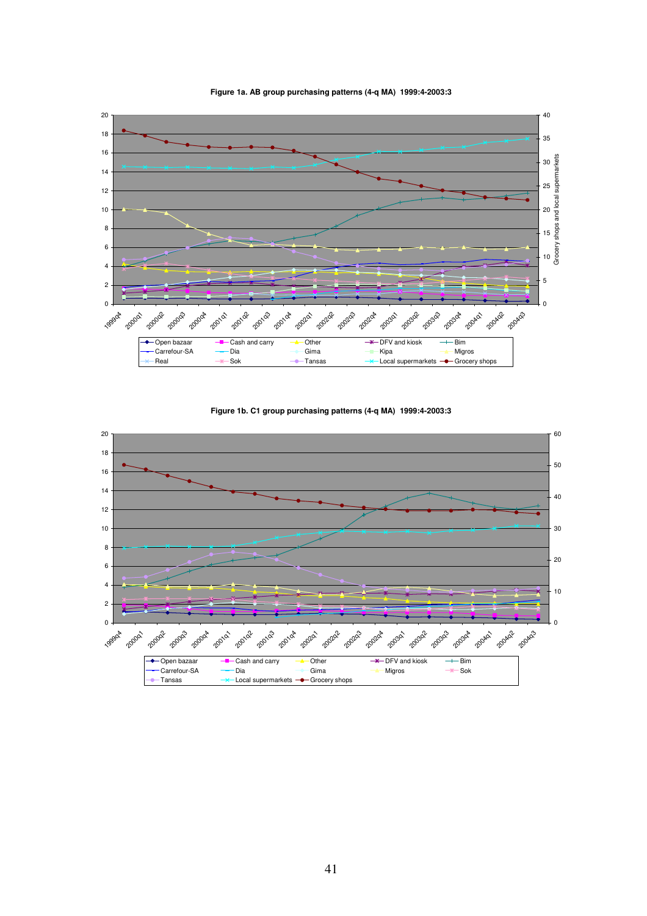**Figure 1a. AB group purchasing patterns (4-q MA) 1999:4-2003:3**

**Figure 1b. C1 group purchasing patterns (4-q MA) 1999:4-2003:3**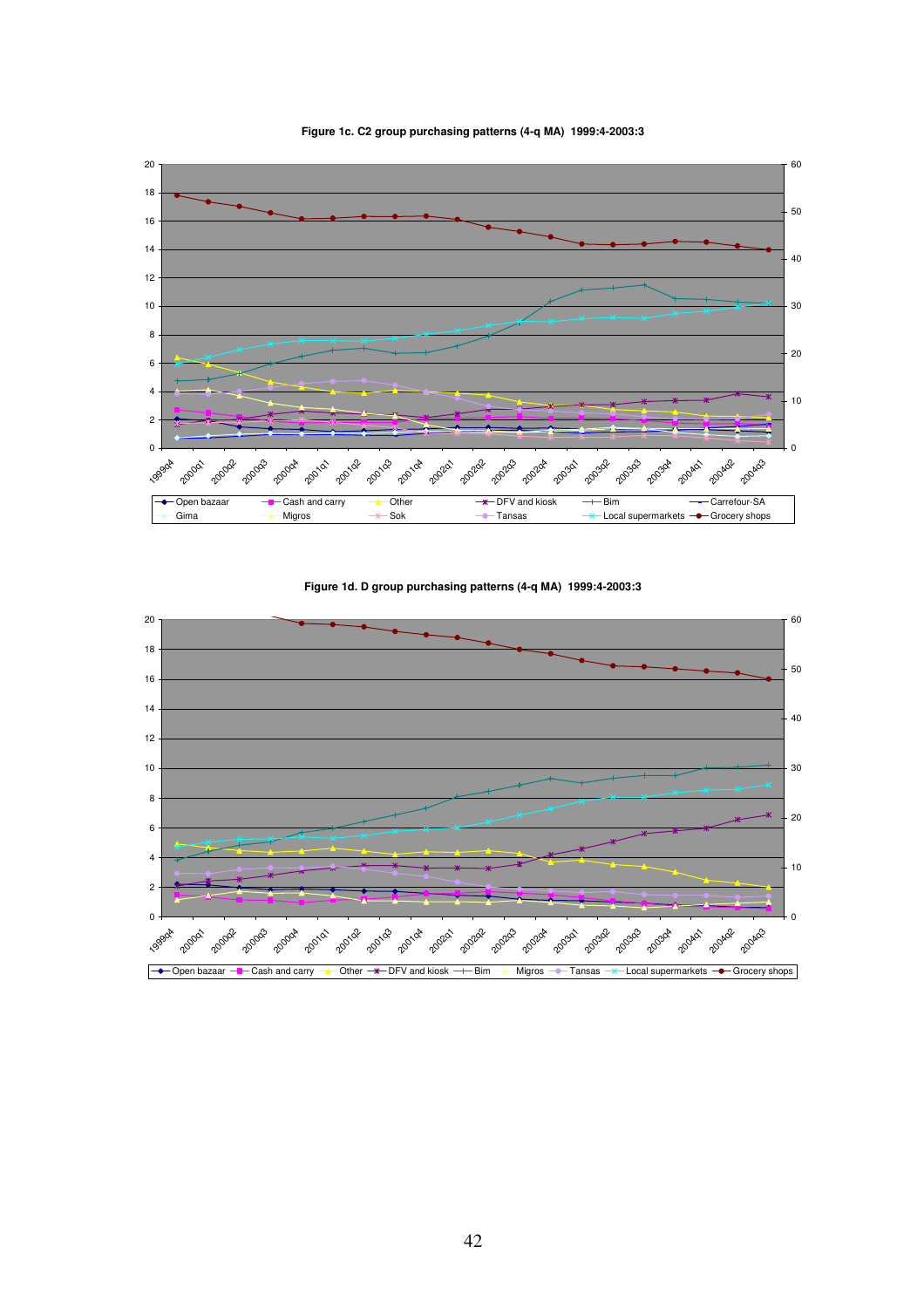**Figure 1c. C2 group purchasing patterns (4-q MA) 1999:4-2003:3**

Legend: Open bazaar, Cash and carry, Other, DFV and kiosk, Bim, Carrefour-SA, Gima, Migros, Sok, Tansas, Local supermarkets, Grocery shops

**Figure 1d. D group purchasing patterns (4-q MA) 1999:4-2003:3**

Legend: Open bazaar, Cash and carry, Other, DFV and kiosk, Bim, Migros, Tansas, Local supermarkets, Grocery shops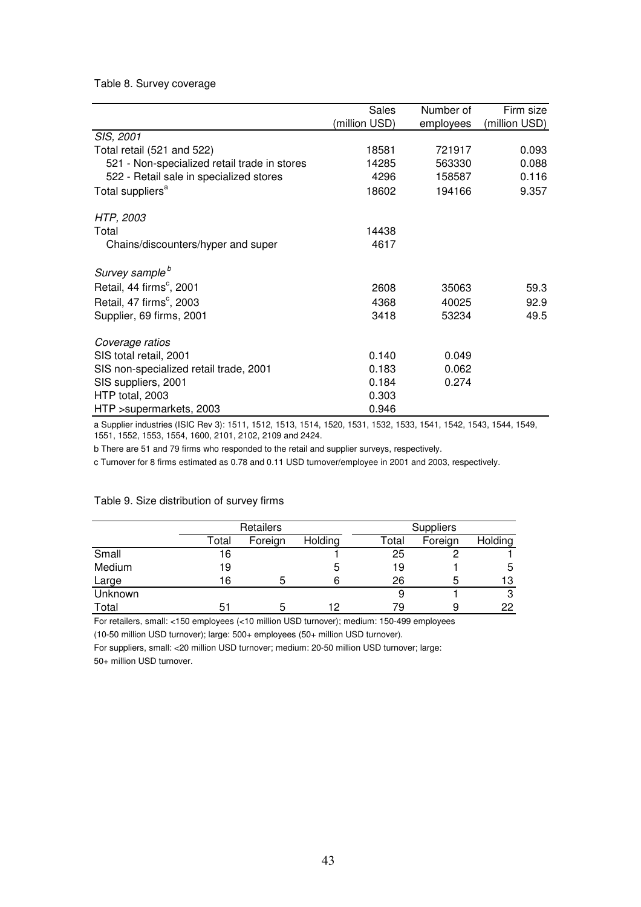Table 8. Survey coverage

| | Sales (million USD) | Number of employees | Firm size (million USD) |
|---|---|---|---|
| *SIS, 2001* | | | |
| Total retail (521 and 522) | 18581 | 721917 | 0.093 |
| 521 - Non-specialized retail trade in stores | 14285 | 563330 | 0.088 |
| 522 - Retail sale in specialized stores | 4296 | 158587 | 0.116 |
| Total suppliers[a] | 18602 | 194166 | 9.357 |
| *HTP, 2003* | | | |
| Total | 14438 | | |
| Chains/discounters/hyper and super | 4617 | | |
| *Survey sample*[b] | | | |
| Retail, 44 firms[c], 2001 | 2608 | 35063 | 59.3 |
| Retail, 47 firms[c], 2003 | 4368 | 40025 | 92.9 |
| Supplier, 69 firms, 2001 | 3418 | 53234 | 49.5 |
| *Coverage ratios* | | | |
| SIS total retail, 2001 | 0.140 | 0.049 | |
| SIS non-specialized retail trade, 2001 | 0.183 | 0.062 | |
| SIS suppliers, 2001 | 0.184 | 0.274 | |
| HTP total, 2003 | 0.303 | | |
| HTP >supermarkets, 2003 | 0.946 | | |

a Supplier industries (ISIC Rev 3): 1511, 1512, 1513, 1514, 1520, 1531, 1532, 1533, 1541, 1542, 1543, 1544, 1549, 1551, 1552, 1553, 1554, 1600, 2101, 2102, 2109 and 2424.

b There are 51 and 79 firms who responded to the retail and supplier surveys, respectively.

c Turnover for 8 firms estimated as 0.78 and 0.11 USD turnover/employee in 2001 and 2003, respectively.

Table 9. Size distribution of survey firms

| | Retailers | | | Suppliers | | |
|---|---|---|---|---|---|---|
| | Total | Foreign | Holding | Total | Foreign | Holding |
| Small | 16 | | 1 | 25 | 2 | 1 |
| Medium | 19 | | 5 | 19 | 1 | 5 |
| Large | 16 | 5 | 6 | 26 | 5 | 13 |
| Unknown | | | | 9 | 1 | 3 |
| Total | 51 | 5 | 12 | 79 | 9 | 22 |

For retailers, small: <150 employees (<10 million USD turnover); medium: 150-499 employees (10-50 million USD turnover); large: 500+ employees (50+ million USD turnover).

For suppliers, small: <20 million USD turnover; medium: 20-50 million USD turnover; large: 50+ million USD turnover.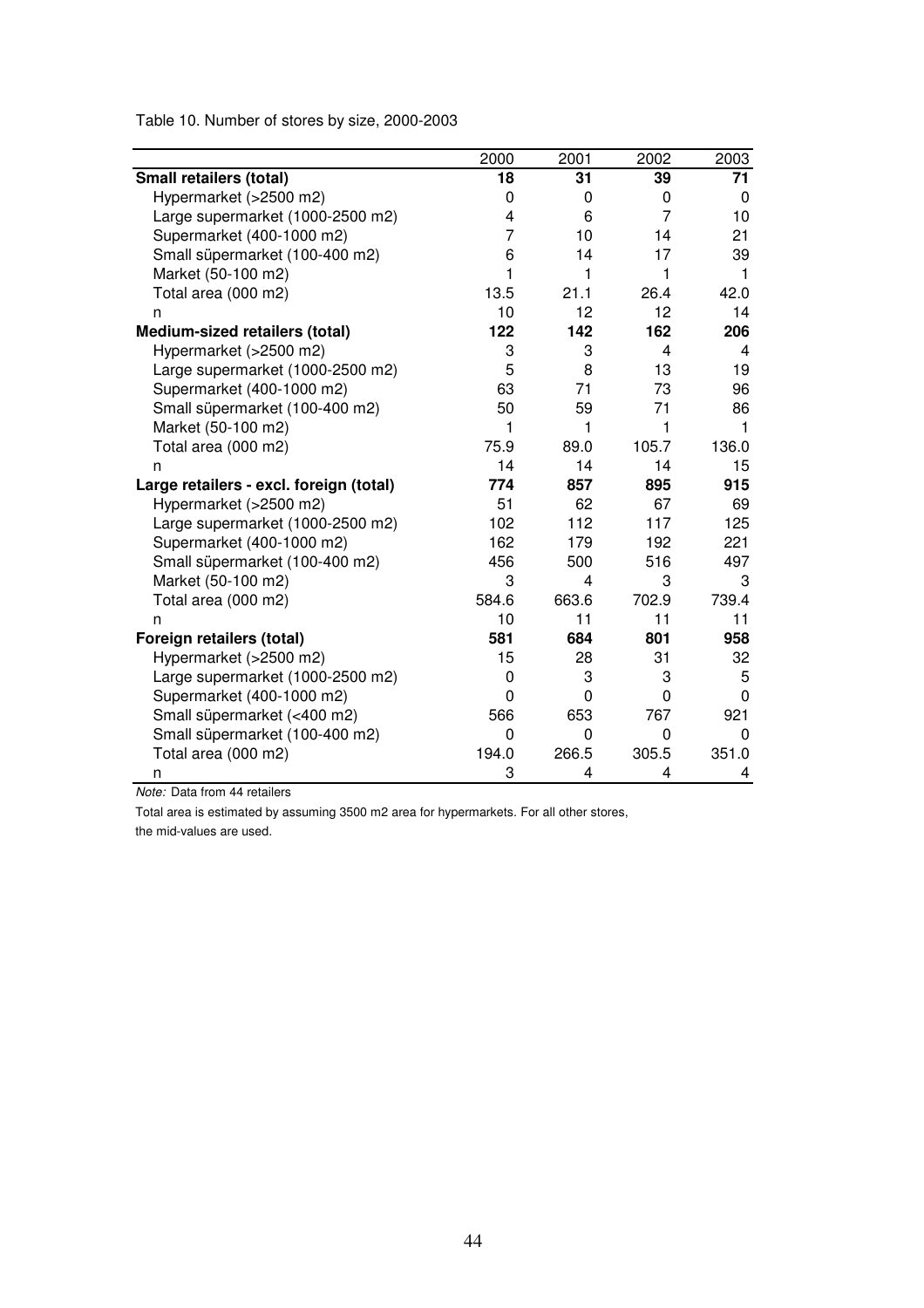Table 10. Number of stores by size, 2000-2003

| | 2000 | 2001 | 2002 | 2003 |
|---|---|---|---|---|
| **Small retailers (total)** | **18** | **31** | **39** | **71** |
| Hypermarket (>2500 m2) | 0 | 0 | 0 | 0 |
| Large supermarket (1000-2500 m2) | 4 | 6 | 7 | 10 |
| Supermarket (400-1000 m2) | 7 | 10 | 14 | 21 |
| Small süpermarket (100-400 m2) | 6 | 14 | 17 | 39 |
| Market (50-100 m2) | 1 | 1 | 1 | 1 |
| Total area (000 m2) | 13.5 | 21.1 | 26.4 | 42.0 |
| n | 10 | 12 | 12 | 14 |
| **Medium-sized retailers (total)** | **122** | **142** | **162** | **206** |
| Hypermarket (>2500 m2) | 3 | 3 | 4 | 4 |
| Large supermarket (1000-2500 m2) | 5 | 8 | 13 | 19 |
| Supermarket (400-1000 m2) | 63 | 71 | 73 | 96 |
| Small süpermarket (100-400 m2) | 50 | 59 | 71 | 86 |
| Market (50-100 m2) | 1 | 1 | 1 | 1 |
| Total area (000 m2) | 75.9 | 89.0 | 105.7 | 136.0 |
| n | 14 | 14 | 14 | 15 |
| **Large retailers - excl. foreign (total)** | **774** | **857** | **895** | **915** |
| Hypermarket (>2500 m2) | 51 | 62 | 67 | 69 |
| Large supermarket (1000-2500 m2) | 102 | 112 | 117 | 125 |
| Supermarket (400-1000 m2) | 162 | 179 | 192 | 221 |
| Small süpermarket (100-400 m2) | 456 | 500 | 516 | 497 |
| Market (50-100 m2) | 3 | 4 | 3 | 3 |
| Total area (000 m2) | 584.6 | 663.6 | 702.9 | 739.4 |
| n | 10 | 11 | 11 | 11 |
| **Foreign retailers (total)** | **581** | **684** | **801** | **958** |
| Hypermarket (>2500 m2) | 15 | 28 | 31 | 32 |
| Large supermarket (1000-2500 m2) | 0 | 3 | 3 | 5 |
| Supermarket (400-1000 m2) | 0 | 0 | 0 | 0 |
| Small süpermarket (<400 m2) | 566 | 653 | 767 | 921 |
| Small süpermarket (100-400 m2) | 0 | 0 | 0 | 0 |
| Total area (000 m2) | 194.0 | 266.5 | 305.5 | 351.0 |
| n | 3 | 4 | 4 | 4 |

*Note:* Data from 44 retailers

Total area is estimated by assuming 3500 m2 area for hypermarkets. For all other stores, the mid-values are used.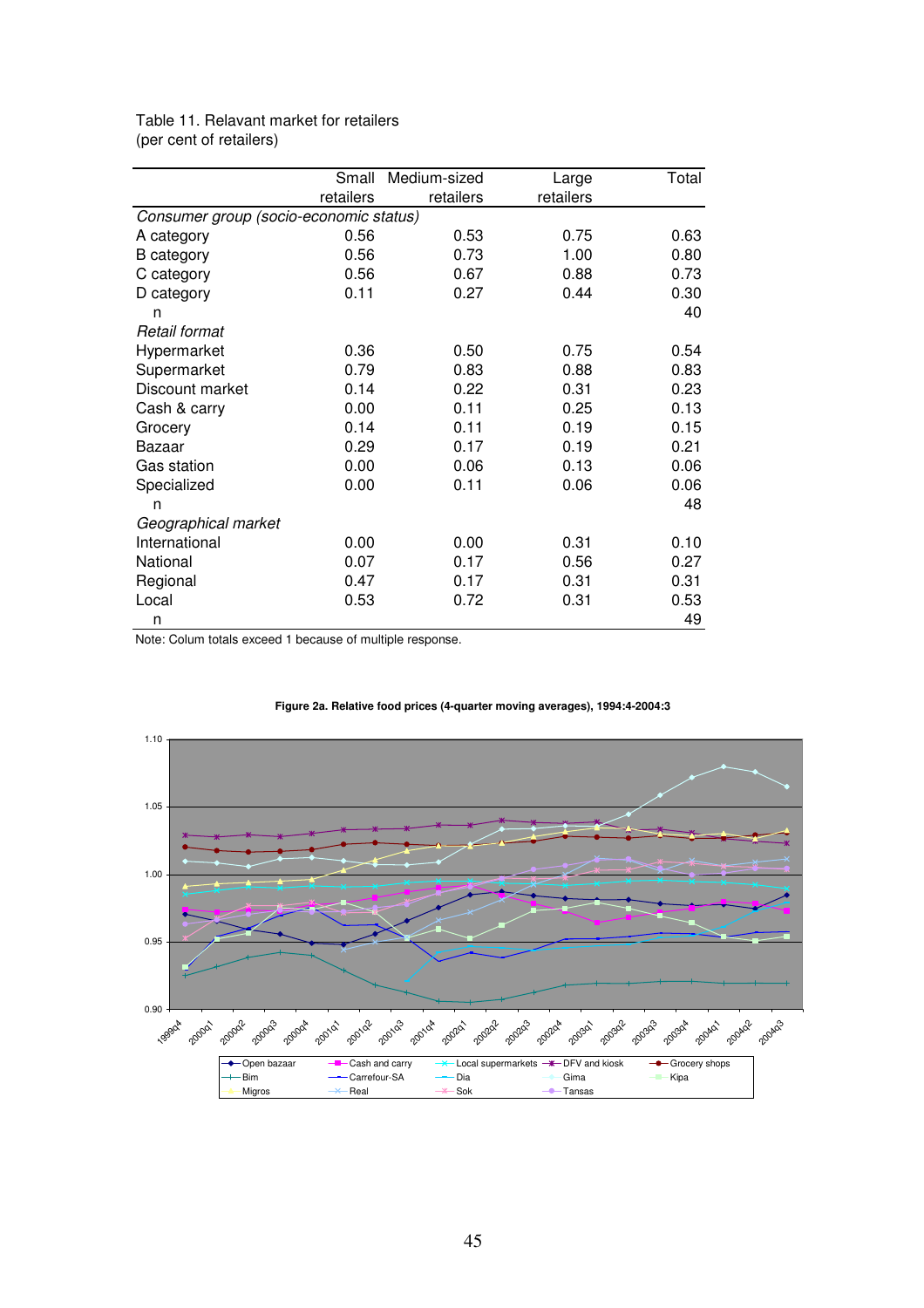Table 11. Relavant market for retailers
(per cent of retailers)

| | Small retailers | Medium-sized retailers | Large retailers | Total |
|---|---|---|---|---|
| *Consumer group (socio-economic status)* | | | | |
| A category | 0.56 | 0.53 | 0.75 | 0.63 |
| B category | 0.56 | 0.73 | 1.00 | 0.80 |
| C category | 0.56 | 0.67 | 0.88 | 0.73 |
| D category | 0.11 | 0.27 | 0.44 | 0.30 |
| n | | | | 40 |
| *Retail format* | | | | |
| Hypermarket | 0.36 | 0.50 | 0.75 | 0.54 |
| Supermarket | 0.79 | 0.83 | 0.88 | 0.83 |
| Discount market | 0.14 | 0.22 | 0.31 | 0.23 |
| Cash & carry | 0.00 | 0.11 | 0.25 | 0.13 |
| Grocery | 0.14 | 0.11 | 0.19 | 0.15 |
| Bazaar | 0.29 | 0.17 | 0.19 | 0.21 |
| Gas station | 0.00 | 0.06 | 0.13 | 0.06 |
| Specialized | 0.00 | 0.11 | 0.06 | 0.06 |
| n | | | | 48 |
| *Geographical market* | | | | |
| International | 0.00 | 0.00 | 0.31 | 0.10 |
| National | 0.07 | 0.17 | 0.56 | 0.27 |
| Regional | 0.47 | 0.17 | 0.31 | 0.31 |
| Local | 0.53 | 0.72 | 0.31 | 0.53 |
| n | | | | 49 |

Note: Colum totals exceed 1 because of multiple response.

**Figure 2a. Relative food prices (4-quarter moving averages), 1994:4-2004:3**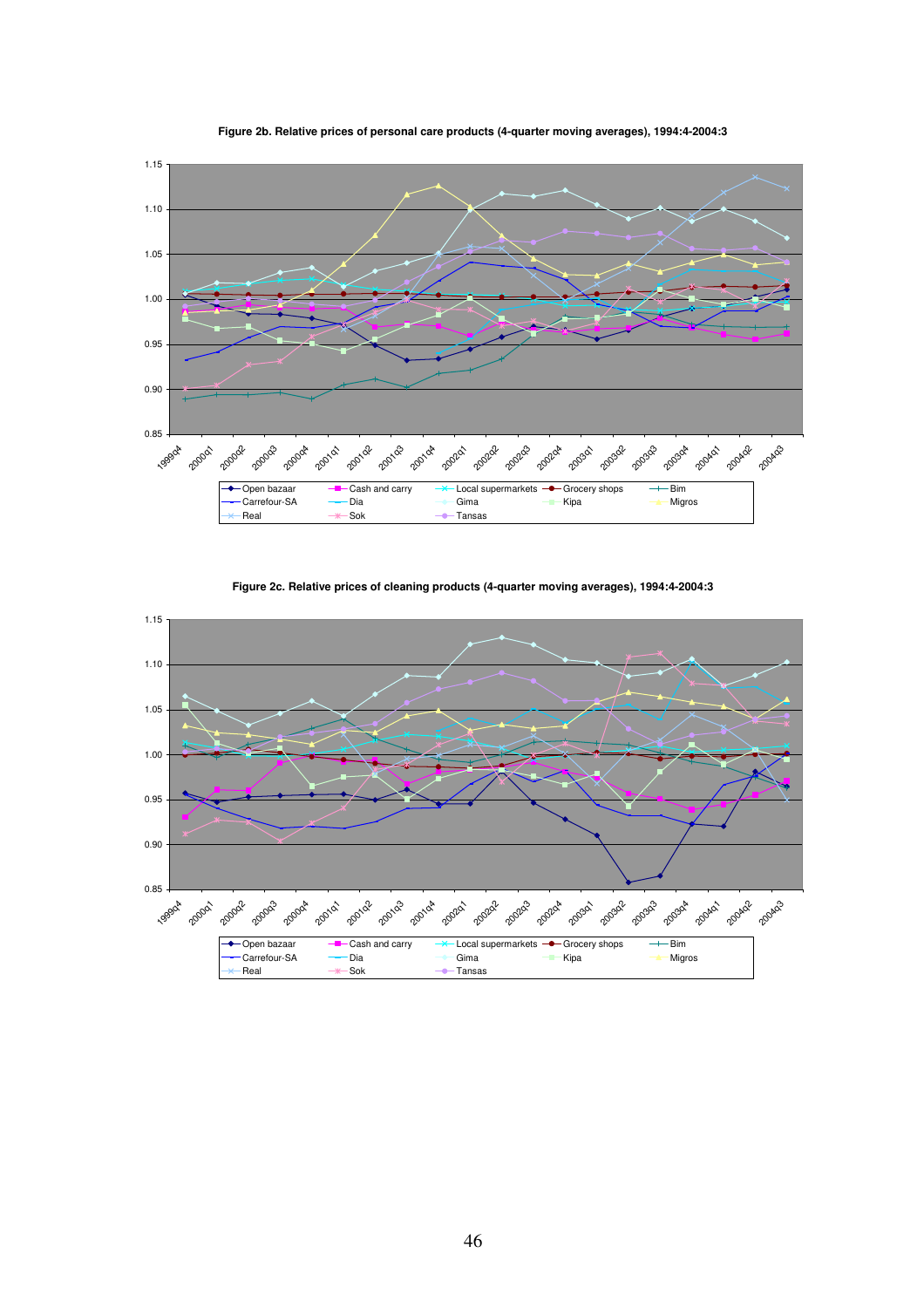**Figure 2b. Relative prices of personal care products (4-quarter moving averages), 1994:4-2004:3**

**Figure 2c. Relative prices of cleaning products (4-quarter moving averages), 1994:4-2004:3**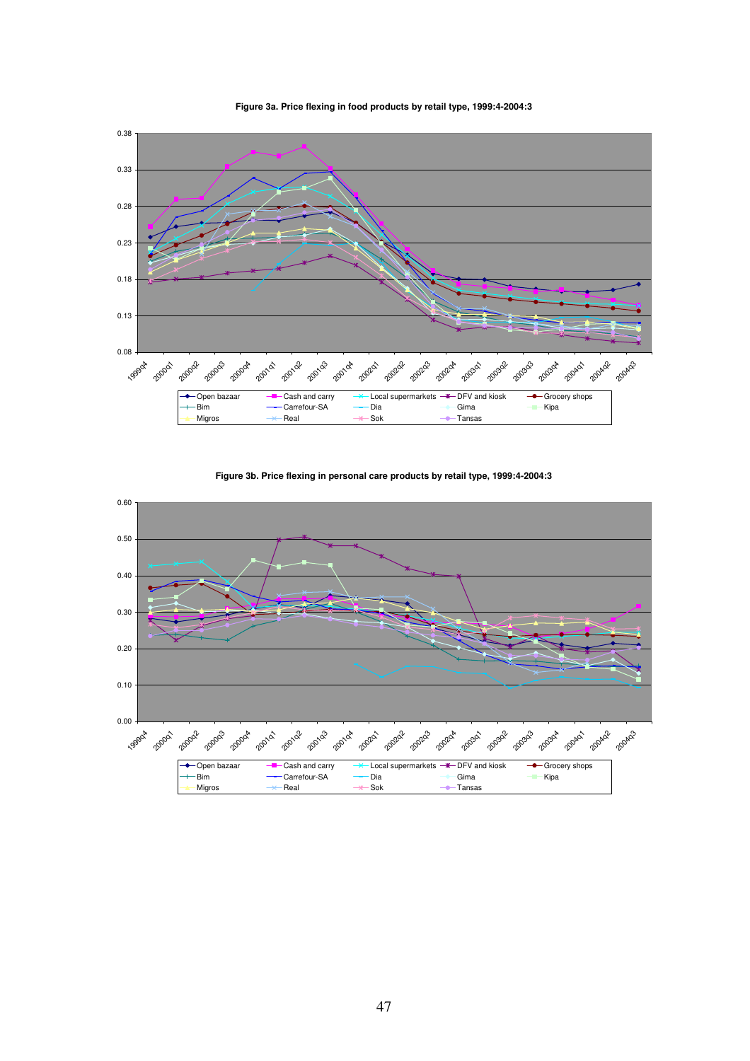**Figure 3a. Price flexing in food products by retail type, 1999:4-2004:3**

0.38
0.33
0.28
0.23
0.18
0.13
0.08

1999q4 2000q1 2000q2 2000q3 2000q4 2001q1 2001q2 2001q3 2001q4 2002q1 2002q2 2002q3 2002q4 2003q1 2003q2 2003q3 2003q4 2004q1 2004q2 2004q3

Open bazaar, Cash and carry, Local supermarkets, DFV and kiosk, Grocery shops, Bim, Carrefour-SA, Dia, Gima, Kipa, Migros, Real, Sok, Tansas

**Figure 3b. Price flexing in personal care products by retail type, 1999:4-2004:3**

0.60
0.50
0.40
0.30
0.20
0.10
0.00

1999q4 2000q1 2000q2 2000q3 2000q4 2001q1 2001q2 2001q3 2001q4 2002q1 2002q2 2002q3 2002q4 2003q1 2003q2 2003q3 2003q4 2004q1 2004q2 2004q3

Open bazaar, Cash and carry, Local supermarkets, DFV and kiosk, Grocery shops, Bim, Carrefour-SA, Dia, Gima, Kipa, Migros, Real, Sok, Tansas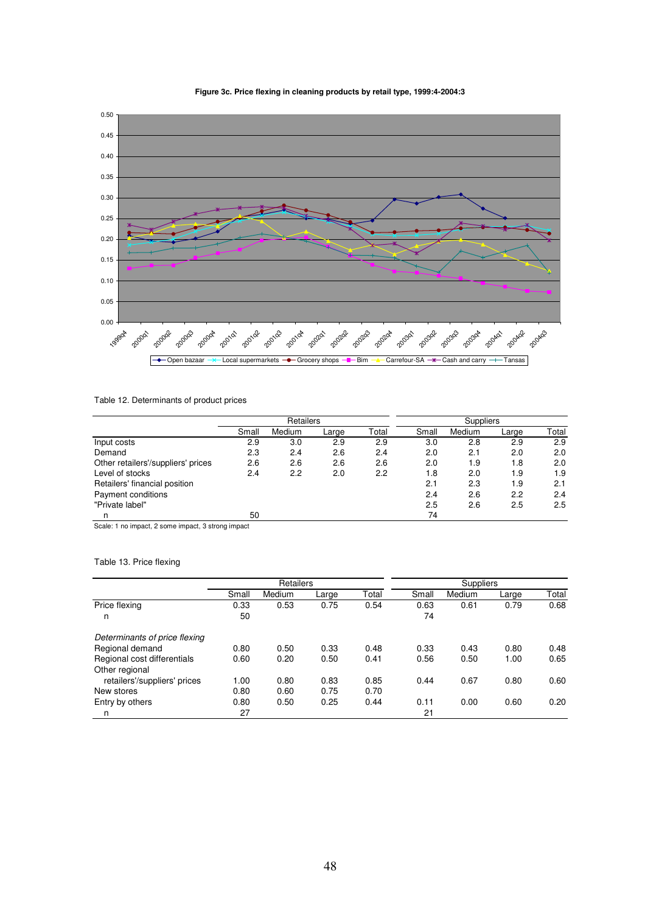**Figure 3c. Price flexing in cleaning products by retail type, 1999:4-2004:3**

Table 12. Determinants of product prices

| | Retailers | | | | Suppliers | | | |
|---|---|---|---|---|---|---|---|---|
| | Small | Medium | Large | Total | Small | Medium | Large | Total |
| Input costs | 2.9 | 3.0 | 2.9 | 2.9 | 3.0 | 2.8 | 2.9 | 2.9 |
| Demand | 2.3 | 2.4 | 2.6 | 2.4 | 2.0 | 2.1 | 2.0 | 2.0 |
| Other retailers'/suppliers' prices | 2.6 | 2.6 | 2.6 | 2.6 | 2.0 | 1.9 | 1.8 | 2.0 |
| Level of stocks | 2.4 | 2.2 | 2.0 | 2.2 | 1.8 | 2.0 | 1.9 | 1.9 |
| Retailers' financial position | | | | | 2.1 | 2.3 | 1.9 | 2.1 |
| Payment conditions | | | | | 2.4 | 2.6 | 2.2 | 2.4 |
| "Private label" | | | | | 2.5 | 2.6 | 2.5 | 2.5 |
| n | 50 | | | | 74 | | | |

Scale: 1 no impact, 2 some impact, 3 strong impact

Table 13. Price flexing

| | Retailers | | | | Suppliers | | | |
|---|---|---|---|---|---|---|---|---|
| | Small | Medium | Large | Total | Small | Medium | Large | Total |
| Price flexing | 0.33 | 0.53 | 0.75 | 0.54 | 0.63 | 0.61 | 0.79 | 0.68 |
| n | 50 | | | | 74 | | | |
| | | | | | | | | |
| *Determinants of price flexing* | | | | | | | | |
| Regional demand | 0.80 | 0.50 | 0.33 | 0.48 | 0.33 | 0.43 | 0.80 | 0.48 |
| Regional cost differentials | 0.60 | 0.20 | 0.50 | 0.41 | 0.56 | 0.50 | 1.00 | 0.65 |
| Other regional retailers'/suppliers' prices | 1.00 | 0.80 | 0.83 | 0.85 | 0.44 | 0.67 | 0.80 | 0.60 |
| New stores | 0.80 | 0.60 | 0.75 | 0.70 | | | | |
| Entry by others | 0.80 | 0.50 | 0.25 | 0.44 | 0.11 | 0.00 | 0.60 | 0.20 |
| n | 27 | | | | 21 | | | |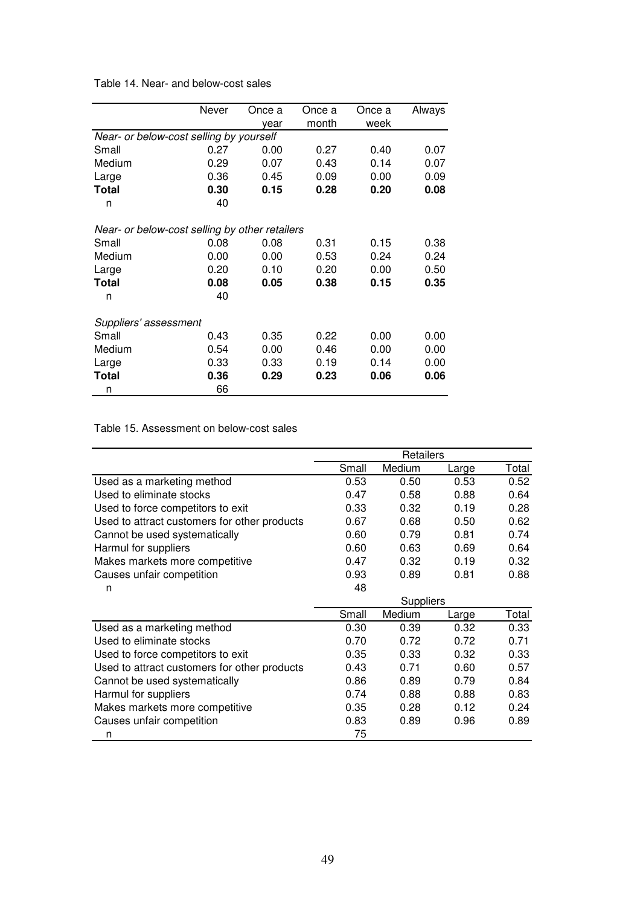Table 14. Near- and below-cost sales

| | Never | Once a year | Once a month | Once a week | Always |
|---|---|---|---|---|---|
| *Near- or below-cost selling by yourself* | | | | | |
| Small | 0.27 | 0.00 | 0.27 | 0.40 | 0.07 |
| Medium | 0.29 | 0.07 | 0.43 | 0.14 | 0.07 |
| Large | 0.36 | 0.45 | 0.09 | 0.00 | 0.09 |
| **Total** | **0.30** | **0.15** | **0.28** | **0.20** | **0.08** |
| n | 40 | | | | |
| *Near- or below-cost selling by other retailers* | | | | | |
| Small | 0.08 | 0.08 | 0.31 | 0.15 | 0.38 |
| Medium | 0.00 | 0.00 | 0.53 | 0.24 | 0.24 |
| Large | 0.20 | 0.10 | 0.20 | 0.00 | 0.50 |
| **Total** | **0.08** | **0.05** | **0.38** | **0.15** | **0.35** |
| n | 40 | | | | |
| *Suppliers' assessment* | | | | | |
| Small | 0.43 | 0.35 | 0.22 | 0.00 | 0.00 |
| Medium | 0.54 | 0.00 | 0.46 | 0.00 | 0.00 |
| Large | 0.33 | 0.33 | 0.19 | 0.14 | 0.00 |
| **Total** | **0.36** | **0.29** | **0.23** | **0.06** | **0.06** |
| n | 66 | | | | |

Table 15. Assessment on below-cost sales

| | Retailers | | | |
|---|---|---|---|---|
| | Small | Medium | Large | Total |
| Used as a marketing method | 0.53 | 0.50 | 0.53 | 0.52 |
| Used to eliminate stocks | 0.47 | 0.58 | 0.88 | 0.64 |
| Used to force competitors to exit | 0.33 | 0.32 | 0.19 | 0.28 |
| Used to attract customers for other products | 0.67 | 0.68 | 0.50 | 0.62 |
| Cannot be used systematically | 0.60 | 0.79 | 0.81 | 0.74 |
| Harmul for suppliers | 0.60 | 0.63 | 0.69 | 0.64 |
| Makes markets more competitive | 0.47 | 0.32 | 0.19 | 0.32 |
| Causes unfair competition | 0.93 | 0.89 | 0.81 | 0.88 |
| n | 48 | | | |
| | **Suppliers** | | | |
| | Small | Medium | Large | Total |
| Used as a marketing method | 0.30 | 0.39 | 0.32 | 0.33 |
| Used to eliminate stocks | 0.70 | 0.72 | 0.72 | 0.71 |
| Used to force competitors to exit | 0.35 | 0.33 | 0.32 | 0.33 |
| Used to attract customers for other products | 0.43 | 0.71 | 0.60 | 0.57 |
| Cannot be used systematically | 0.86 | 0.89 | 0.79 | 0.84 |
| Harmul for suppliers | 0.74 | 0.88 | 0.88 | 0.83 |
| Makes markets more competitive | 0.35 | 0.28 | 0.12 | 0.24 |
| Causes unfair competition | 0.83 | 0.89 | 0.96 | 0.89 |
| n | 75 | | | |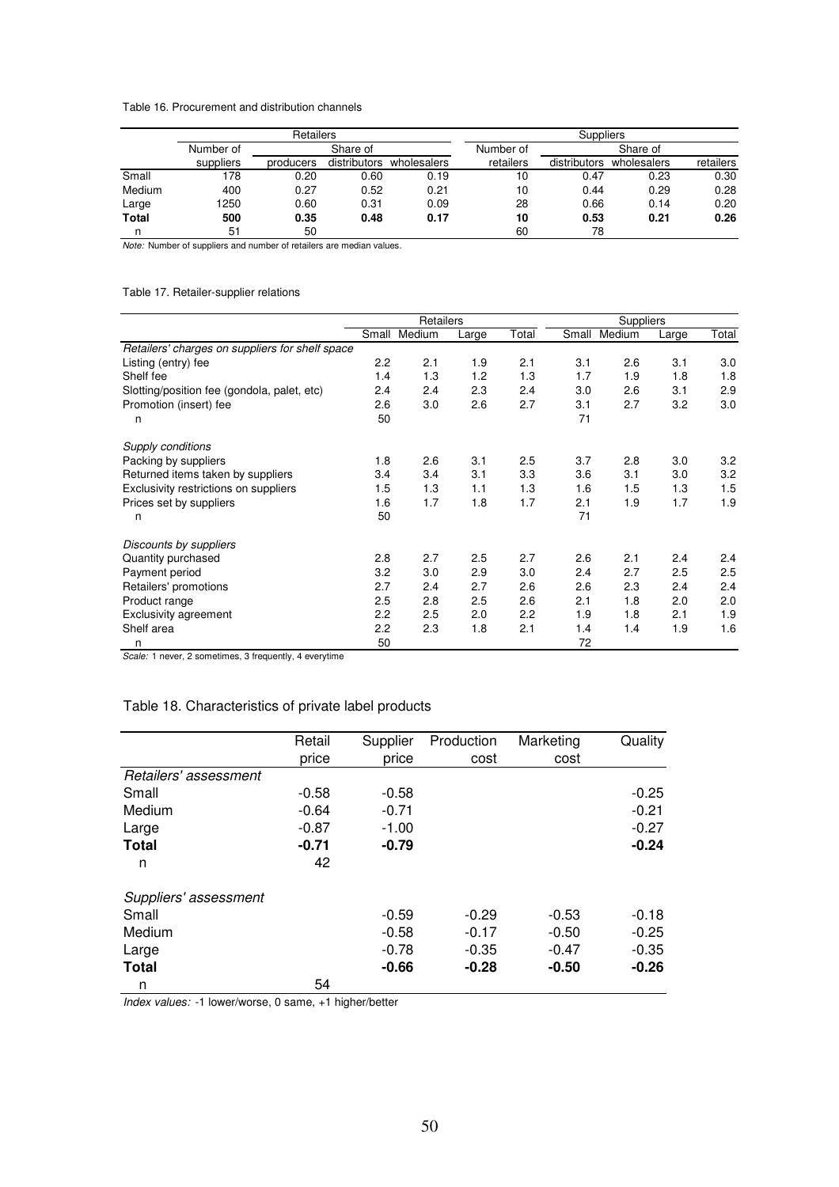Table 16. Procurement and distribution channels

| | Retailers | | | | Suppliers | | | |
|---|---|---|---|---|---|---|---|---|
| | Number of | Share of | | | Number of | Share of | | |
| | suppliers | producers | distributors | wholesalers | retailers | distributors | wholesalers | retailers |
| Small | 178 | 0.20 | 0.60 | 0.19 | 10 | 0.47 | 0.23 | 0.30 |
| Medium | 400 | 0.27 | 0.52 | 0.21 | 10 | 0.44 | 0.29 | 0.28 |
| Large | 1250 | 0.60 | 0.31 | 0.09 | 28 | 0.66 | 0.14 | 0.20 |
| **Total** | **500** | **0.35** | **0.48** | **0.17** | **10** | **0.53** | **0.21** | **0.26** |
| n | 51 | 50 | | | 60 | 78 | | |

*Note:* Number of suppliers and number of retailers are median values.

Table 17. Retailer-supplier relations

| | Retailers | | | | Suppliers | | | |
|---|---|---|---|---|---|---|---|---|
| | Small | Medium | Large | Total | Small | Medium | Large | Total |
| *Retailers' charges on suppliers for shelf space* | | | | | | | | |
| Listing (entry) fee | 2.2 | 2.1 | 1.9 | 2.1 | 3.1 | 2.6 | 3.1 | 3.0 |
| Shelf fee | 1.4 | 1.3 | 1.2 | 1.3 | 1.7 | 1.9 | 1.8 | 1.8 |
| Slotting/position fee (gondola, palet, etc) | 2.4 | 2.4 | 2.3 | 2.4 | 3.0 | 2.6 | 3.1 | 2.9 |
| Promotion (insert) fee | 2.6 | 3.0 | 2.6 | 2.7 | 3.1 | 2.7 | 3.2 | 3.0 |
| n | 50 | | | | 71 | | | |
| *Supply conditions* | | | | | | | | |
| Packing by suppliers | 1.8 | 2.6 | 3.1 | 2.5 | 3.7 | 2.8 | 3.0 | 3.2 |
| Returned items taken by suppliers | 3.4 | 3.4 | 3.1 | 3.3 | 3.6 | 3.1 | 3.0 | 3.2 |
| Exclusivity restrictions on suppliers | 1.5 | 1.3 | 1.1 | 1.3 | 1.6 | 1.5 | 1.3 | 1.5 |
| Prices set by suppliers | 1.6 | 1.7 | 1.8 | 1.7 | 2.1 | 1.9 | 1.7 | 1.9 |
| n | 50 | | | | 71 | | | |
| *Discounts by suppliers* | | | | | | | | |
| Quantity purchased | 2.8 | 2.7 | 2.5 | 2.7 | 2.6 | 2.1 | 2.4 | 2.4 |
| Payment period | 3.2 | 3.0 | 2.9 | 3.0 | 2.4 | 2.7 | 2.5 | 2.5 |
| Retailers' promotions | 2.7 | 2.4 | 2.7 | 2.6 | 2.6 | 2.3 | 2.4 | 2.4 |
| Product range | 2.5 | 2.8 | 2.5 | 2.6 | 2.1 | 1.8 | 2.0 | 2.0 |
| Exclusivity agreement | 2.2 | 2.5 | 2.0 | 2.2 | 1.9 | 1.8 | 2.1 | 1.9 |
| Shelf area | 2.2 | 2.3 | 1.8 | 2.1 | 1.4 | 1.4 | 1.9 | 1.6 |
| n | 50 | | | | 72 | | | |

*Scale:* 1 never, 2 sometimes, 3 frequently, 4 everytime

Table 18. Characteristics of private label products

| | Retail price | Supplier price | Production cost | Marketing cost | Quality |
|---|---|---|---|---|---|
| *Retailers' assessment* | | | | | |
| Small | -0.58 | -0.58 | | | -0.25 |
| Medium | -0.64 | -0.71 | | | -0.21 |
| Large | -0.87 | -1.00 | | | -0.27 |
| **Total** | **-0.71** | **-0.79** | | | **-0.24** |
| n | 42 | | | | |
| *Suppliers' assessment* | | | | | |
| Small | | -0.59 | -0.29 | -0.53 | -0.18 |
| Medium | | -0.58 | -0.17 | -0.50 | -0.25 |
| Large | | -0.78 | -0.35 | -0.47 | -0.35 |
| **Total** | | **-0.66** | **-0.28** | **-0.50** | **-0.26** |
| n | 54 | | | | |

*Index values:* -1 lower/worse, 0 same, +1 higher/better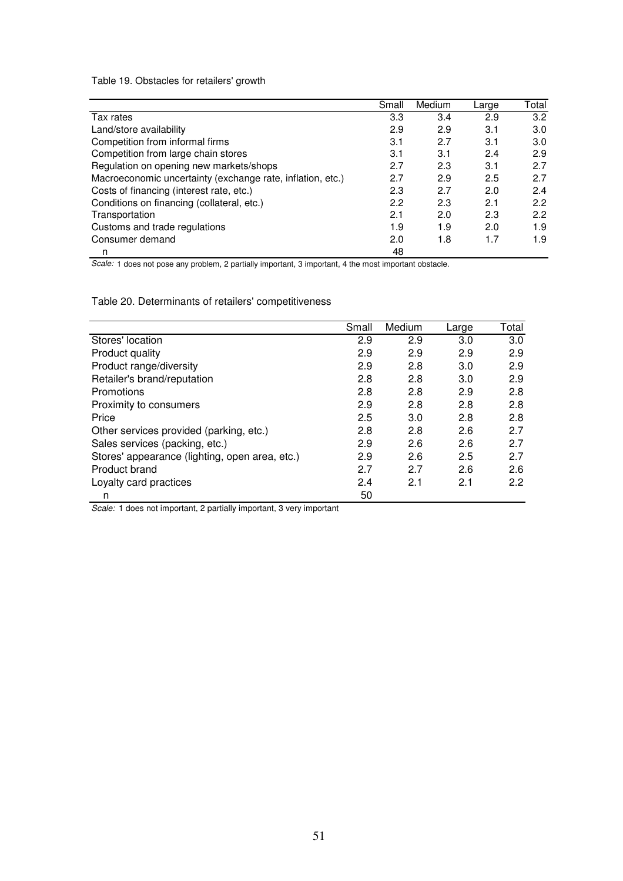Table 19. Obstacles for retailers' growth

| | Small | Medium | Large | Total |
|---|---|---|---|---|
| Tax rates | 3.3 | 3.4 | 2.9 | 3.2 |
| Land/store availability | 2.9 | 2.9 | 3.1 | 3.0 |
| Competition from informal firms | 3.1 | 2.7 | 3.1 | 3.0 |
| Competition from large chain stores | 3.1 | 3.1 | 2.4 | 2.9 |
| Regulation on opening new markets/shops | 2.7 | 2.3 | 3.1 | 2.7 |
| Macroeconomic uncertainty (exchange rate, inflation, etc.) | 2.7 | 2.9 | 2.5 | 2.7 |
| Costs of financing (interest rate, etc.) | 2.3 | 2.7 | 2.0 | 2.4 |
| Conditions on financing (collateral, etc.) | 2.2 | 2.3 | 2.1 | 2.2 |
| Transportation | 2.1 | 2.0 | 2.3 | 2.2 |
| Customs and trade regulations | 1.9 | 1.9 | 2.0 | 1.9 |
| Consumer demand | 2.0 | 1.8 | 1.7 | 1.9 |
| n | 48 | | | |

*Scale:* 1 does not pose any problem, 2 partially important, 3 important, 4 the most important obstacle.

Table 20. Determinants of retailers' competitiveness

| | Small | Medium | Large | Total |
|---|---|---|---|---|
| Stores' location | 2.9 | 2.9 | 3.0 | 3.0 |
| Product quality | 2.9 | 2.9 | 2.9 | 2.9 |
| Product range/diversity | 2.9 | 2.8 | 3.0 | 2.9 |
| Retailer's brand/reputation | 2.8 | 2.8 | 3.0 | 2.9 |
| Promotions | 2.8 | 2.8 | 2.9 | 2.8 |
| Proximity to consumers | 2.9 | 2.8 | 2.8 | 2.8 |
| Price | 2.5 | 3.0 | 2.8 | 2.8 |
| Other services provided (parking, etc.) | 2.8 | 2.8 | 2.6 | 2.7 |
| Sales services (packing, etc.) | 2.9 | 2.6 | 2.6 | 2.7 |
| Stores' appearance (lighting, open area, etc.) | 2.9 | 2.6 | 2.5 | 2.7 |
| Product brand | 2.7 | 2.7 | 2.6 | 2.6 |
| Loyalty card practices | 2.4 | 2.1 | 2.1 | 2.2 |
| n | 50 | | | |

*Scale:* 1 does not important, 2 partially important, 3 very important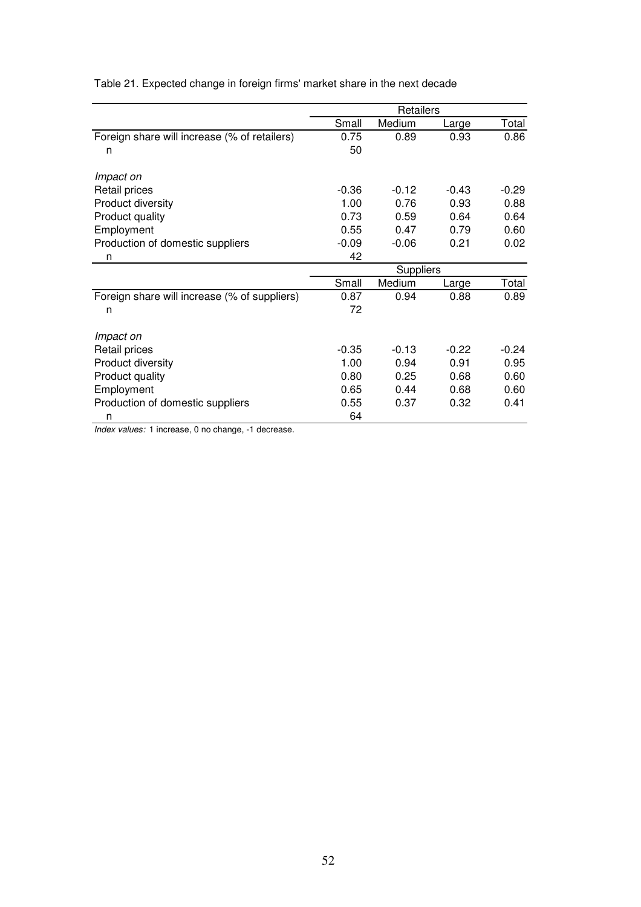Table 21. Expected change in foreign firms' market share in the next decade

| | Retailers | | | |
|---|---|---|---|---|
| | Small | Medium | Large | Total |
| Foreign share will increase (% of retailers) | 0.75 | 0.89 | 0.93 | 0.86 |
| n | 50 | | | |
| | | | | |
| *Impact on* | | | | |
| Retail prices | -0.36 | -0.12 | -0.43 | -0.29 |
| Product diversity | 1.00 | 0.76 | 0.93 | 0.88 |
| Product quality | 0.73 | 0.59 | 0.64 | 0.64 |
| Employment | 0.55 | 0.47 | 0.79 | 0.60 |
| Production of domestic suppliers | -0.09 | -0.06 | 0.21 | 0.02 |
| n | 42 | | | |
| | Suppliers | | | |
| | Small | Medium | Large | Total |
| Foreign share will increase (% of suppliers) | 0.87 | 0.94 | 0.88 | 0.89 |
| n | 72 | | | |
| | | | | |
| *Impact on* | | | | |
| Retail prices | -0.35 | -0.13 | -0.22 | -0.24 |
| Product diversity | 1.00 | 0.94 | 0.91 | 0.95 |
| Product quality | 0.80 | 0.25 | 0.68 | 0.60 |
| Employment | 0.65 | 0.44 | 0.68 | 0.60 |
| Production of domestic suppliers | 0.55 | 0.37 | 0.32 | 0.41 |
| n | 64 | | | |

*Index values:* 1 increase, 0 no change, -1 decrease.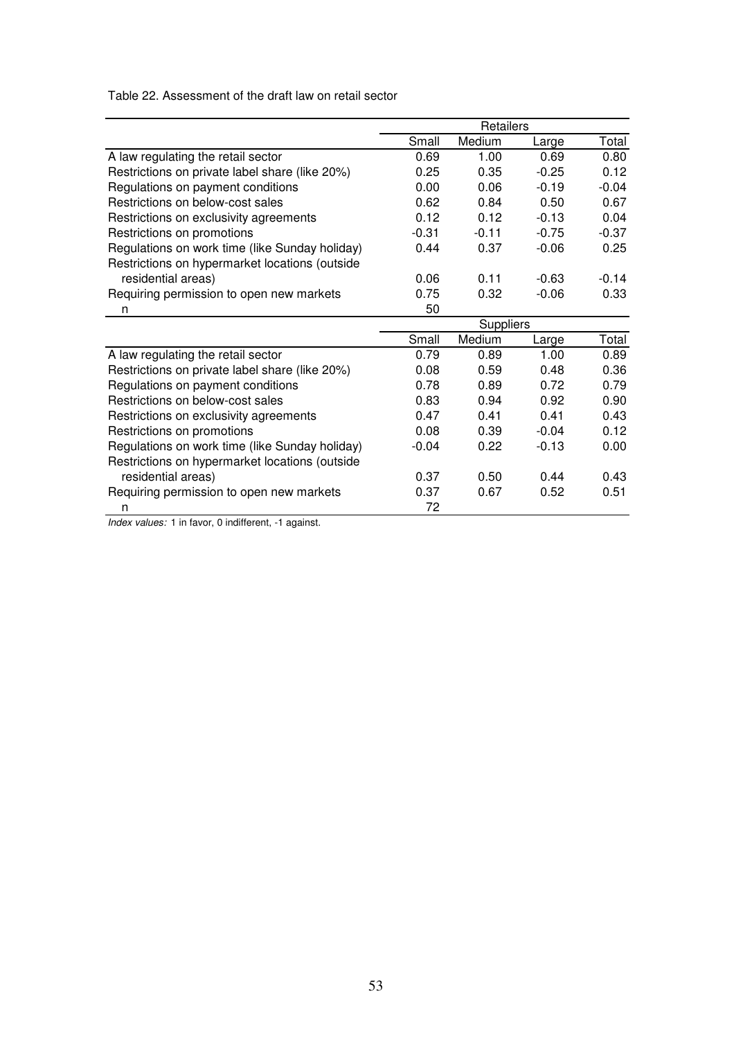Table 22. Assessment of the draft law on retail sector

| | Retailers | | | |
|---|---|---|---|---|
| | Small | Medium | Large | Total |
| A law regulating the retail sector | 0.69 | 1.00 | 0.69 | 0.80 |
| Restrictions on private label share (like 20%) | 0.25 | 0.35 | -0.25 | 0.12 |
| Regulations on payment conditions | 0.00 | 0.06 | -0.19 | -0.04 |
| Restrictions on below-cost sales | 0.62 | 0.84 | 0.50 | 0.67 |
| Restrictions on exclusivity agreements | 0.12 | 0.12 | -0.13 | 0.04 |
| Restrictions on promotions | -0.31 | -0.11 | -0.75 | -0.37 |
| Regulations on work time (like Sunday holiday) | 0.44 | 0.37 | -0.06 | 0.25 |
| Restrictions on hypermarket locations (outside residential areas) | 0.06 | 0.11 | -0.63 | -0.14 |
| Requiring permission to open new markets | 0.75 | 0.32 | -0.06 | 0.33 |
| n | 50 | | | |
| | Suppliers | | | |
| | Small | Medium | Large | Total |
| A law regulating the retail sector | 0.79 | 0.89 | 1.00 | 0.89 |
| Restrictions on private label share (like 20%) | 0.08 | 0.59 | 0.48 | 0.36 |
| Regulations on payment conditions | 0.78 | 0.89 | 0.72 | 0.79 |
| Restrictions on below-cost sales | 0.83 | 0.94 | 0.92 | 0.90 |
| Restrictions on exclusivity agreements | 0.47 | 0.41 | 0.41 | 0.43 |
| Restrictions on promotions | 0.08 | 0.39 | -0.04 | 0.12 |
| Regulations on work time (like Sunday holiday) | -0.04 | 0.22 | -0.13 | 0.00 |
| Restrictions on hypermarket locations (outside residential areas) | 0.37 | 0.50 | 0.44 | 0.43 |
| Requiring permission to open new markets | 0.37 | 0.67 | 0.52 | 0.51 |
| n | 72 | | | |

*Index values:* 1 in favor, 0 indifferent, -1 against.